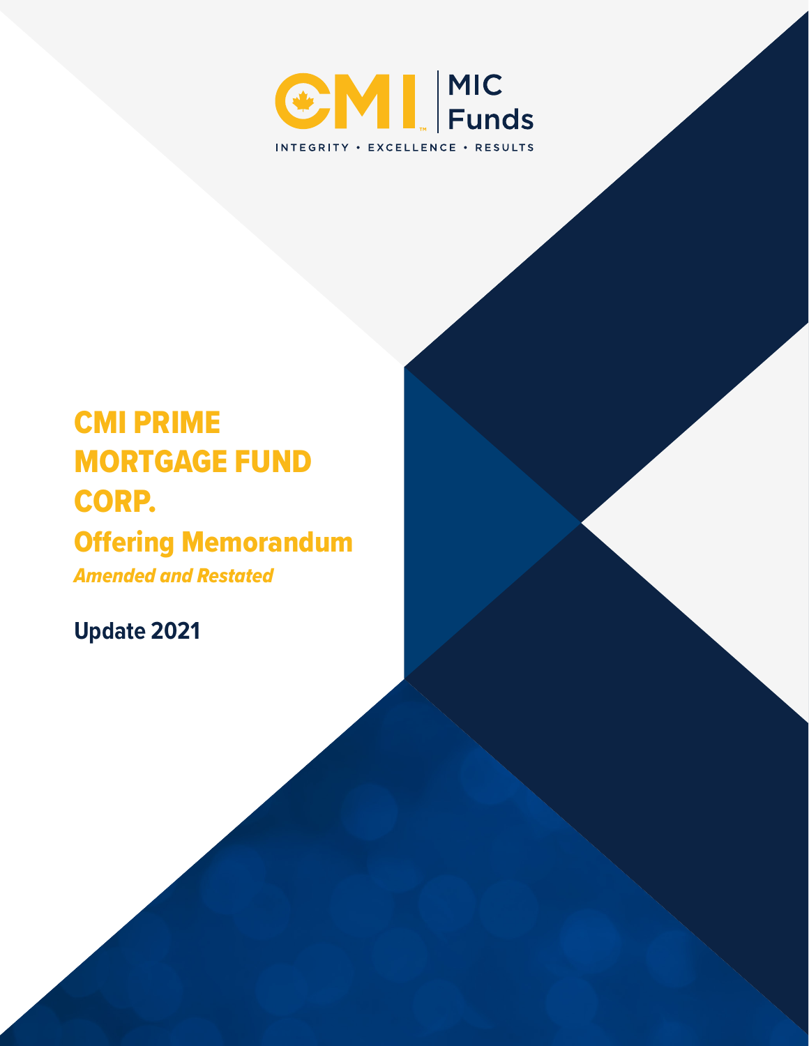CMI | MIC Funds

INTEGRITY • EXCELLENCE • RESULTS

# CMI PRIME MORTGAGE FUND CORP.

## Offering Memorandum

*Amended and Restated*

**Update 2021**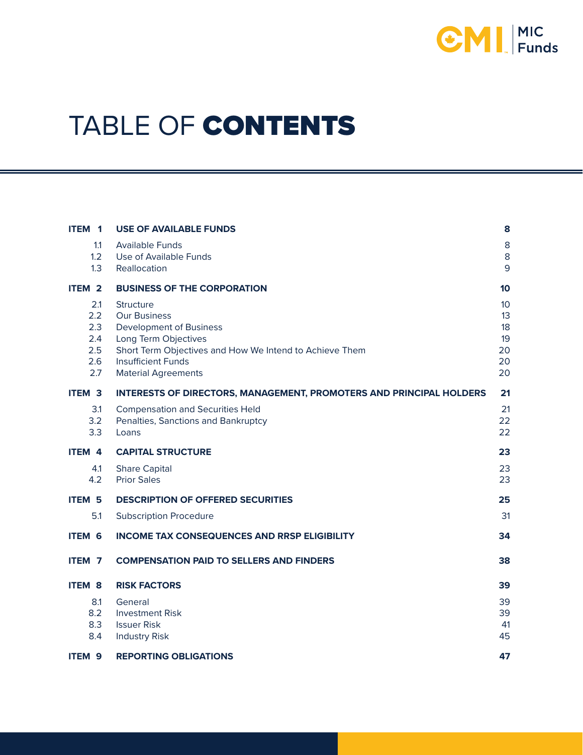# TABLE OF CONTENTS

| | | |
|---|---|---|
| **ITEM 1** | **USE OF AVAILABLE FUNDS** | **8** |
| 1.1 | Available Funds | 8 |
| 1.2 | Use of Available Funds | 8 |
| 1.3 | Reallocation | 9 |
| **ITEM 2** | **BUSINESS OF THE CORPORATION** | **10** |
| 2.1 | Structure | 10 |
| 2.2 | Our Business | 13 |
| 2.3 | Development of Business | 18 |
| 2.4 | Long Term Objectives | 19 |
| 2.5 | Short Term Objectives and How We Intend to Achieve Them | 20 |
| 2.6 | Insufficient Funds | 20 |
| 2.7 | Material Agreements | 20 |
| **ITEM 3** | **INTERESTS OF DIRECTORS, MANAGEMENT, PROMOTERS AND PRINCIPAL HOLDERS** | **21** |
| 3.1 | Compensation and Securities Held | 21 |
| 3.2 | Penalties, Sanctions and Bankruptcy | 22 |
| 3.3 | Loans | 22 |
| **ITEM 4** | **CAPITAL STRUCTURE** | **23** |
| 4.1 | Share Capital | 23 |
| 4.2 | Prior Sales | 23 |
| **ITEM 5** | **DESCRIPTION OF OFFERED SECURITIES** | **25** |
| 5.1 | Subscription Procedure | 31 |
| **ITEM 6** | **INCOME TAX CONSEQUENCES AND RRSP ELIGIBILITY** | **34** |
| **ITEM 7** | **COMPENSATION PAID TO SELLERS AND FINDERS** | **38** |
| **ITEM 8** | **RISK FACTORS** | **39** |
| 8.1 | General | 39 |
| 8.2 | Investment Risk | 39 |
| 8.3 | Issuer Risk | 41 |
| 8.4 | Industry Risk | 45 |
| **ITEM 9** | **REPORTING OBLIGATIONS** | **47** |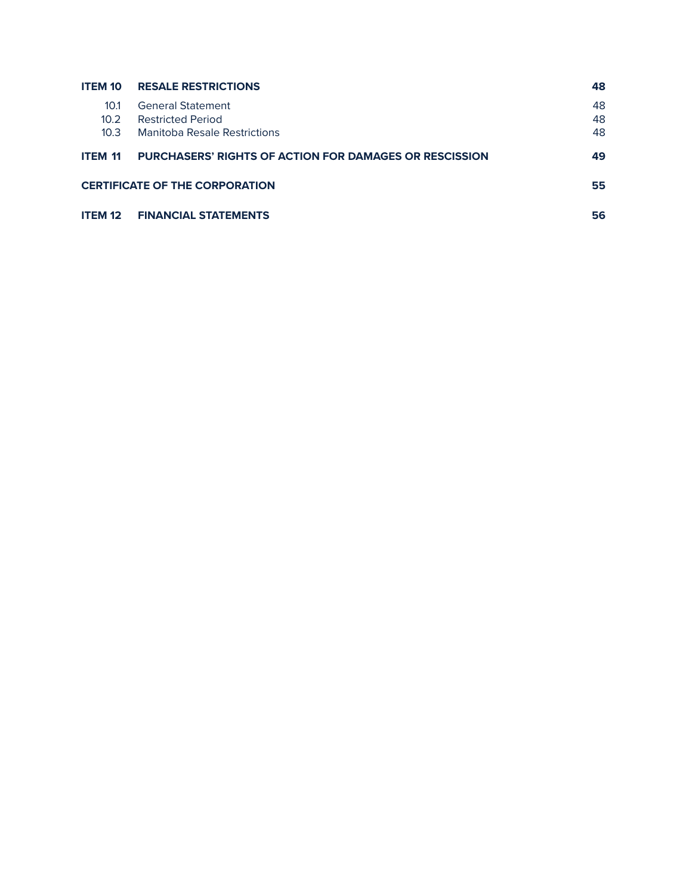| | | |
|---|---|---|
| **ITEM 10** | **RESALE RESTRICTIONS** | **48** |
| 10.1 | General Statement | 48 |
| 10.2 | Restricted Period | 48 |
| 10.3 | Manitoba Resale Restrictions | 48 |
| **ITEM 11** | **PURCHASERS' RIGHTS OF ACTION FOR DAMAGES OR RESCISSION** | **49** |
| **CERTIFICATE OF THE CORPORATION** | | **55** |
| **ITEM 12** | **FINANCIAL STATEMENTS** | **56** |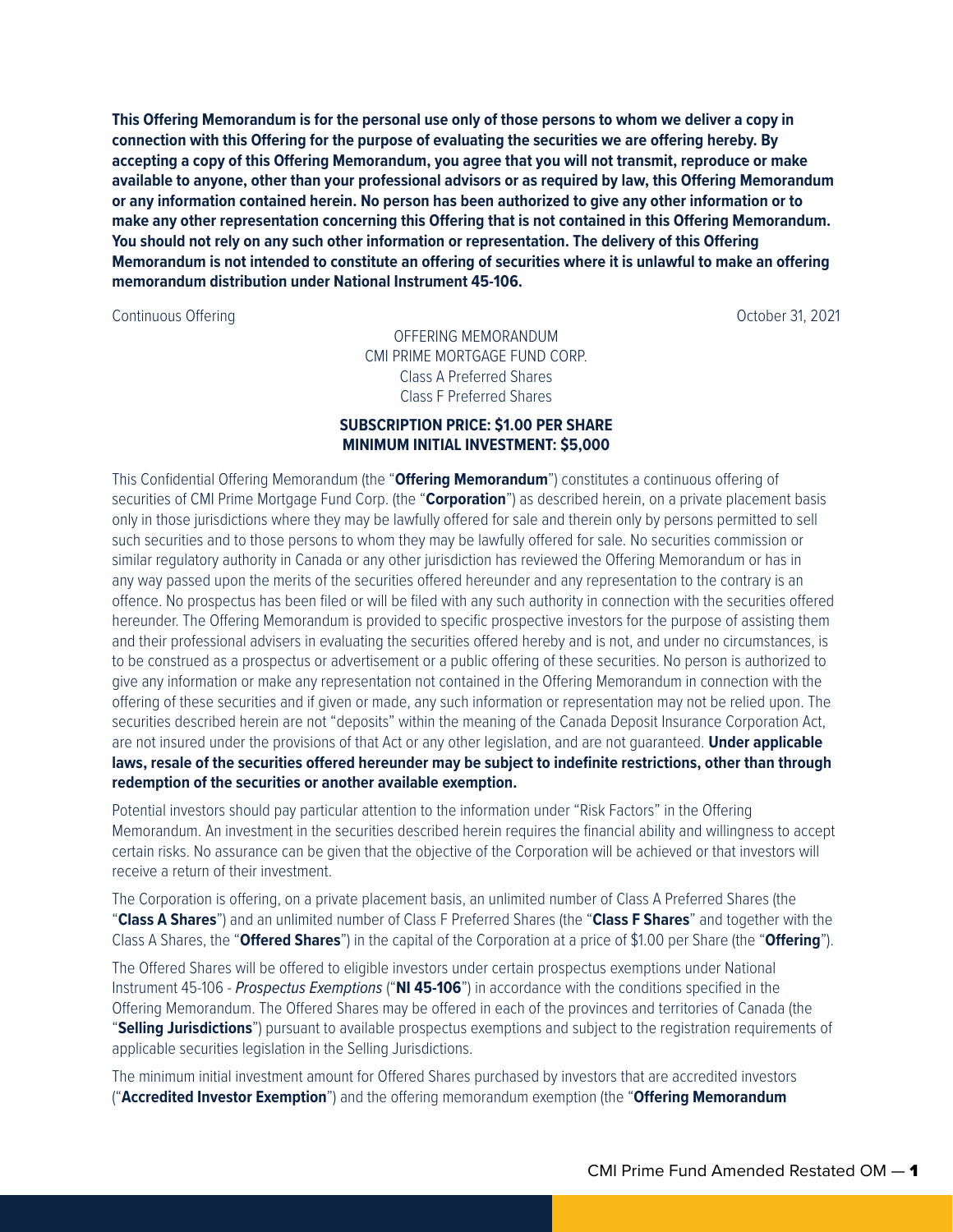**This Offering Memorandum is for the personal use only of those persons to whom we deliver a copy in connection with this Offering for the purpose of evaluating the securities we are offering hereby. By accepting a copy of this Offering Memorandum, you agree that you will not transmit, reproduce or make available to anyone, other than your professional advisors or as required by law, this Offering Memorandum or any information contained herein. No person has been authorized to give any other information or to make any other representation concerning this Offering that is not contained in this Offering Memorandum. You should not rely on any such other information or representation. The delivery of this Offering Memorandum is not intended to constitute an offering of securities where it is unlawful to make an offering memorandum distribution under National Instrument 45-106.**

Continuous Offering

October 31, 2021

OFFERING MEMORANDUM
CMI PRIME MORTGAGE FUND CORP.
Class A Preferred Shares
Class F Preferred Shares

**SUBSCRIPTION PRICE: $1.00 PER SHARE**
**MINIMUM INITIAL INVESTMENT: $5,000**

This Confidential Offering Memorandum (the "**Offering Memorandum**") constitutes a continuous offering of securities of CMI Prime Mortgage Fund Corp. (the "**Corporation**") as described herein, on a private placement basis only in those jurisdictions where they may be lawfully offered for sale and therein only by persons permitted to sell such securities and to those persons to whom they may be lawfully offered for sale. No securities commission or similar regulatory authority in Canada or any other jurisdiction has reviewed the Offering Memorandum or has in any way passed upon the merits of the securities offered hereunder and any representation to the contrary is an offence. No prospectus has been filed or will be filed with any such authority in connection with the securities offered hereunder. The Offering Memorandum is provided to specific prospective investors for the purpose of assisting them and their professional advisers in evaluating the securities offered hereby and is not, and under no circumstances, is to be construed as a prospectus or advertisement or a public offering of these securities. No person is authorized to give any information or make any representation not contained in the Offering Memorandum in connection with the offering of these securities and if given or made, any such information or representation may not be relied upon. The securities described herein are not "deposits" within the meaning of the Canada Deposit Insurance Corporation Act, are not insured under the provisions of that Act or any other legislation, and are not guaranteed. **Under applicable laws, resale of the securities offered hereunder may be subject to indefinite restrictions, other than through redemption of the securities or another available exemption.**

Potential investors should pay particular attention to the information under "Risk Factors" in the Offering Memorandum. An investment in the securities described herein requires the financial ability and willingness to accept certain risks. No assurance can be given that the objective of the Corporation will be achieved or that investors will receive a return of their investment.

The Corporation is offering, on a private placement basis, an unlimited number of Class A Preferred Shares (the "**Class A Shares**") and an unlimited number of Class F Preferred Shares (the "**Class F Shares**" and together with the Class A Shares, the "**Offered Shares**") in the capital of the Corporation at a price of $1.00 per Share (the "**Offering**").

The Offered Shares will be offered to eligible investors under certain prospectus exemptions under National Instrument 45-106 - *Prospectus Exemptions* ("**NI 45-106**") in accordance with the conditions specified in the Offering Memorandum. The Offered Shares may be offered in each of the provinces and territories of Canada (the "**Selling Jurisdictions**") pursuant to available prospectus exemptions and subject to the registration requirements of applicable securities legislation in the Selling Jurisdictions.

The minimum initial investment amount for Offered Shares purchased by investors that are accredited investors ("**Accredited Investor Exemption**") and the offering memorandum exemption (the "**Offering Memorandum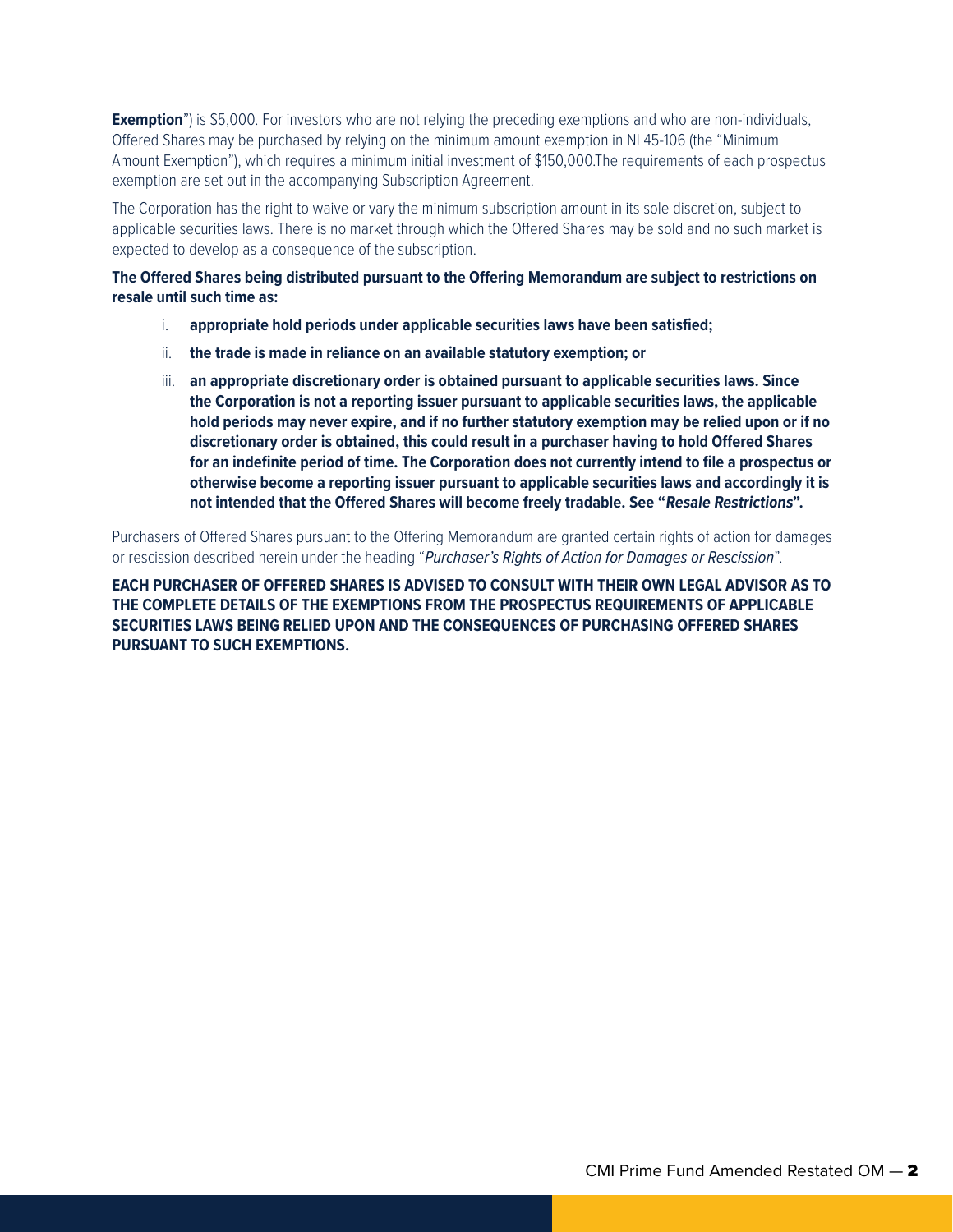**Exemption**") is $5,000. For investors who are not relying the preceding exemptions and who are non-individuals, Offered Shares may be purchased by relying on the minimum amount exemption in NI 45-106 (the "Minimum Amount Exemption"), which requires a minimum initial investment of $150,000.The requirements of each prospectus exemption are set out in the accompanying Subscription Agreement.

The Corporation has the right to waive or vary the minimum subscription amount in its sole discretion, subject to applicable securities laws. There is no market through which the Offered Shares may be sold and no such market is expected to develop as a consequence of the subscription.

**The Offered Shares being distributed pursuant to the Offering Memorandum are subject to restrictions on resale until such time as:**

i. **appropriate hold periods under applicable securities laws have been satisfied;**

ii. **the trade is made in reliance on an available statutory exemption; or**

iii. **an appropriate discretionary order is obtained pursuant to applicable securities laws. Since the Corporation is not a reporting issuer pursuant to applicable securities laws, the applicable hold periods may never expire, and if no further statutory exemption may be relied upon or if no discretionary order is obtained, this could result in a purchaser having to hold Offered Shares for an indefinite period of time. The Corporation does not currently intend to file a prospectus or otherwise become a reporting issuer pursuant to applicable securities laws and accordingly it is not intended that the Offered Shares will become freely tradable. See "*Resale Restrictions*".**

Purchasers of Offered Shares pursuant to the Offering Memorandum are granted certain rights of action for damages or rescission described herein under the heading "*Purchaser's Rights of Action for Damages or Rescission*".

**EACH PURCHASER OF OFFERED SHARES IS ADVISED TO CONSULT WITH THEIR OWN LEGAL ADVISOR AS TO THE COMPLETE DETAILS OF THE EXEMPTIONS FROM THE PROSPECTUS REQUIREMENTS OF APPLICABLE SECURITIES LAWS BEING RELIED UPON AND THE CONSEQUENCES OF PURCHASING OFFERED SHARES PURSUANT TO SUCH EXEMPTIONS.**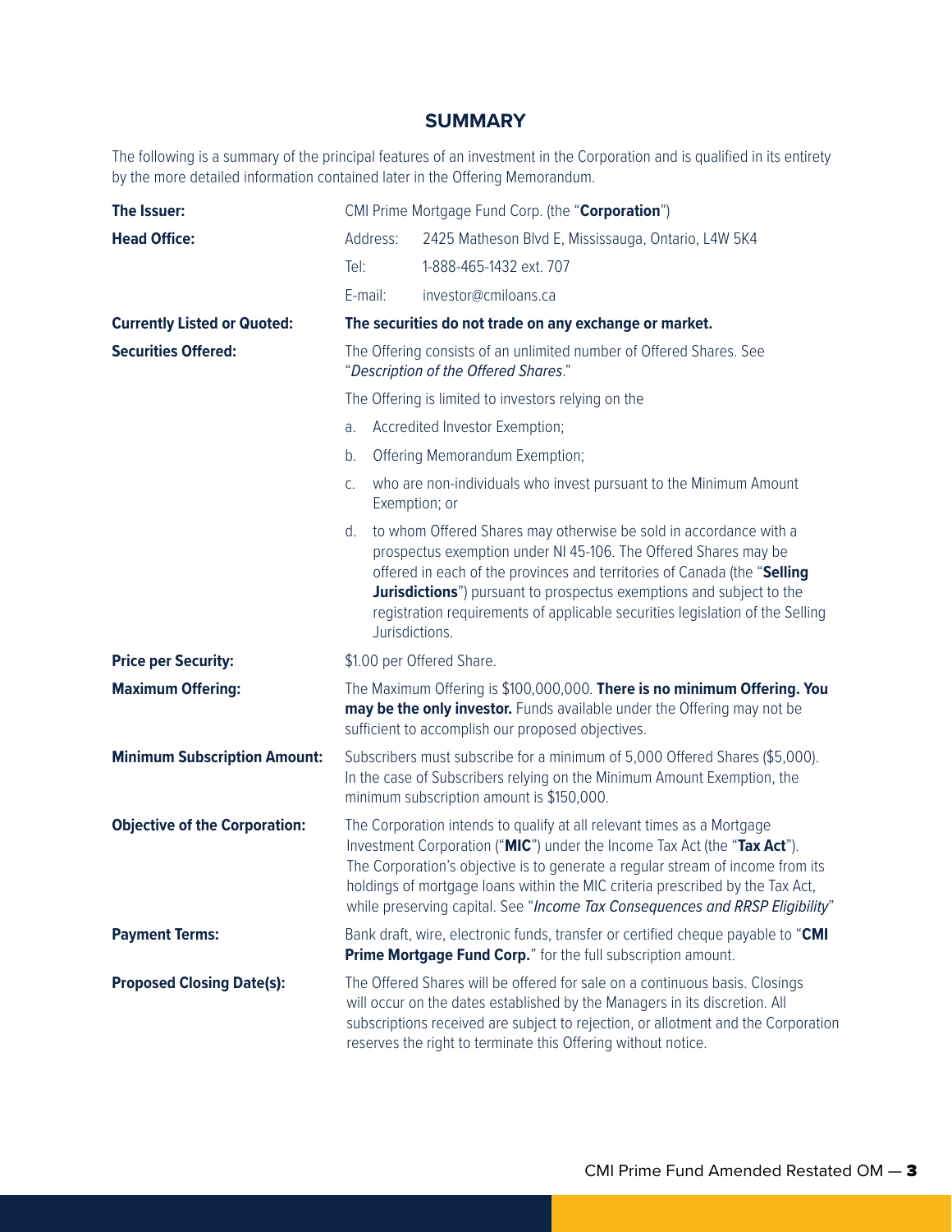## SUMMARY

The following is a summary of the principal features of an investment in the Corporation and is qualified in its entirety by the more detailed information contained later in the Offering Memorandum.

| | |
|---|---|
| **The Issuer:** | CMI Prime Mortgage Fund Corp. (the "**Corporation**") |
| **Head Office:** | Address: 2425 Matheson Blvd E, Mississauga, Ontario, L4W 5K4<br>Tel: 1-888-465-1432 ext. 707<br>E-mail: investor@cmiloans.ca |
| **Currently Listed or Quoted:** | **The securities do not trade on any exchange or market.** |
| **Securities Offered:** | The Offering consists of an unlimited number of Offered Shares. See "*Description of the Offered Shares*."<br>The Offering is limited to investors relying on the<br>a. Accredited Investor Exemption;<br>b. Offering Memorandum Exemption;<br>c. who are non-individuals who invest pursuant to the Minimum Amount Exemption; or<br>d. to whom Offered Shares may otherwise be sold in accordance with a prospectus exemption under NI 45-106. The Offered Shares may be offered in each of the provinces and territories of Canada (the "**Selling Jurisdictions**") pursuant to prospectus exemptions and subject to the registration requirements of applicable securities legislation of the Selling Jurisdictions. |
| **Price per Security:** | $1.00 per Offered Share. |
| **Maximum Offering:** | The Maximum Offering is $100,000,000. **There is no minimum Offering. You may be the only investor.** Funds available under the Offering may not be sufficient to accomplish our proposed objectives. |
| **Minimum Subscription Amount:** | Subscribers must subscribe for a minimum of 5,000 Offered Shares ($5,000). In the case of Subscribers relying on the Minimum Amount Exemption, the minimum subscription amount is $150,000. |
| **Objective of the Corporation:** | The Corporation intends to qualify at all relevant times as a Mortgage Investment Corporation ("**MIC**") under the Income Tax Act (the "**Tax Act**"). The Corporation's objective is to generate a regular stream of income from its holdings of mortgage loans within the MIC criteria prescribed by the Tax Act, while preserving capital. See "*Income Tax Consequences and RRSP Eligibility*" |
| **Payment Terms:** | Bank draft, wire, electronic funds, transfer or certified cheque payable to "**CMI Prime Mortgage Fund Corp.**" for the full subscription amount. |
| **Proposed Closing Date(s):** | The Offered Shares will be offered for sale on a continuous basis. Closings will occur on the dates established by the Managers in its discretion. All subscriptions received are subject to rejection, or allotment and the Corporation reserves the right to terminate this Offering without notice. |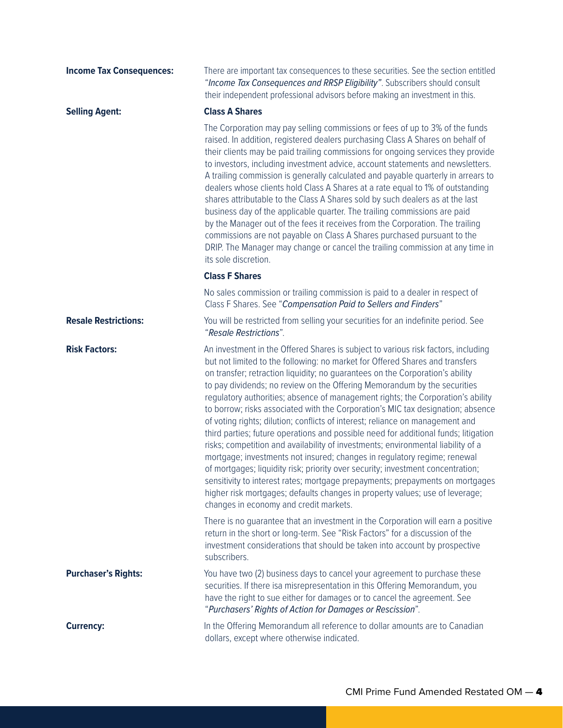**Income Tax Consequences:** There are important tax consequences to these securities. See the section entitled "*Income Tax Consequences and RRSP Eligibility*". Subscribers should consult their independent professional advisors before making an investment in this.

**Selling Agent:**

**Class A Shares**

The Corporation may pay selling commissions or fees of up to 3% of the funds raised. In addition, registered dealers purchasing Class A Shares on behalf of their clients may be paid trailing commissions for ongoing services they provide to investors, including investment advice, account statements and newsletters. A trailing commission is generally calculated and payable quarterly in arrears to dealers whose clients hold Class A Shares at a rate equal to 1% of outstanding shares attributable to the Class A Shares sold by such dealers as at the last business day of the applicable quarter. The trailing commissions are paid by the Manager out of the fees it receives from the Corporation. The trailing commissions are not payable on Class A Shares purchased pursuant to the DRIP. The Manager may change or cancel the trailing commission at any time in its sole discretion.

**Class F Shares**

No sales commission or trailing commission is paid to a dealer in respect of Class F Shares. See "*Compensation Paid to Sellers and Finders*"

**Resale Restrictions:** You will be restricted from selling your securities for an indefinite period. See "*Resale Restrictions*".

**Risk Factors:** An investment in the Offered Shares is subject to various risk factors, including but not limited to the following: no market for Offered Shares and transfers on transfer; retraction liquidity; no guarantees on the Corporation's ability to pay dividends; no review on the Offering Memorandum by the securities regulatory authorities; absence of management rights; the Corporation's ability to borrow; risks associated with the Corporation's MIC tax designation; absence of voting rights; dilution; conflicts of interest; reliance on management and third parties; future operations and possible need for additional funds; litigation risks; competition and availability of investments; environmental liability of a mortgage; investments not insured; changes in regulatory regime; renewal of mortgages; liquidity risk; priority over security; investment concentration; sensitivity to interest rates; mortgage prepayments; prepayments on mortgages higher risk mortgages; defaults changes in property values; use of leverage; changes in economy and credit markets.

There is no guarantee that an investment in the Corporation will earn a positive return in the short or long-term. See "Risk Factors" for a discussion of the investment considerations that should be taken into account by prospective subscribers.

**Purchaser's Rights:** You have two (2) business days to cancel your agreement to purchase these securities. If there isa misrepresentation in this Offering Memorandum, you have the right to sue either for damages or to cancel the agreement. See "*Purchasers' Rights of Action for Damages or Rescission*".

**Currency:** In the Offering Memorandum all reference to dollar amounts are to Canadian dollars, except where otherwise indicated.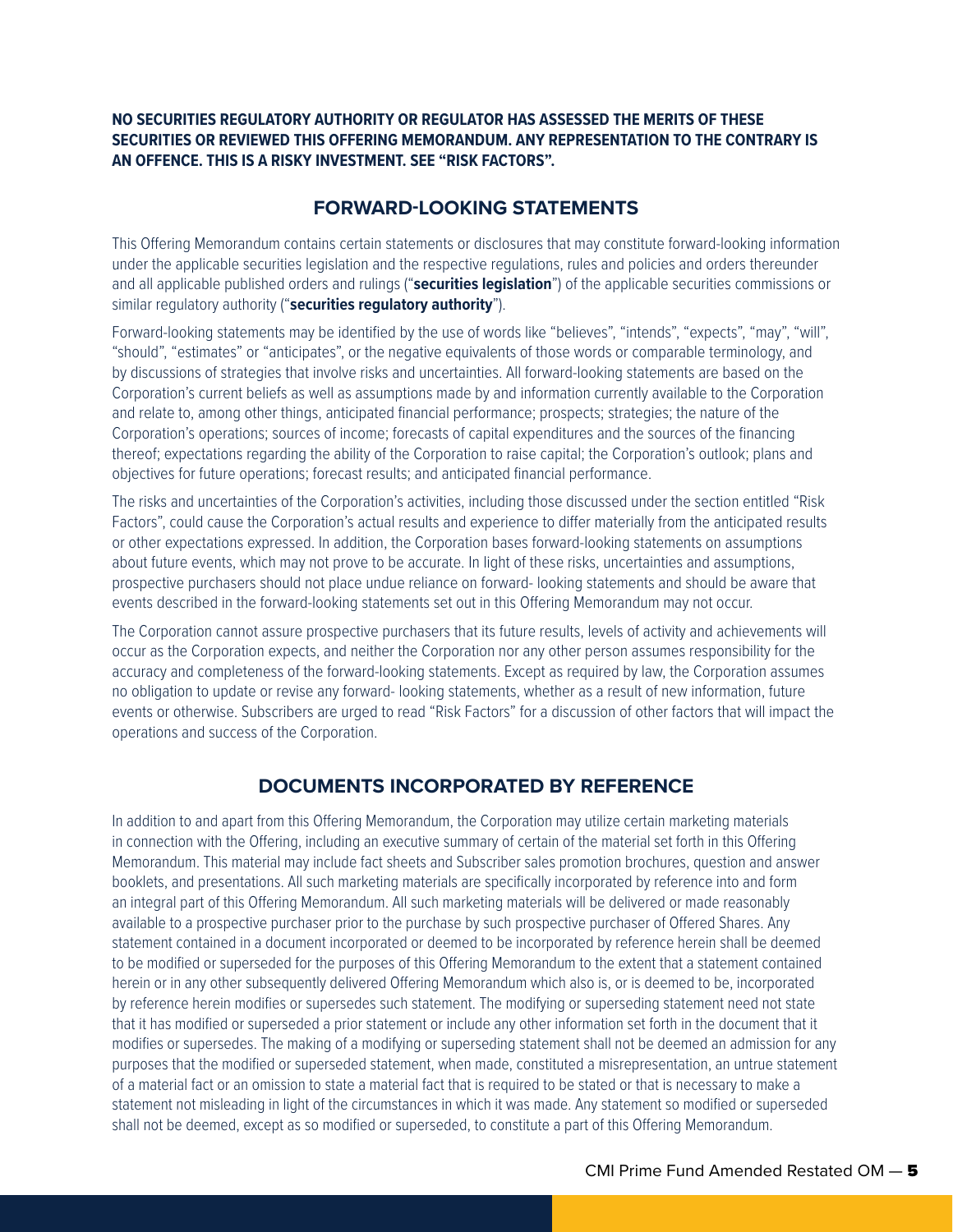**NO SECURITIES REGULATORY AUTHORITY OR REGULATOR HAS ASSESSED THE MERITS OF THESE SECURITIES OR REVIEWED THIS OFFERING MEMORANDUM. ANY REPRESENTATION TO THE CONTRARY IS AN OFFENCE. THIS IS A RISKY INVESTMENT. SEE "RISK FACTORS".**

## FORWARD-LOOKING STATEMENTS

This Offering Memorandum contains certain statements or disclosures that may constitute forward-looking information under the applicable securities legislation and the respective regulations, rules and policies and orders thereunder and all applicable published orders and rulings ("**securities legislation**") of the applicable securities commissions or similar regulatory authority ("**securities regulatory authority**").

Forward-looking statements may be identified by the use of words like "believes", "intends", "expects", "may", "will", "should", "estimates" or "anticipates", or the negative equivalents of those words or comparable terminology, and by discussions of strategies that involve risks and uncertainties. All forward-looking statements are based on the Corporation's current beliefs as well as assumptions made by and information currently available to the Corporation and relate to, among other things, anticipated financial performance; prospects; strategies; the nature of the Corporation's operations; sources of income; forecasts of capital expenditures and the sources of the financing thereof; expectations regarding the ability of the Corporation to raise capital; the Corporation's outlook; plans and objectives for future operations; forecast results; and anticipated financial performance.

The risks and uncertainties of the Corporation's activities, including those discussed under the section entitled "Risk Factors", could cause the Corporation's actual results and experience to differ materially from the anticipated results or other expectations expressed. In addition, the Corporation bases forward-looking statements on assumptions about future events, which may not prove to be accurate. In light of these risks, uncertainties and assumptions, prospective purchasers should not place undue reliance on forward- looking statements and should be aware that events described in the forward-looking statements set out in this Offering Memorandum may not occur.

The Corporation cannot assure prospective purchasers that its future results, levels of activity and achievements will occur as the Corporation expects, and neither the Corporation nor any other person assumes responsibility for the accuracy and completeness of the forward-looking statements. Except as required by law, the Corporation assumes no obligation to update or revise any forward- looking statements, whether as a result of new information, future events or otherwise. Subscribers are urged to read "Risk Factors" for a discussion of other factors that will impact the operations and success of the Corporation.

## DOCUMENTS INCORPORATED BY REFERENCE

In addition to and apart from this Offering Memorandum, the Corporation may utilize certain marketing materials in connection with the Offering, including an executive summary of certain of the material set forth in this Offering Memorandum. This material may include fact sheets and Subscriber sales promotion brochures, question and answer booklets, and presentations. All such marketing materials are specifically incorporated by reference into and form an integral part of this Offering Memorandum. All such marketing materials will be delivered or made reasonably available to a prospective purchaser prior to the purchase by such prospective purchaser of Offered Shares. Any statement contained in a document incorporated or deemed to be incorporated by reference herein shall be deemed to be modified or superseded for the purposes of this Offering Memorandum to the extent that a statement contained herein or in any other subsequently delivered Offering Memorandum which also is, or is deemed to be, incorporated by reference herein modifies or supersedes such statement. The modifying or superseding statement need not state that it has modified or superseded a prior statement or include any other information set forth in the document that it modifies or supersedes. The making of a modifying or superseding statement shall not be deemed an admission for any purposes that the modified or superseded statement, when made, constituted a misrepresentation, an untrue statement of a material fact or an omission to state a material fact that is required to be stated or that is necessary to make a statement not misleading in light of the circumstances in which it was made. Any statement so modified or superseded shall not be deemed, except as so modified or superseded, to constitute a part of this Offering Memorandum.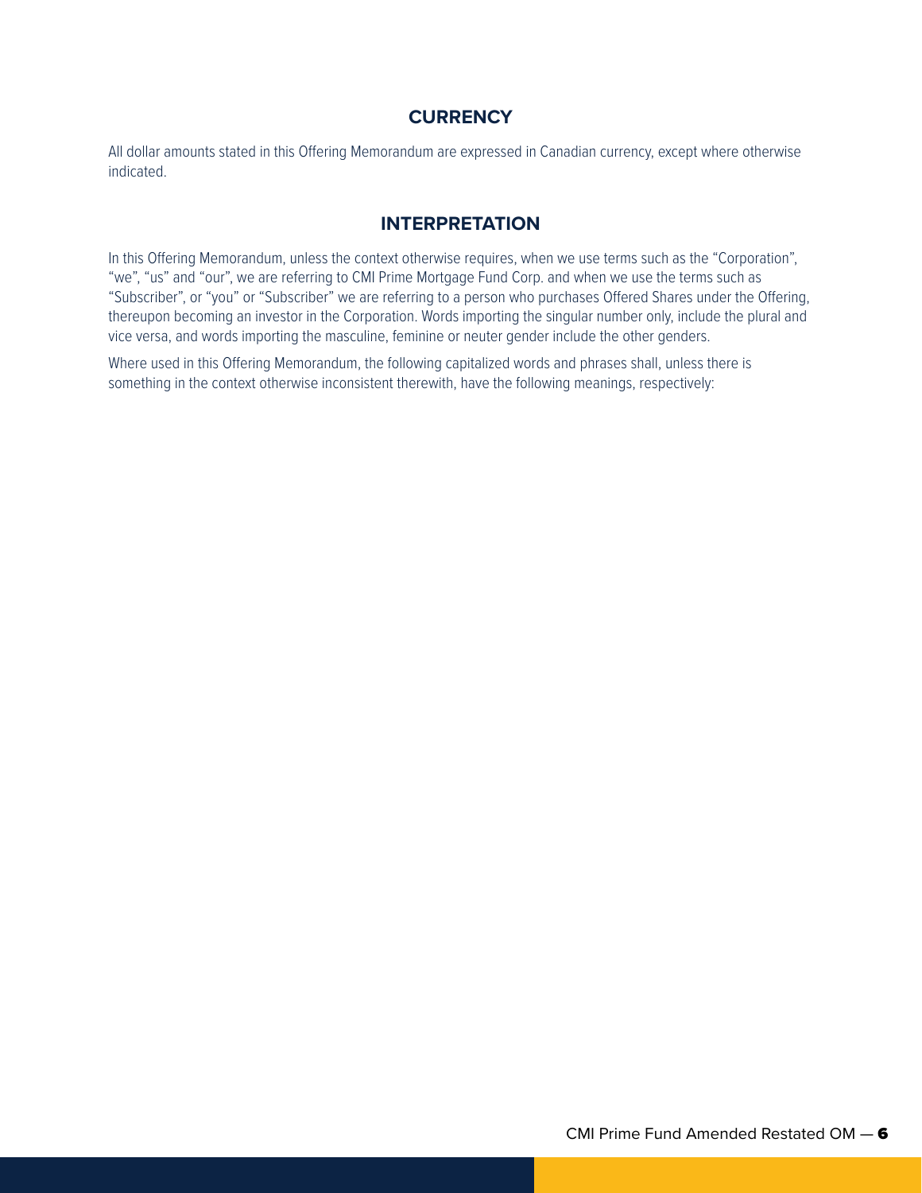## CURRENCY

All dollar amounts stated in this Offering Memorandum are expressed in Canadian currency, except where otherwise indicated.

## INTERPRETATION

In this Offering Memorandum, unless the context otherwise requires, when we use terms such as the "Corporation", "we", "us" and "our", we are referring to CMI Prime Mortgage Fund Corp. and when we use the terms such as "Subscriber", or "you" or "Subscriber" we are referring to a person who purchases Offered Shares under the Offering, thereupon becoming an investor in the Corporation. Words importing the singular number only, include the plural and vice versa, and words importing the masculine, feminine or neuter gender include the other genders.

Where used in this Offering Memorandum, the following capitalized words and phrases shall, unless there is something in the context otherwise inconsistent therewith, have the following meanings, respectively: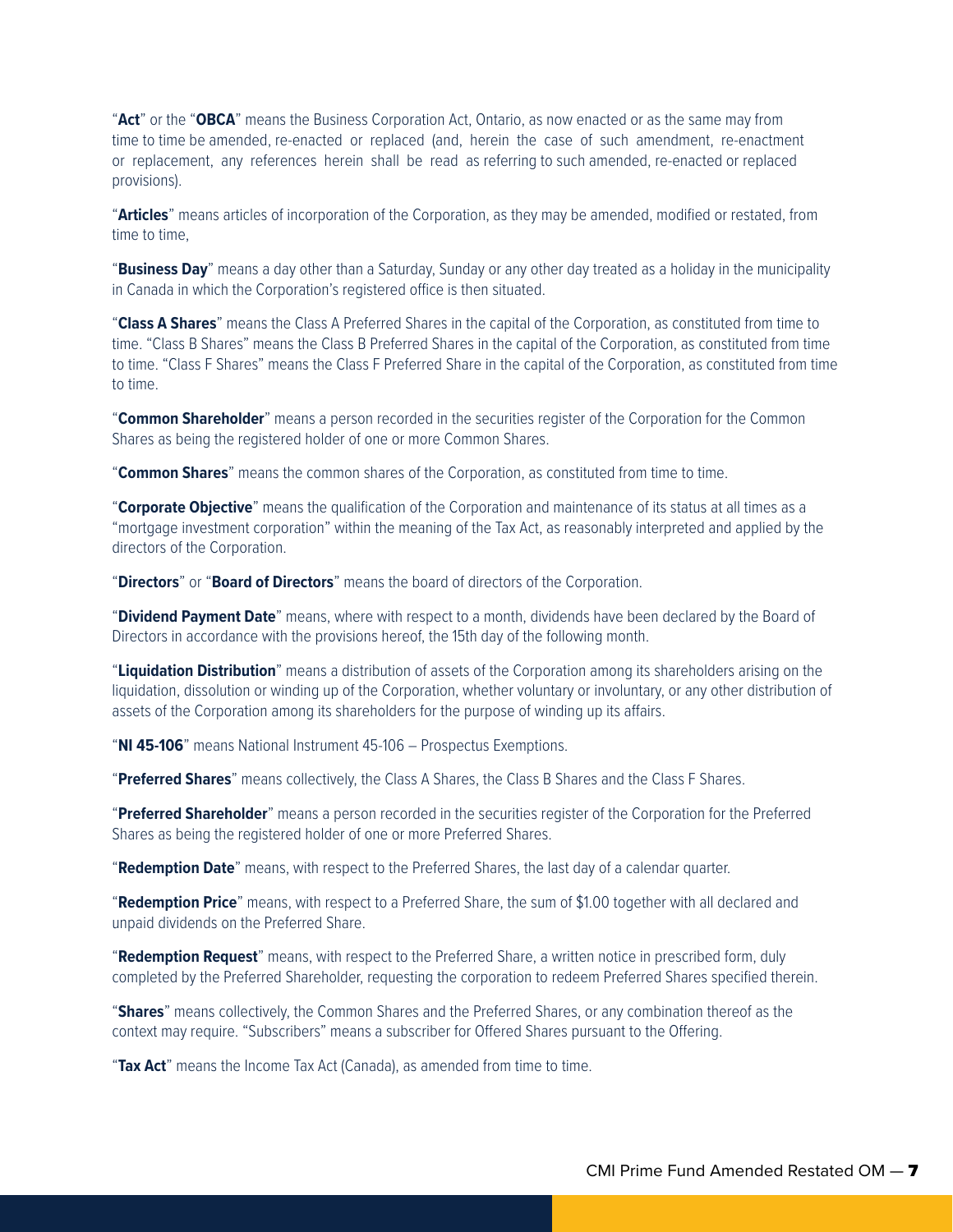"**Act**" or the "**OBCA**" means the Business Corporation Act, Ontario, as now enacted or as the same may from time to time be amended, re-enacted or replaced (and, herein the case of such amendment, re-enactment or replacement, any references herein shall be read as referring to such amended, re-enacted or replaced provisions).

"**Articles**" means articles of incorporation of the Corporation, as they may be amended, modified or restated, from time to time,

"**Business Day**" means a day other than a Saturday, Sunday or any other day treated as a holiday in the municipality in Canada in which the Corporation's registered office is then situated.

"**Class A Shares**" means the Class A Preferred Shares in the capital of the Corporation, as constituted from time to time. "Class B Shares" means the Class B Preferred Shares in the capital of the Corporation, as constituted from time to time. "Class F Shares" means the Class F Preferred Share in the capital of the Corporation, as constituted from time to time.

"**Common Shareholder**" means a person recorded in the securities register of the Corporation for the Common Shares as being the registered holder of one or more Common Shares.

"**Common Shares**" means the common shares of the Corporation, as constituted from time to time.

"**Corporate Objective**" means the qualification of the Corporation and maintenance of its status at all times as a "mortgage investment corporation" within the meaning of the Tax Act, as reasonably interpreted and applied by the directors of the Corporation.

"**Directors**" or "**Board of Directors**" means the board of directors of the Corporation.

"**Dividend Payment Date**" means, where with respect to a month, dividends have been declared by the Board of Directors in accordance with the provisions hereof, the 15th day of the following month.

"**Liquidation Distribution**" means a distribution of assets of the Corporation among its shareholders arising on the liquidation, dissolution or winding up of the Corporation, whether voluntary or involuntary, or any other distribution of assets of the Corporation among its shareholders for the purpose of winding up its affairs.

"**NI 45-106**" means National Instrument 45-106 – Prospectus Exemptions.

"**Preferred Shares**" means collectively, the Class A Shares, the Class B Shares and the Class F Shares.

"**Preferred Shareholder**" means a person recorded in the securities register of the Corporation for the Preferred Shares as being the registered holder of one or more Preferred Shares.

"**Redemption Date**" means, with respect to the Preferred Shares, the last day of a calendar quarter.

"**Redemption Price**" means, with respect to a Preferred Share, the sum of $1.00 together with all declared and unpaid dividends on the Preferred Share.

"**Redemption Request**" means, with respect to the Preferred Share, a written notice in prescribed form, duly completed by the Preferred Shareholder, requesting the corporation to redeem Preferred Shares specified therein.

"**Shares**" means collectively, the Common Shares and the Preferred Shares, or any combination thereof as the context may require. "Subscribers" means a subscriber for Offered Shares pursuant to the Offering.

"**Tax Act**" means the Income Tax Act (Canada), as amended from time to time.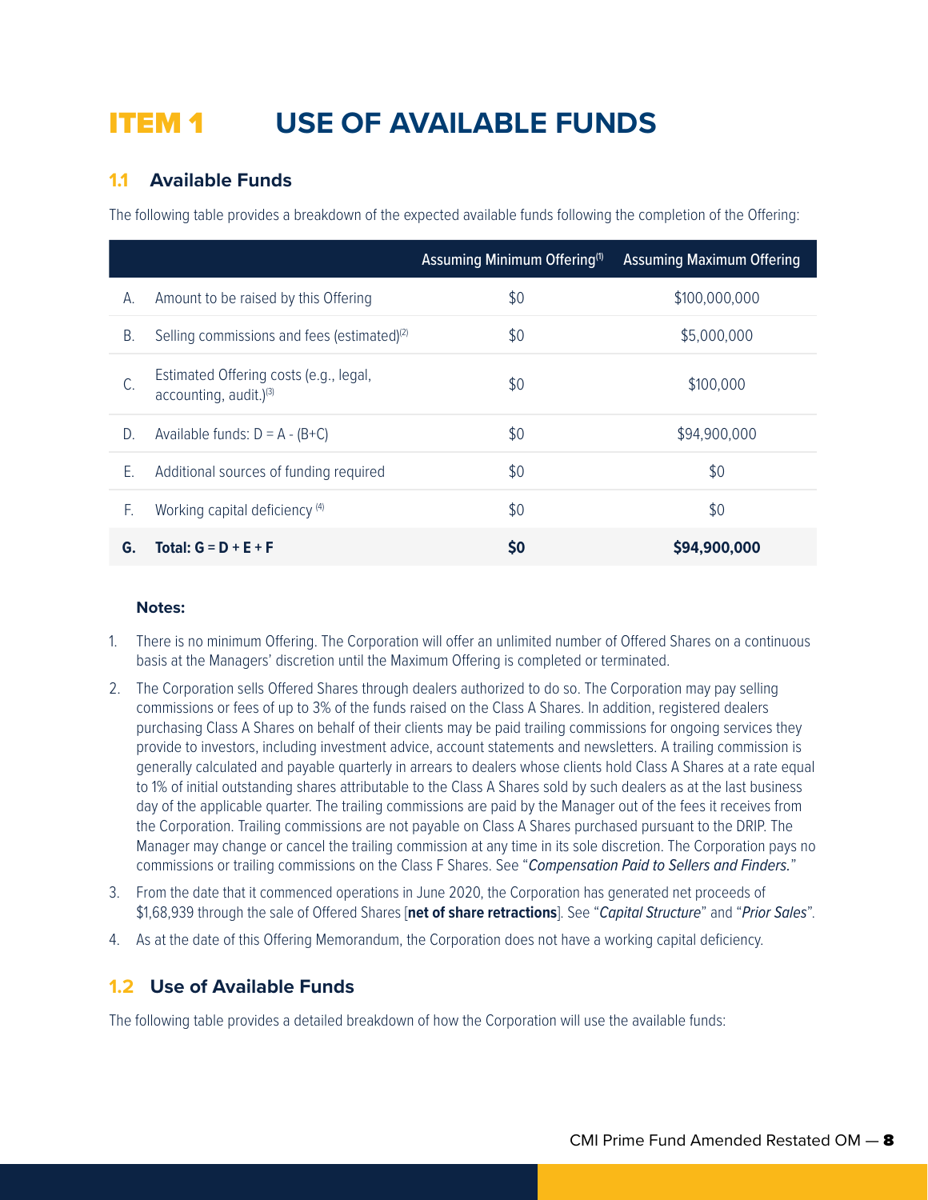# ITEM 1 USE OF AVAILABLE FUNDS

## 1.1 Available Funds

The following table provides a breakdown of the expected available funds following the completion of the Offering:

| | | Assuming Minimum Offering[1] | Assuming Maximum Offering |
|---|---|---|---|
| A. | Amount to be raised by this Offering | $0 | $100,000,000 |
| B. | Selling commissions and fees (estimated)[2] | $0 | $5,000,000 |
| C. | Estimated Offering costs (e.g., legal, accounting, audit.)[3] | $0 | $100,000 |
| D. | Available funds: D = A - (B+C) | $0 | $94,900,000 |
| E. | Additional sources of funding required | $0 | $0 |
| F. | Working capital deficiency [4] | $0 | $0 |
| **G.** | **Total: G = D + E + F** | **$0** | **$94,900,000** |

**Notes:**

1. There is no minimum Offering. The Corporation will offer an unlimited number of Offered Shares on a continuous basis at the Managers' discretion until the Maximum Offering is completed or terminated.
2. The Corporation sells Offered Shares through dealers authorized to do so. The Corporation may pay selling commissions or fees of up to 3% of the funds raised on the Class A Shares. In addition, registered dealers purchasing Class A Shares on behalf of their clients may be paid trailing commissions for ongoing services they provide to investors, including investment advice, account statements and newsletters. A trailing commission is generally calculated and payable quarterly in arrears to dealers whose clients hold Class A Shares at a rate equal to 1% of initial outstanding shares attributable to the Class A Shares sold by such dealers as at the last business day of the applicable quarter. The trailing commissions are paid by the Manager out of the fees it receives from the Corporation. Trailing commissions are not payable on Class A Shares purchased pursuant to the DRIP. The Manager may change or cancel the trailing commission at any time in its sole discretion. The Corporation pays no commissions or trailing commissions on the Class F Shares. See "*Compensation Paid to Sellers and Finders.*"
3. From the date that it commenced operations in June 2020, the Corporation has generated net proceeds of $1,68,939 through the sale of Offered Shares [**net of share retractions**]. See "*Capital Structure*" and "*Prior Sales*".
4. As at the date of this Offering Memorandum, the Corporation does not have a working capital deficiency.

## 1.2 Use of Available Funds

The following table provides a detailed breakdown of how the Corporation will use the available funds: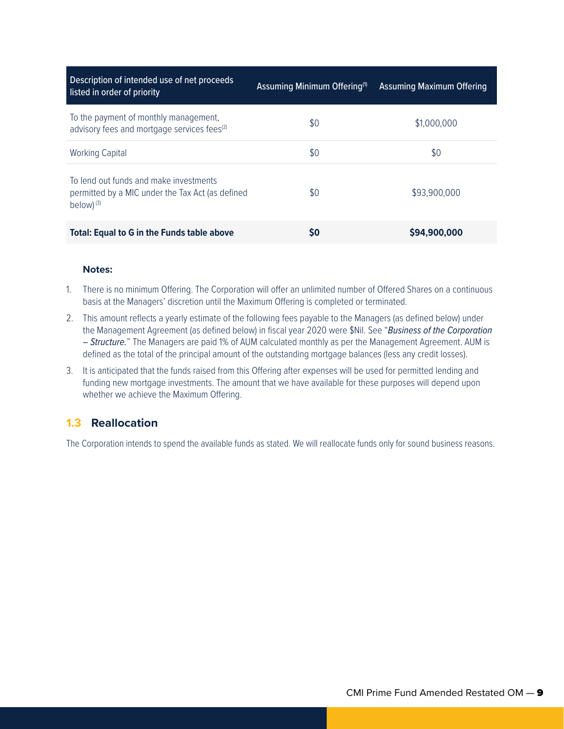| Description of intended use of net proceeds listed in order of priority | Assuming Minimum Offering[1] | Assuming Maximum Offering |
|---|---|---|
| To the payment of monthly management, advisory fees and mortgage services fees[2] | $0 | $1,000,000 |
| Working Capital | $0 | $0 |
| To lend out funds and make investments permitted by a MIC under the Tax Act (as defined below) [3] | $0 | $93,900,000 |
| **Total: Equal to G in the Funds table above** | **$0** | **$94,900,000** |

**Notes:**

1. There is no minimum Offering. The Corporation will offer an unlimited number of Offered Shares on a continuous basis at the Managers' discretion until the Maximum Offering is completed or terminated.
2. This amount reflects a yearly estimate of the following fees payable to the Managers (as defined below) under the Management Agreement (as defined below) in fiscal year 2020 were $Nil. See "*Business of the Corporation – Structure.*" The Managers are paid 1% of AUM calculated monthly as per the Management Agreement. AUM is defined as the total of the principal amount of the outstanding mortgage balances (less any credit losses).
3. It is anticipated that the funds raised from this Offering after expenses will be used for permitted lending and funding new mortgage investments. The amount that we have available for these purposes will depend upon whether we achieve the Maximum Offering.

## 1.3 Reallocation

The Corporation intends to spend the available funds as stated. We will reallocate funds only for sound business reasons.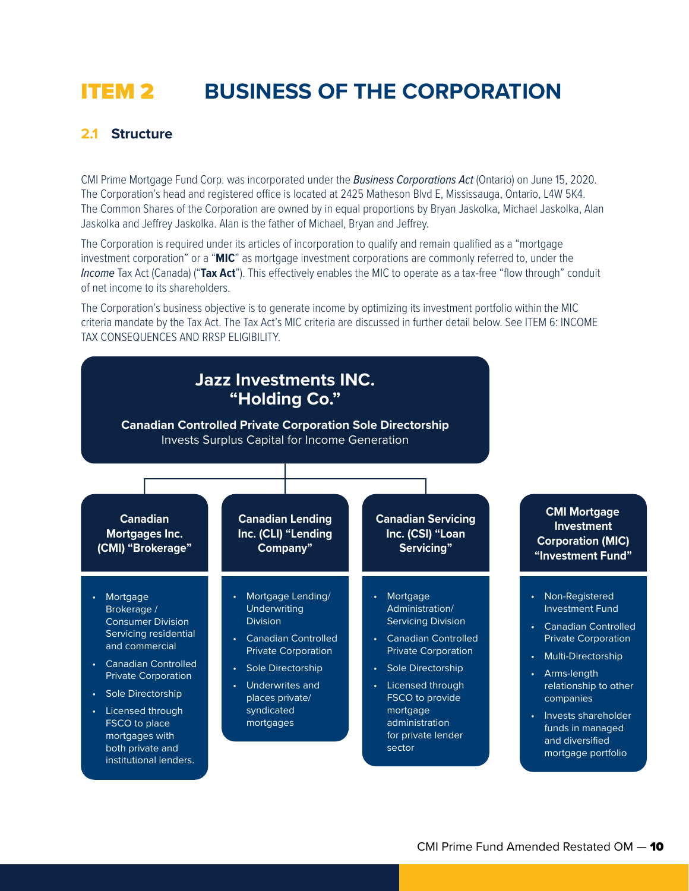# ITEM 2 BUSINESS OF THE CORPORATION

## 2.1 Structure

CMI Prime Mortgage Fund Corp. was incorporated under the *Business Corporations Act* (Ontario) on June 15, 2020. The Corporation's head and registered office is located at 2425 Matheson Blvd E, Mississauga, Ontario, L4W 5K4. The Common Shares of the Corporation are owned by in equal proportions by Bryan Jaskolka, Michael Jaskolka, Alan Jaskolka and Jeffrey Jaskolka. Alan is the father of Michael, Bryan and Jeffrey.

The Corporation is required under its articles of incorporation to qualify and remain qualified as a "mortgage investment corporation" or a "**MIC**" as mortgage investment corporations are commonly referred to, under the *Income* Tax Act (Canada) ("**Tax Act**"). This effectively enables the MIC to operate as a tax-free "flow through" conduit of net income to its shareholders.

The Corporation's business objective is to generate income by optimizing its investment portfolio within the MIC criteria mandate by the Tax Act. The Tax Act's MIC criteria are discussed in further detail below. See ITEM 6: INCOME TAX CONSEQUENCES AND RRSP ELIGIBILITY.

**Jazz Investments INC. "Holding Co."**

**Canadian Controlled Private Corporation Sole Directorship**
Invests Surplus Capital for Income Generation

**Canadian Mortgages Inc. (CMI) "Brokerage"**

- Mortgage Brokerage / Consumer Division Servicing residential and commercial
- Canadian Controlled Private Corporation
- Sole Directorship
- Licensed through FSCO to place mortgages with both private and institutional lenders.

**Canadian Lending Inc. (CLI) "Lending Company"**

- Mortgage Lending/ Underwriting Division
- Canadian Controlled Private Corporation
- Sole Directorship
- Underwrites and places private/ syndicated mortgages

**Canadian Servicing Inc. (CSI) "Loan Servicing"**

- Mortgage Administration/ Servicing Division
- Canadian Controlled Private Corporation
- Sole Directorship
- Licensed through FSCO to provide mortgage administration for private lender sector

**CMI Mortgage Investment Corporation (MIC) "Investment Fund"**

- Non-Registered Investment Fund
- Canadian Controlled Private Corporation
- Multi-Directorship
- Arms-length relationship to other companies
- Invests shareholder funds in managed and diversified mortgage portfolio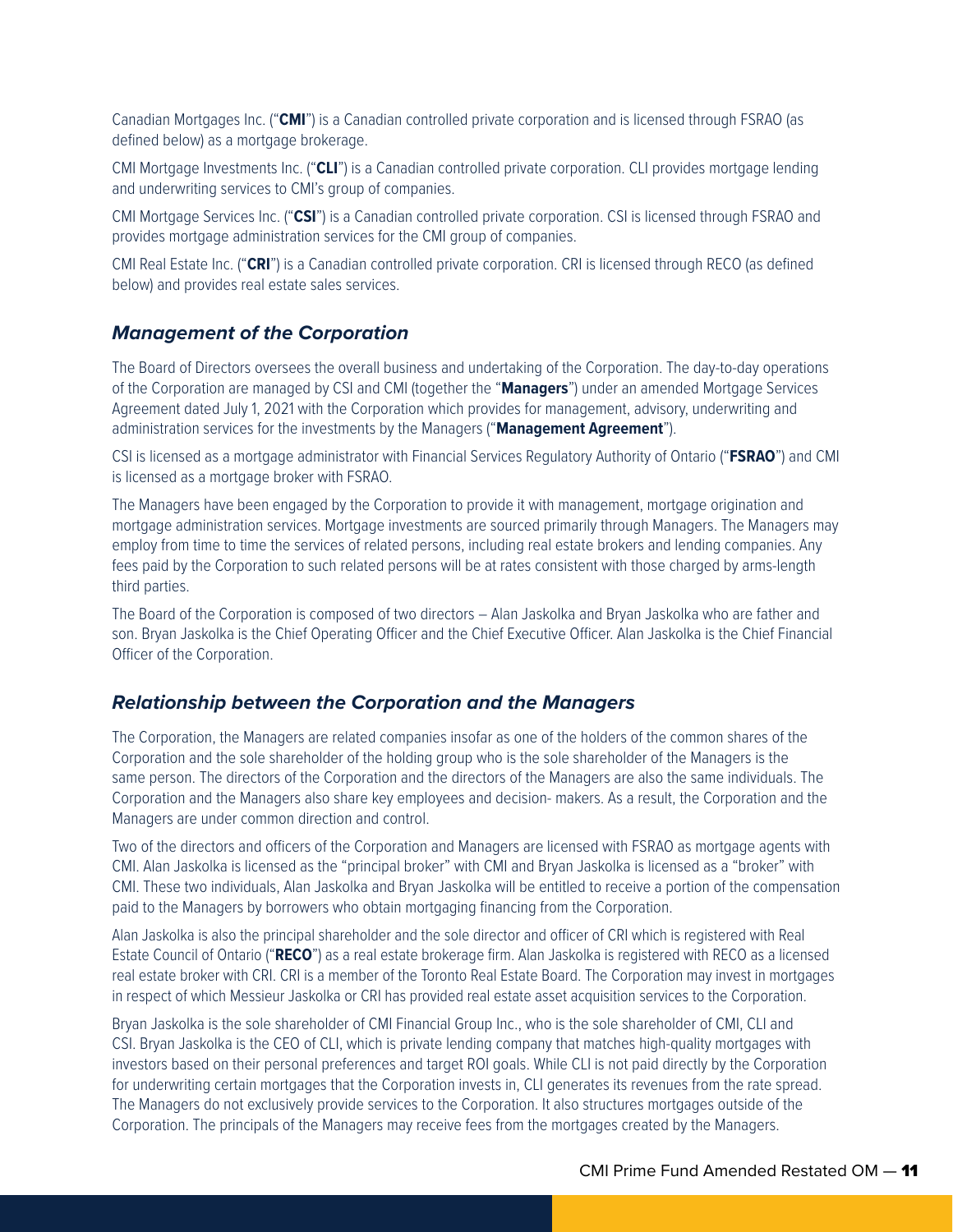Canadian Mortgages Inc. ("**CMI**") is a Canadian controlled private corporation and is licensed through FSRAO (as defined below) as a mortgage brokerage.

CMI Mortgage Investments Inc. ("**CLI**") is a Canadian controlled private corporation. CLI provides mortgage lending and underwriting services to CMI's group of companies.

CMI Mortgage Services Inc. ("**CSI**") is a Canadian controlled private corporation. CSI is licensed through FSRAO and provides mortgage administration services for the CMI group of companies.

CMI Real Estate Inc. ("**CRI**") is a Canadian controlled private corporation. CRI is licensed through RECO (as defined below) and provides real estate sales services.

### *Management of the Corporation*

The Board of Directors oversees the overall business and undertaking of the Corporation. The day-to-day operations of the Corporation are managed by CSI and CMI (together the "**Managers**") under an amended Mortgage Services Agreement dated July 1, 2021 with the Corporation which provides for management, advisory, underwriting and administration services for the investments by the Managers ("**Management Agreement**").

CSI is licensed as a mortgage administrator with Financial Services Regulatory Authority of Ontario ("**FSRAO**") and CMI is licensed as a mortgage broker with FSRAO.

The Managers have been engaged by the Corporation to provide it with management, mortgage origination and mortgage administration services. Mortgage investments are sourced primarily through Managers. The Managers may employ from time to time the services of related persons, including real estate brokers and lending companies. Any fees paid by the Corporation to such related persons will be at rates consistent with those charged by arms-length third parties.

The Board of the Corporation is composed of two directors – Alan Jaskolka and Bryan Jaskolka who are father and son. Bryan Jaskolka is the Chief Operating Officer and the Chief Executive Officer. Alan Jaskolka is the Chief Financial Officer of the Corporation.

### *Relationship between the Corporation and the Managers*

The Corporation, the Managers are related companies insofar as one of the holders of the common shares of the Corporation and the sole shareholder of the holding group who is the sole shareholder of the Managers is the same person. The directors of the Corporation and the directors of the Managers are also the same individuals. The Corporation and the Managers also share key employees and decision- makers. As a result, the Corporation and the Managers are under common direction and control.

Two of the directors and officers of the Corporation and Managers are licensed with FSRAO as mortgage agents with CMI. Alan Jaskolka is licensed as the "principal broker" with CMI and Bryan Jaskolka is licensed as a "broker" with CMI. These two individuals, Alan Jaskolka and Bryan Jaskolka will be entitled to receive a portion of the compensation paid to the Managers by borrowers who obtain mortgaging financing from the Corporation.

Alan Jaskolka is also the principal shareholder and the sole director and officer of CRI which is registered with Real Estate Council of Ontario ("**RECO**") as a real estate brokerage firm. Alan Jaskolka is registered with RECO as a licensed real estate broker with CRI. CRI is a member of the Toronto Real Estate Board. The Corporation may invest in mortgages in respect of which Messieur Jaskolka or CRI has provided real estate asset acquisition services to the Corporation.

Bryan Jaskolka is the sole shareholder of CMI Financial Group Inc., who is the sole shareholder of CMI, CLI and CSI. Bryan Jaskolka is the CEO of CLI, which is private lending company that matches high-quality mortgages with investors based on their personal preferences and target ROI goals. While CLI is not paid directly by the Corporation for underwriting certain mortgages that the Corporation invests in, CLI generates its revenues from the rate spread. The Managers do not exclusively provide services to the Corporation. It also structures mortgages outside of the Corporation. The principals of the Managers may receive fees from the mortgages created by the Managers.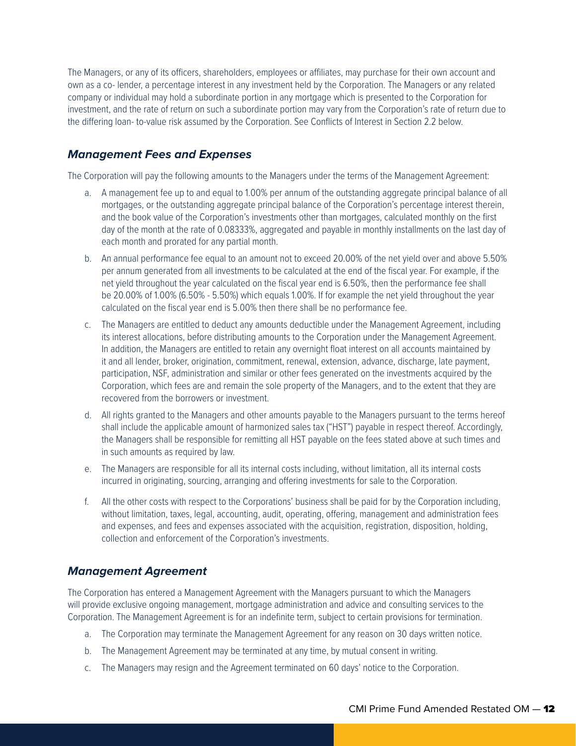The Managers, or any of its officers, shareholders, employees or affiliates, may purchase for their own account and own as a co- lender, a percentage interest in any investment held by the Corporation. The Managers or any related company or individual may hold a subordinate portion in any mortgage which is presented to the Corporation for investment, and the rate of return on such a subordinate portion may vary from the Corporation's rate of return due to the differing loan- to-value risk assumed by the Corporation. See Conflicts of Interest in Section 2.2 below.

### *Management Fees and Expenses*

The Corporation will pay the following amounts to the Managers under the terms of the Management Agreement:

a. A management fee up to and equal to 1.00% per annum of the outstanding aggregate principal balance of all mortgages, or the outstanding aggregate principal balance of the Corporation's percentage interest therein, and the book value of the Corporation's investments other than mortgages, calculated monthly on the first day of the month at the rate of 0.08333%, aggregated and payable in monthly installments on the last day of each month and prorated for any partial month.

b. An annual performance fee equal to an amount not to exceed 20.00% of the net yield over and above 5.50% per annum generated from all investments to be calculated at the end of the fiscal year. For example, if the net yield throughout the year calculated on the fiscal year end is 6.50%, then the performance fee shall be 20.00% of 1.00% (6.50% - 5.50%) which equals 1.00%. If for example the net yield throughout the year calculated on the fiscal year end is 5.00% then there shall be no performance fee.

c. The Managers are entitled to deduct any amounts deductible under the Management Agreement, including its interest allocations, before distributing amounts to the Corporation under the Management Agreement. In addition, the Managers are entitled to retain any overnight float interest on all accounts maintained by it and all lender, broker, origination, commitment, renewal, extension, advance, discharge, late payment, participation, NSF, administration and similar or other fees generated on the investments acquired by the Corporation, which fees are and remain the sole property of the Managers, and to the extent that they are recovered from the borrowers or investment.

d. All rights granted to the Managers and other amounts payable to the Managers pursuant to the terms hereof shall include the applicable amount of harmonized sales tax ("HST") payable in respect thereof. Accordingly, the Managers shall be responsible for remitting all HST payable on the fees stated above at such times and in such amounts as required by law.

e. The Managers are responsible for all its internal costs including, without limitation, all its internal costs incurred in originating, sourcing, arranging and offering investments for sale to the Corporation.

f. All the other costs with respect to the Corporations' business shall be paid for by the Corporation including, without limitation, taxes, legal, accounting, audit, operating, offering, management and administration fees and expenses, and fees and expenses associated with the acquisition, registration, disposition, holding, collection and enforcement of the Corporation's investments.

### *Management Agreement*

The Corporation has entered a Management Agreement with the Managers pursuant to which the Managers will provide exclusive ongoing management, mortgage administration and advice and consulting services to the Corporation. The Management Agreement is for an indefinite term, subject to certain provisions for termination.

a. The Corporation may terminate the Management Agreement for any reason on 30 days written notice.

b. The Management Agreement may be terminated at any time, by mutual consent in writing.

c. The Managers may resign and the Agreement terminated on 60 days' notice to the Corporation.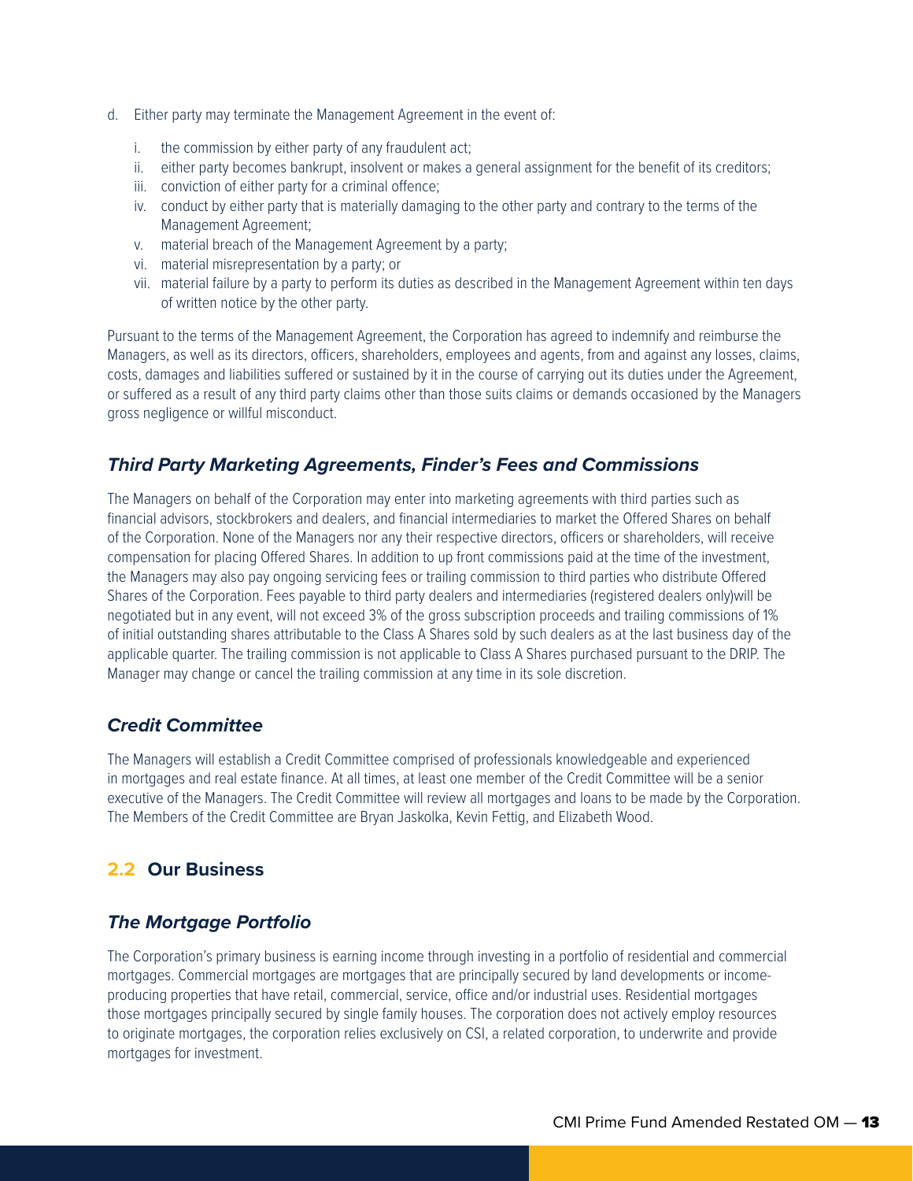d. Either party may terminate the Management Agreement in the event of:

   i. the commission by either party of any fraudulent act;
   ii. either party becomes bankrupt, insolvent or makes a general assignment for the benefit of its creditors;
   iii. conviction of either party for a criminal offence;
   iv. conduct by either party that is materially damaging to the other party and contrary to the terms of the Management Agreement;
   v. material breach of the Management Agreement by a party;
   vi. material misrepresentation by a party; or
   vii. material failure by a party to perform its duties as described in the Management Agreement within ten days of written notice by the other party.

Pursuant to the terms of the Management Agreement, the Corporation has agreed to indemnify and reimburse the Managers, as well as its directors, officers, shareholders, employees and agents, from and against any losses, claims, costs, damages and liabilities suffered or sustained by it in the course of carrying out its duties under the Agreement, or suffered as a result of any third party claims other than those suits claims or demands occasioned by the Managers gross negligence or willful misconduct.

### *Third Party Marketing Agreements, Finder's Fees and Commissions*

The Managers on behalf of the Corporation may enter into marketing agreements with third parties such as financial advisors, stockbrokers and dealers, and financial intermediaries to market the Offered Shares on behalf of the Corporation. None of the Managers nor any their respective directors, officers or shareholders, will receive compensation for placing Offered Shares. In addition to up front commissions paid at the time of the investment, the Managers may also pay ongoing servicing fees or trailing commission to third parties who distribute Offered Shares of the Corporation. Fees payable to third party dealers and intermediaries (registered dealers only)will be negotiated but in any event, will not exceed 3% of the gross subscription proceeds and trailing commissions of 1% of initial outstanding shares attributable to the Class A Shares sold by such dealers as at the last business day of the applicable quarter. The trailing commission is not applicable to Class A Shares purchased pursuant to the DRIP. The Manager may change or cancel the trailing commission at any time in its sole discretion.

### *Credit Committee*

The Managers will establish a Credit Committee comprised of professionals knowledgeable and experienced in mortgages and real estate finance. At all times, at least one member of the Credit Committee will be a senior executive of the Managers. The Credit Committee will review all mortgages and loans to be made by the Corporation. The Members of the Credit Committee are Bryan Jaskolka, Kevin Fettig, and Elizabeth Wood.

## 2.2 Our Business

### *The Mortgage Portfolio*

The Corporation's primary business is earning income through investing in a portfolio of residential and commercial mortgages. Commercial mortgages are mortgages that are principally secured by land developments or income-producing properties that have retail, commercial, service, office and/or industrial uses. Residential mortgages those mortgages principally secured by single family houses. The corporation does not actively employ resources to originate mortgages, the corporation relies exclusively on CSI, a related corporation, to underwrite and provide mortgages for investment.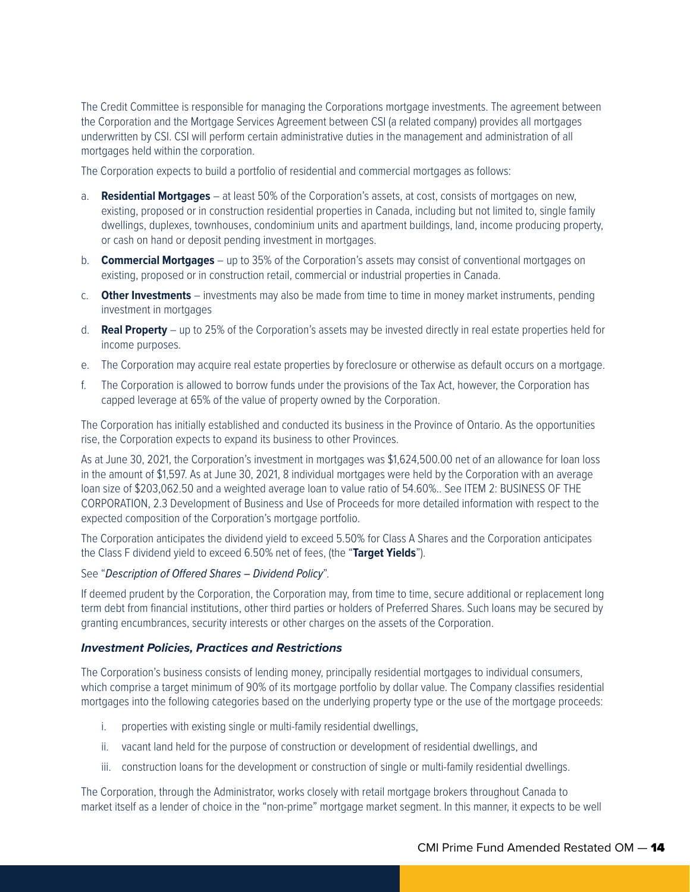The Credit Committee is responsible for managing the Corporations mortgage investments. The agreement between the Corporation and the Mortgage Services Agreement between CSI (a related company) provides all mortgages underwritten by CSI. CSI will perform certain administrative duties in the management and administration of all mortgages held within the corporation.

The Corporation expects to build a portfolio of residential and commercial mortgages as follows:

a. **Residential Mortgages** – at least 50% of the Corporation's assets, at cost, consists of mortgages on new, existing, proposed or in construction residential properties in Canada, including but not limited to, single family dwellings, duplexes, townhouses, condominium units and apartment buildings, land, income producing property, or cash on hand or deposit pending investment in mortgages.

b. **Commercial Mortgages** – up to 35% of the Corporation's assets may consist of conventional mortgages on existing, proposed or in construction retail, commercial or industrial properties in Canada.

c. **Other Investments** – investments may also be made from time to time in money market instruments, pending investment in mortgages

d. **Real Property** – up to 25% of the Corporation's assets may be invested directly in real estate properties held for income purposes.

e. The Corporation may acquire real estate properties by foreclosure or otherwise as default occurs on a mortgage.

f. The Corporation is allowed to borrow funds under the provisions of the Tax Act, however, the Corporation has capped leverage at 65% of the value of property owned by the Corporation.

The Corporation has initially established and conducted its business in the Province of Ontario. As the opportunities rise, the Corporation expects to expand its business to other Provinces.

As at June 30, 2021, the Corporation's investment in mortgages was $1,624,500.00 net of an allowance for loan loss in the amount of $1,597. As at June 30, 2021, 8 individual mortgages were held by the Corporation with an average loan size of $203,062.50 and a weighted average loan to value ratio of 54.60%.. See ITEM 2: BUSINESS OF THE CORPORATION, 2.3 Development of Business and Use of Proceeds for more detailed information with respect to the expected composition of the Corporation's mortgage portfolio.

The Corporation anticipates the dividend yield to exceed 5.50% for Class A Shares and the Corporation anticipates the Class F dividend yield to exceed 6.50% net of fees, (the "**Target Yields**").

See "*Description of Offered Shares – Dividend Policy*".

If deemed prudent by the Corporation, the Corporation may, from time to time, secure additional or replacement long term debt from financial institutions, other third parties or holders of Preferred Shares. Such loans may be secured by granting encumbrances, security interests or other charges on the assets of the Corporation.

### *Investment Policies, Practices and Restrictions*

The Corporation's business consists of lending money, principally residential mortgages to individual consumers, which comprise a target minimum of 90% of its mortgage portfolio by dollar value. The Company classifies residential mortgages into the following categories based on the underlying property type or the use of the mortgage proceeds:

i. properties with existing single or multi-family residential dwellings,

ii. vacant land held for the purpose of construction or development of residential dwellings, and

iii. construction loans for the development or construction of single or multi-family residential dwellings.

The Corporation, through the Administrator, works closely with retail mortgage brokers throughout Canada to market itself as a lender of choice in the "non-prime" mortgage market segment. In this manner, it expects to be well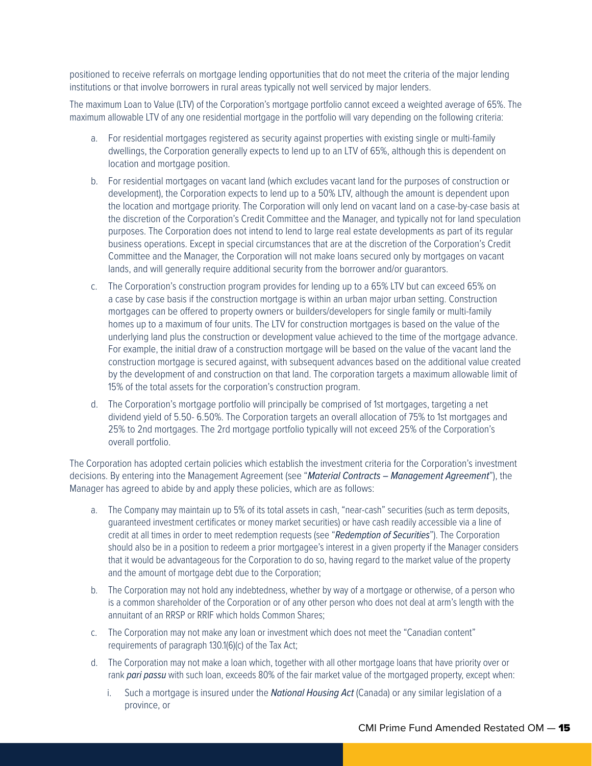positioned to receive referrals on mortgage lending opportunities that do not meet the criteria of the major lending institutions or that involve borrowers in rural areas typically not well serviced by major lenders.

The maximum Loan to Value (LTV) of the Corporation's mortgage portfolio cannot exceed a weighted average of 65%. The maximum allowable LTV of any one residential mortgage in the portfolio will vary depending on the following criteria:

a. For residential mortgages registered as security against properties with existing single or multi-family dwellings, the Corporation generally expects to lend up to an LTV of 65%, although this is dependent on location and mortgage position.

b. For residential mortgages on vacant land (which excludes vacant land for the purposes of construction or development), the Corporation expects to lend up to a 50% LTV, although the amount is dependent upon the location and mortgage priority. The Corporation will only lend on vacant land on a case-by-case basis at the discretion of the Corporation's Credit Committee and the Manager, and typically not for land speculation purposes. The Corporation does not intend to lend to large real estate developments as part of its regular business operations. Except in special circumstances that are at the discretion of the Corporation's Credit Committee and the Manager, the Corporation will not make loans secured only by mortgages on vacant lands, and will generally require additional security from the borrower and/or guarantors.

c. The Corporation's construction program provides for lending up to a 65% LTV but can exceed 65% on a case by case basis if the construction mortgage is within an urban major urban setting. Construction mortgages can be offered to property owners or builders/developers for single family or multi-family homes up to a maximum of four units. The LTV for construction mortgages is based on the value of the underlying land plus the construction or development value achieved to the time of the mortgage advance. For example, the initial draw of a construction mortgage will be based on the value of the vacant land the construction mortgage is secured against, with subsequent advances based on the additional value created by the development of and construction on that land. The corporation targets a maximum allowable limit of 15% of the total assets for the corporation's construction program.

d. The Corporation's mortgage portfolio will principally be comprised of 1st mortgages, targeting a net dividend yield of 5.50- 6.50%. The Corporation targets an overall allocation of 75% to 1st mortgages and 25% to 2nd mortgages. The 2rd mortgage portfolio typically will not exceed 25% of the Corporation's overall portfolio.

The Corporation has adopted certain policies which establish the investment criteria for the Corporation's investment decisions. By entering into the Management Agreement (see "*Material Contracts – Management Agreement*"), the Manager has agreed to abide by and apply these policies, which are as follows:

a. The Company may maintain up to 5% of its total assets in cash, "near-cash" securities (such as term deposits, guaranteed investment certificates or money market securities) or have cash readily accessible via a line of credit at all times in order to meet redemption requests (see "*Redemption of Securities*"). The Corporation should also be in a position to redeem a prior mortgagee's interest in a given property if the Manager considers that it would be advantageous for the Corporation to do so, having regard to the market value of the property and the amount of mortgage debt due to the Corporation;

b. The Corporation may not hold any indebtedness, whether by way of a mortgage or otherwise, of a person who is a common shareholder of the Corporation or of any other person who does not deal at arm's length with the annuitant of an RRSP or RRIF which holds Common Shares;

c. The Corporation may not make any loan or investment which does not meet the "Canadian content" requirements of paragraph 130.1(6)(c) of the Tax Act;

d. The Corporation may not make a loan which, together with all other mortgage loans that have priority over or rank *pari passu* with such loan, exceeds 80% of the fair market value of the mortgaged property, except when:

   i. Such a mortgage is insured under the ***National Housing Act*** (Canada) or any similar legislation of a province, or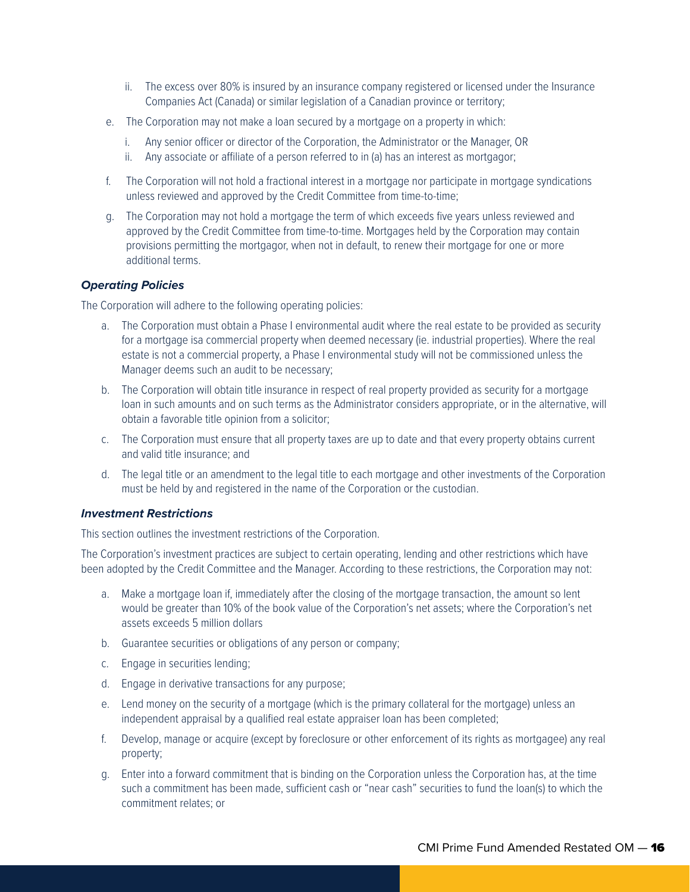ii. The excess over 80% is insured by an insurance company registered or licensed under the Insurance Companies Act (Canada) or similar legislation of a Canadian province or territory;

e. The Corporation may not make a loan secured by a mortgage on a property in which:
   i. Any senior officer or director of the Corporation, the Administrator or the Manager, OR
   ii. Any associate or affiliate of a person referred to in (a) has an interest as mortgagor;

f. The Corporation will not hold a fractional interest in a mortgage nor participate in mortgage syndications unless reviewed and approved by the Credit Committee from time-to-time;

g. The Corporation may not hold a mortgage the term of which exceeds five years unless reviewed and approved by the Credit Committee from time-to-time. Mortgages held by the Corporation may contain provisions permitting the mortgagor, when not in default, to renew their mortgage for one or more additional terms.

***Operating Policies***

The Corporation will adhere to the following operating policies:

a. The Corporation must obtain a Phase I environmental audit where the real estate to be provided as security for a mortgage isa commercial property when deemed necessary (ie. industrial properties). Where the real estate is not a commercial property, a Phase I environmental study will not be commissioned unless the Manager deems such an audit to be necessary;

b. The Corporation will obtain title insurance in respect of real property provided as security for a mortgage loan in such amounts and on such terms as the Administrator considers appropriate, or in the alternative, will obtain a favorable title opinion from a solicitor;

c. The Corporation must ensure that all property taxes are up to date and that every property obtains current and valid title insurance; and

d. The legal title or an amendment to the legal title to each mortgage and other investments of the Corporation must be held by and registered in the name of the Corporation or the custodian.

***Investment Restrictions***

This section outlines the investment restrictions of the Corporation.

The Corporation's investment practices are subject to certain operating, lending and other restrictions which have been adopted by the Credit Committee and the Manager. According to these restrictions, the Corporation may not:

a. Make a mortgage loan if, immediately after the closing of the mortgage transaction, the amount so lent would be greater than 10% of the book value of the Corporation's net assets; where the Corporation's net assets exceeds 5 million dollars

b. Guarantee securities or obligations of any person or company;

c. Engage in securities lending;

d. Engage in derivative transactions for any purpose;

e. Lend money on the security of a mortgage (which is the primary collateral for the mortgage) unless an independent appraisal by a qualified real estate appraiser loan has been completed;

f. Develop, manage or acquire (except by foreclosure or other enforcement of its rights as mortgagee) any real property;

g. Enter into a forward commitment that is binding on the Corporation unless the Corporation has, at the time such a commitment has been made, sufficient cash or "near cash" securities to fund the loan(s) to which the commitment relates; or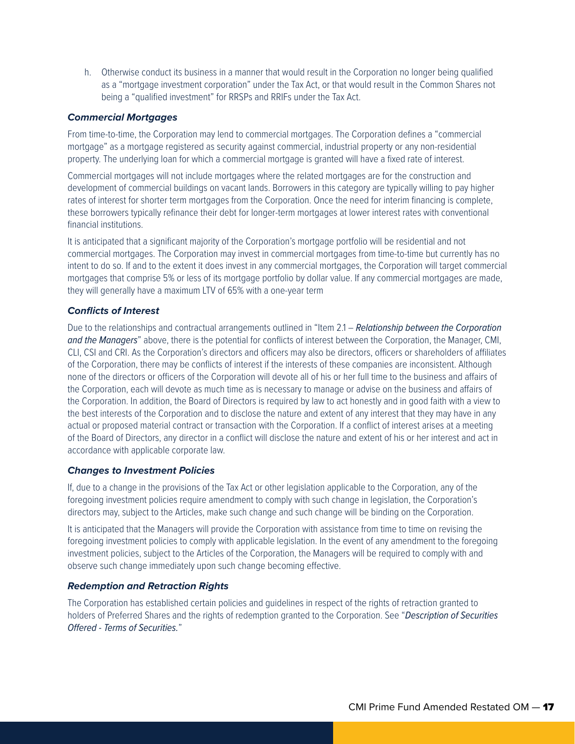h. Otherwise conduct its business in a manner that would result in the Corporation no longer being qualified as a "mortgage investment corporation" under the Tax Act, or that would result in the Common Shares not being a "qualified investment" for RRSPs and RRIFs under the Tax Act.

### *Commercial Mortgages*

From time-to-time, the Corporation may lend to commercial mortgages. The Corporation defines a "commercial mortgage" as a mortgage registered as security against commercial, industrial property or any non-residential property. The underlying loan for which a commercial mortgage is granted will have a fixed rate of interest.

Commercial mortgages will not include mortgages where the related mortgages are for the construction and development of commercial buildings on vacant lands. Borrowers in this category are typically willing to pay higher rates of interest for shorter term mortgages from the Corporation. Once the need for interim financing is complete, these borrowers typically refinance their debt for longer-term mortgages at lower interest rates with conventional financial institutions.

It is anticipated that a significant majority of the Corporation's mortgage portfolio will be residential and not commercial mortgages. The Corporation may invest in commercial mortgages from time-to-time but currently has no intent to do so. If and to the extent it does invest in any commercial mortgages, the Corporation will target commercial mortgages that comprise 5% or less of its mortgage portfolio by dollar value. If any commercial mortgages are made, they will generally have a maximum LTV of 65% with a one-year term

### *Conflicts of Interest*

Due to the relationships and contractual arrangements outlined in "Item 2.1 – *Relationship between the Corporation and the Managers*" above, there is the potential for conflicts of interest between the Corporation, the Manager, CMI, CLI, CSI and CRI. As the Corporation's directors and officers may also be directors, officers or shareholders of affiliates of the Corporation, there may be conflicts of interest if the interests of these companies are inconsistent. Although none of the directors or officers of the Corporation will devote all of his or her full time to the business and affairs of the Corporation, each will devote as much time as is necessary to manage or advise on the business and affairs of the Corporation. In addition, the Board of Directors is required by law to act honestly and in good faith with a view to the best interests of the Corporation and to disclose the nature and extent of any interest that they may have in any actual or proposed material contract or transaction with the Corporation. If a conflict of interest arises at a meeting of the Board of Directors, any director in a conflict will disclose the nature and extent of his or her interest and act in accordance with applicable corporate law.

### *Changes to Investment Policies*

If, due to a change in the provisions of the Tax Act or other legislation applicable to the Corporation, any of the foregoing investment policies require amendment to comply with such change in legislation, the Corporation's directors may, subject to the Articles, make such change and such change will be binding on the Corporation.

It is anticipated that the Managers will provide the Corporation with assistance from time to time on revising the foregoing investment policies to comply with applicable legislation. In the event of any amendment to the foregoing investment policies, subject to the Articles of the Corporation, the Managers will be required to comply with and observe such change immediately upon such change becoming effective.

### *Redemption and Retraction Rights*

The Corporation has established certain policies and guidelines in respect of the rights of retraction granted to holders of Preferred Shares and the rights of redemption granted to the Corporation. See "*Description of Securities Offered - Terms of Securities.*"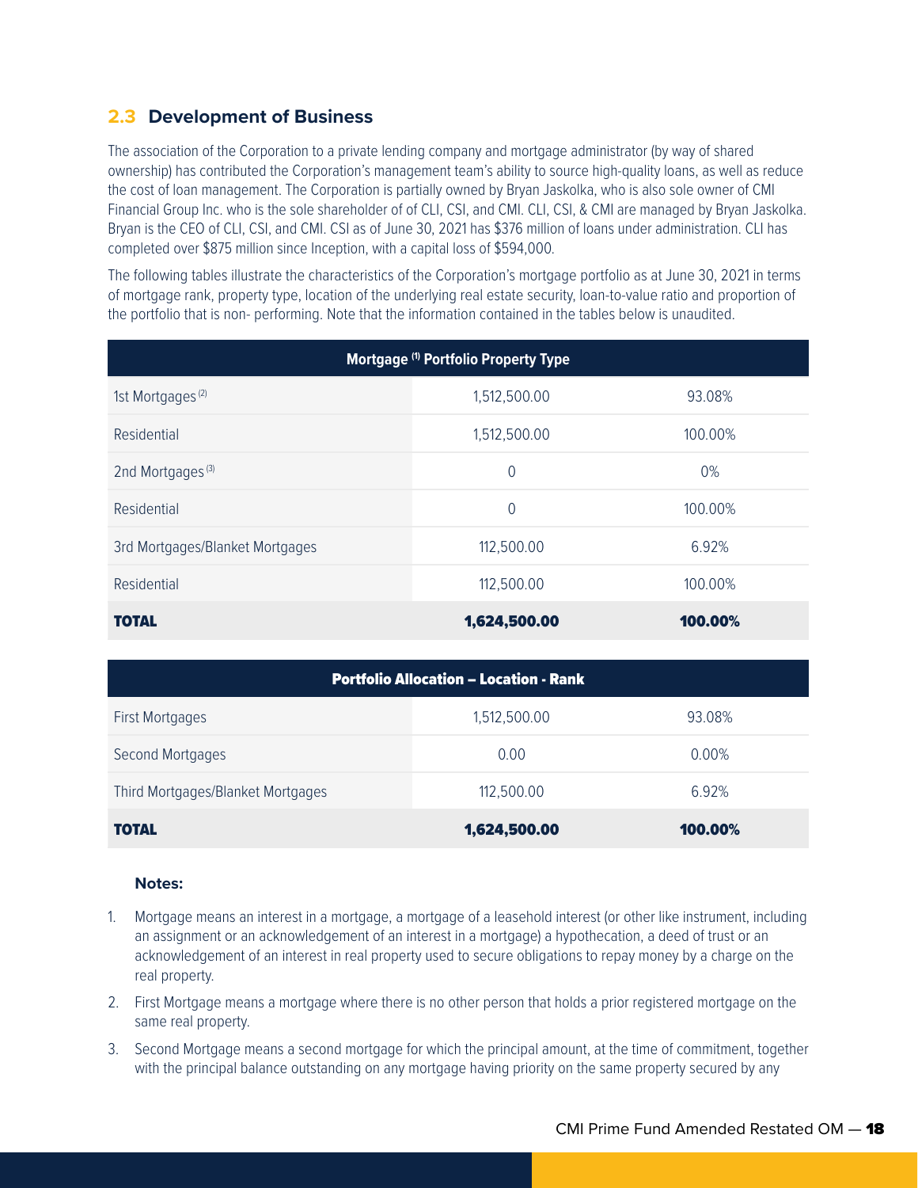## 2.3 Development of Business

The association of the Corporation to a private lending company and mortgage administrator (by way of shared ownership) has contributed the Corporation's management team's ability to source high-quality loans, as well as reduce the cost of loan management. The Corporation is partially owned by Bryan Jaskolka, who is also sole owner of CMI Financial Group Inc. who is the sole shareholder of of CLI, CSI, and CMI. CLI, CSI, & CMI are managed by Bryan Jaskolka. Bryan is the CEO of CLI, CSI, and CMI. CSI as of June 30, 2021 has $376 million of loans under administration. CLI has completed over $875 million since Inception, with a capital loss of $594,000.

The following tables illustrate the characteristics of the Corporation's mortgage portfolio as at June 30, 2021 in terms of mortgage rank, property type, location of the underlying real estate security, loan-to-value ratio and proportion of the portfolio that is non- performing. Note that the information contained in the tables below is unaudited.

| Mortgage [1] Portfolio Property Type | | |
|---|---|---|
| 1st Mortgages [2] | 1,512,500.00 | 93.08% |
| Residential | 1,512,500.00 | 100.00% |
| 2nd Mortgages [3] | 0 | 0% |
| Residential | 0 | 100.00% |
| 3rd Mortgages/Blanket Mortgages | 112,500.00 | 6.92% |
| Residential | 112,500.00 | 100.00% |
| **TOTAL** | **1,624,500.00** | **100.00%** |

| Portfolio Allocation – Location - Rank | | |
|---|---|---|
| First Mortgages | 1,512,500.00 | 93.08% |
| Second Mortgages | 0.00 | 0.00% |
| Third Mortgages/Blanket Mortgages | 112,500.00 | 6.92% |
| **TOTAL** | **1,624,500.00** | **100.00%** |

**Notes:**

1. Mortgage means an interest in a mortgage, a mortgage of a leasehold interest (or other like instrument, including an assignment or an acknowledgement of an interest in a mortgage) a hypothecation, a deed of trust or an acknowledgement of an interest in real property used to secure obligations to repay money by a charge on the real property.
2. First Mortgage means a mortgage where there is no other person that holds a prior registered mortgage on the same real property.
3. Second Mortgage means a second mortgage for which the principal amount, at the time of commitment, together with the principal balance outstanding on any mortgage having priority on the same property secured by any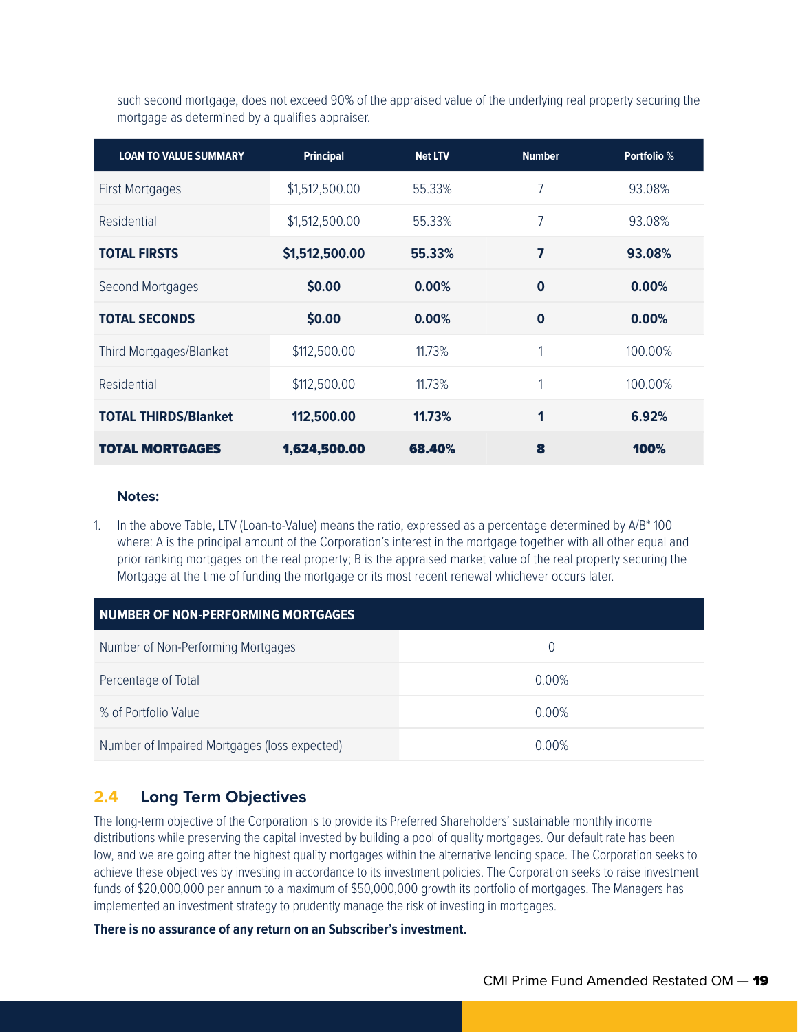such second mortgage, does not exceed 90% of the appraised value of the underlying real property securing the mortgage as determined by a qualifies appraiser.

| LOAN TO VALUE SUMMARY | Principal | Net LTV | Number | Portfolio % |
|---|---|---|---|---|
| First Mortgages | $1,512,500.00 | 55.33% | 7 | 93.08% |
| Residential | $1,512,500.00 | 55.33% | 7 | 93.08% |
| **TOTAL FIRSTS** | **$1,512,500.00** | **55.33%** | **7** | **93.08%** |
| Second Mortgages | **$0.00** | **0.00%** | **0** | **0.00%** |
| **TOTAL SECONDS** | **$0.00** | **0.00%** | **0** | **0.00%** |
| Third Mortgages/Blanket | $112,500.00 | 11.73% | 1 | 100.00% |
| Residential | $112,500.00 | 11.73% | 1 | 100.00% |
| **TOTAL THIRDS/Blanket** | **112,500.00** | **11.73%** | **1** | **6.92%** |
| **TOTAL MORTGAGES** | **1,624,500.00** | **68.40%** | **8** | **100%** |

**Notes:**

1. In the above Table, LTV (Loan-to-Value) means the ratio, expressed as a percentage determined by A/B* 100 where: A is the principal amount of the Corporation's interest in the mortgage together with all other equal and prior ranking mortgages on the real property; B is the appraised market value of the real property securing the Mortgage at the time of funding the mortgage or its most recent renewal whichever occurs later.

| NUMBER OF NON-PERFORMING MORTGAGES | |
|---|---|
| Number of Non-Performing Mortgages | 0 |
| Percentage of Total | 0.00% |
| % of Portfolio Value | 0.00% |
| Number of Impaired Mortgages (loss expected) | 0.00% |

## 2.4 Long Term Objectives

The long-term objective of the Corporation is to provide its Preferred Shareholders' sustainable monthly income distributions while preserving the capital invested by building a pool of quality mortgages. Our default rate has been low, and we are going after the highest quality mortgages within the alternative lending space. The Corporation seeks to achieve these objectives by investing in accordance to its investment policies. The Corporation seeks to raise investment funds of $20,000,000 per annum to a maximum of $50,000,000 growth its portfolio of mortgages. The Managers has implemented an investment strategy to prudently manage the risk of investing in mortgages.

**There is no assurance of any return on an Subscriber's investment.**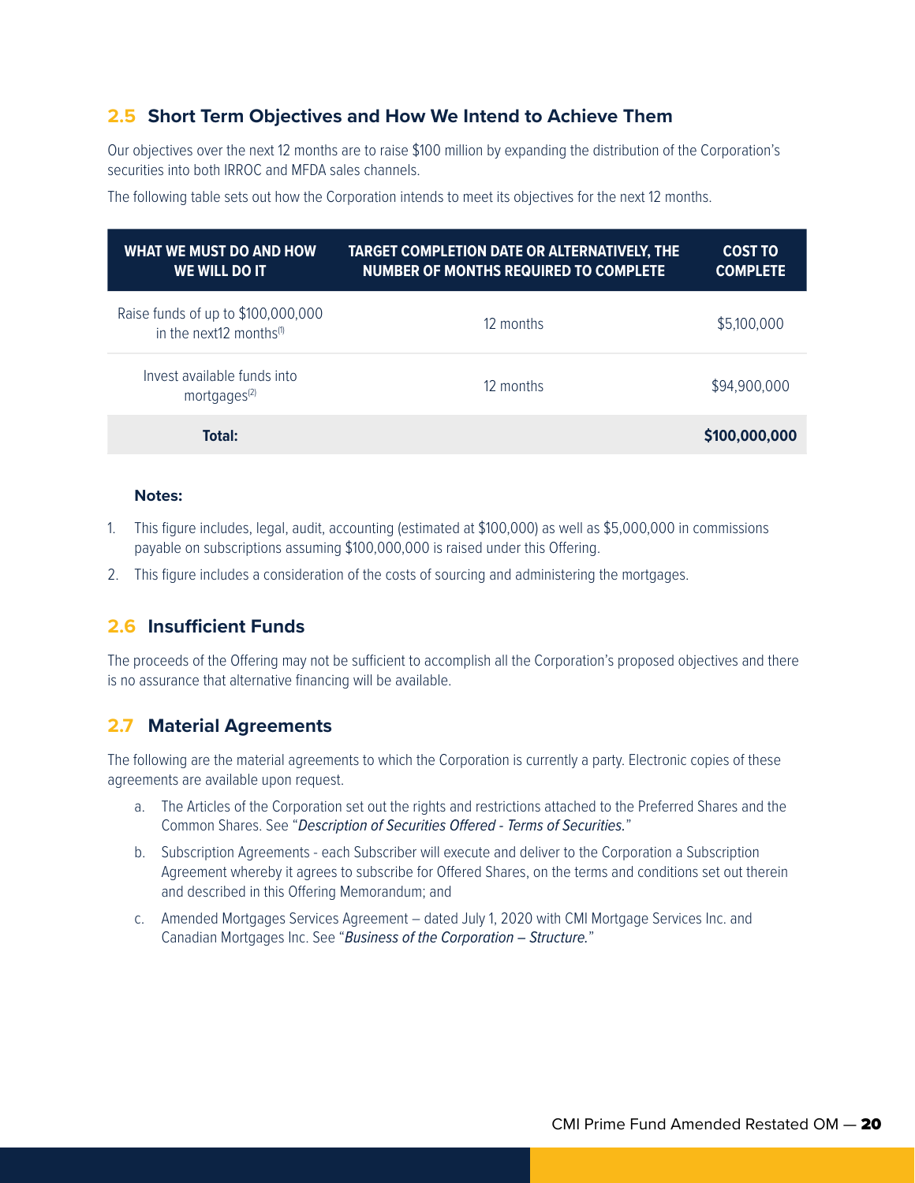## 2.5 Short Term Objectives and How We Intend to Achieve Them

Our objectives over the next 12 months are to raise $100 million by expanding the distribution of the Corporation's securities into both IRROC and MFDA sales channels.

The following table sets out how the Corporation intends to meet its objectives for the next 12 months.

| WHAT WE MUST DO AND HOW WE WILL DO IT | TARGET COMPLETION DATE OR ALTERNATIVELY, THE NUMBER OF MONTHS REQUIRED TO COMPLETE | COST TO COMPLETE |
|---|---|---|
| Raise funds of up to $100,000,000 in the next12 months[1] | 12 months | $5,100,000 |
| Invest available funds into mortgages[2] | 12 months | $94,900,000 |
| **Total:** | | **$100,000,000** |

**Notes:**

1. This figure includes, legal, audit, accounting (estimated at $100,000) as well as $5,000,000 in commissions payable on subscriptions assuming $100,000,000 is raised under this Offering.
2. This figure includes a consideration of the costs of sourcing and administering the mortgages.

## 2.6 Insufficient Funds

The proceeds of the Offering may not be sufficient to accomplish all the Corporation's proposed objectives and there is no assurance that alternative financing will be available.

## 2.7 Material Agreements

The following are the material agreements to which the Corporation is currently a party. Electronic copies of these agreements are available upon request.

a. The Articles of the Corporation set out the rights and restrictions attached to the Preferred Shares and the Common Shares. See "*Description of Securities Offered - Terms of Securities.*"

b. Subscription Agreements - each Subscriber will execute and deliver to the Corporation a Subscription Agreement whereby it agrees to subscribe for Offered Shares, on the terms and conditions set out therein and described in this Offering Memorandum; and

c. Amended Mortgages Services Agreement – dated July 1, 2020 with CMI Mortgage Services Inc. and Canadian Mortgages Inc. See "*Business of the Corporation – Structure.*"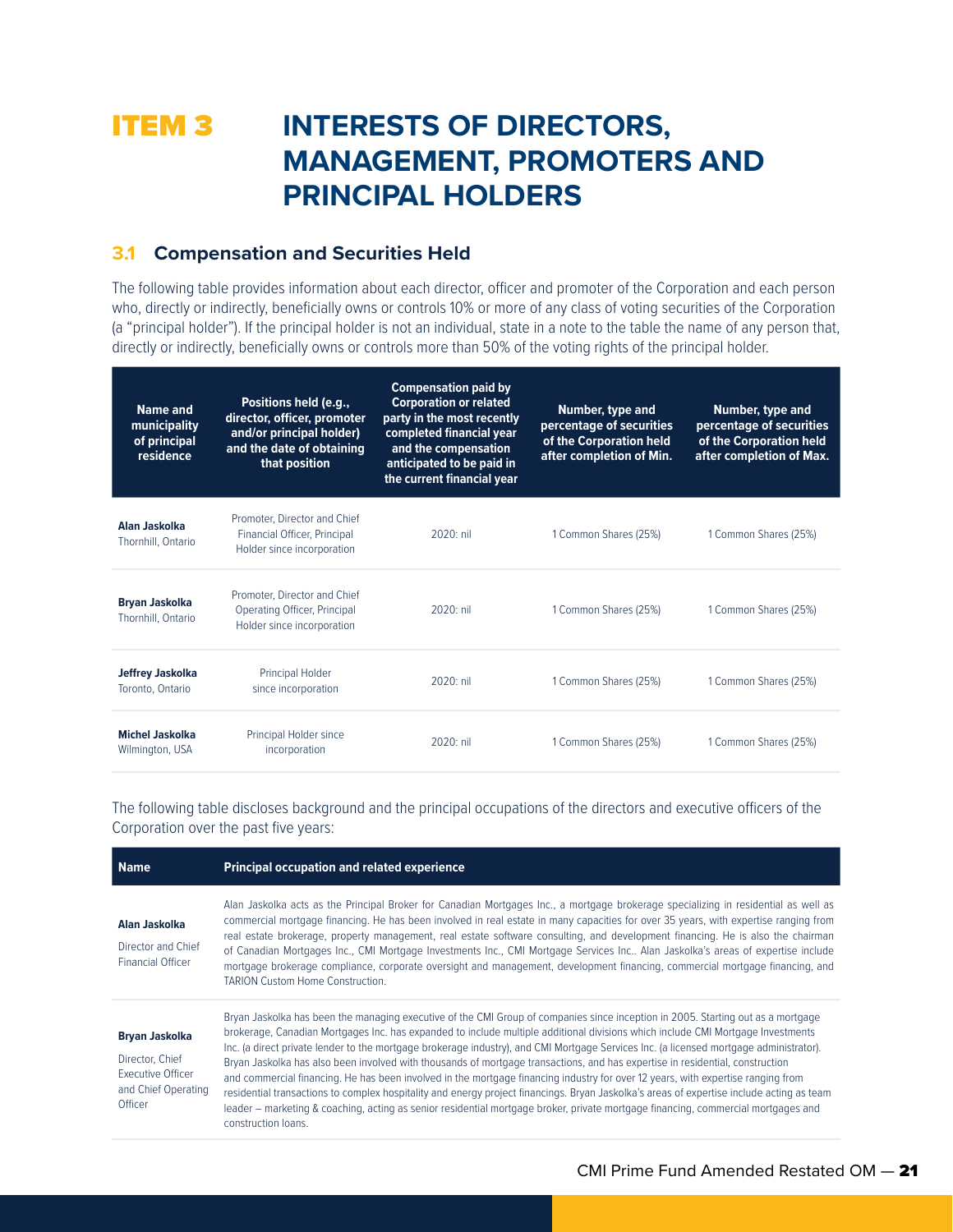# ITEM 3 INTERESTS OF DIRECTORS, MANAGEMENT, PROMOTERS AND PRINCIPAL HOLDERS

## 3.1 Compensation and Securities Held

The following table provides information about each director, officer and promoter of the Corporation and each person who, directly or indirectly, beneficially owns or controls 10% or more of any class of voting securities of the Corporation (a "principal holder"). If the principal holder is not an individual, state in a note to the table the name of any person that, directly or indirectly, beneficially owns or controls more than 50% of the voting rights of the principal holder.

| Name and municipality of principal residence | Positions held (e.g., director, officer, promoter and/or principal holder) and the date of obtaining that position | Compensation paid by Corporation or related party in the most recently completed financial year and the compensation anticipated to be paid in the current financial year | Number, type and percentage of securities of the Corporation held after completion of Min. | Number, type and percentage of securities of the Corporation held after completion of Max. |
|---|---|---|---|---|
| **Alan Jaskolka** Thornhill, Ontario | Promoter, Director and Chief Financial Officer, Principal Holder since incorporation | 2020: nil | 1 Common Shares (25%) | 1 Common Shares (25%) |
| **Bryan Jaskolka** Thornhill, Ontario | Promoter, Director and Chief Operating Officer, Principal Holder since incorporation | 2020: nil | 1 Common Shares (25%) | 1 Common Shares (25%) |
| **Jeffrey Jaskolka** Toronto, Ontario | Principal Holder since incorporation | 2020: nil | 1 Common Shares (25%) | 1 Common Shares (25%) |
| **Michel Jaskolka** Wilmington, USA | Principal Holder since incorporation | 2020: nil | 1 Common Shares (25%) | 1 Common Shares (25%) |

The following table discloses background and the principal occupations of the directors and executive officers of the Corporation over the past five years:

| Name | Principal occupation and related experience |
|---|---|
| **Alan Jaskolka** Director and Chief Financial Officer | Alan Jaskolka acts as the Principal Broker for Canadian Mortgages Inc., a mortgage brokerage specializing in residential as well as commercial mortgage financing. He has been involved in real estate in many capacities for over 35 years, with expertise ranging from real estate brokerage, property management, real estate software consulting, and development financing. He is also the chairman of Canadian Mortgages Inc., CMI Mortgage Investments Inc., CMI Mortgage Services Inc.. Alan Jaskolka's areas of expertise include mortgage brokerage compliance, corporate oversight and management, development financing, commercial mortgage financing, and TARION Custom Home Construction. |
| **Bryan Jaskolka** Director, Chief Executive Officer and Chief Operating Officer | Bryan Jaskolka has been the managing executive of the CMI Group of companies since inception in 2005. Starting out as a mortgage brokerage, Canadian Mortgages Inc. has expanded to include multiple additional divisions which include CMI Mortgage Investments Inc. (a direct private lender to the mortgage brokerage industry), and CMI Mortgage Services Inc. (a licensed mortgage administrator). Bryan Jaskolka has also been involved with thousands of mortgage transactions, and has expertise in residential, construction and commercial financing. He has been involved in the mortgage financing industry for over 12 years, with expertise ranging from residential transactions to complex hospitality and energy project financings. Bryan Jaskolka's areas of expertise include acting as team leader – marketing & coaching, acting as senior residential mortgage broker, private mortgage financing, commercial mortgages and construction loans. |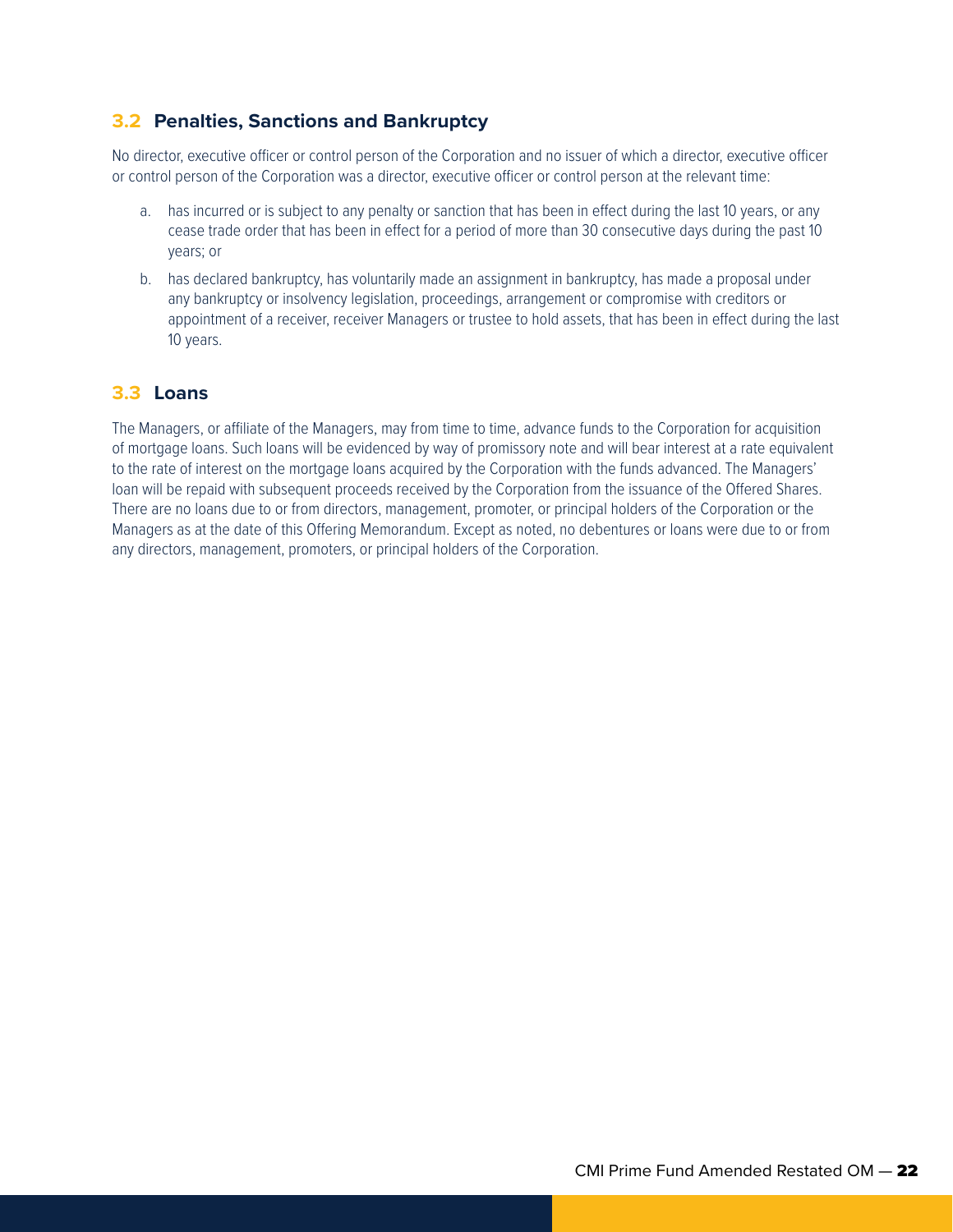## 3.2 Penalties, Sanctions and Bankruptcy

No director, executive officer or control person of the Corporation and no issuer of which a director, executive officer or control person of the Corporation was a director, executive officer or control person at the relevant time:

a. has incurred or is subject to any penalty or sanction that has been in effect during the last 10 years, or any cease trade order that has been in effect for a period of more than 30 consecutive days during the past 10 years; or

b. has declared bankruptcy, has voluntarily made an assignment in bankruptcy, has made a proposal under any bankruptcy or insolvency legislation, proceedings, arrangement or compromise with creditors or appointment of a receiver, receiver Managers or trustee to hold assets, that has been in effect during the last 10 years.

## 3.3 Loans

The Managers, or affiliate of the Managers, may from time to time, advance funds to the Corporation for acquisition of mortgage loans. Such loans will be evidenced by way of promissory note and will bear interest at a rate equivalent to the rate of interest on the mortgage loans acquired by the Corporation with the funds advanced. The Managers' loan will be repaid with subsequent proceeds received by the Corporation from the issuance of the Offered Shares. There are no loans due to or from directors, management, promoter, or principal holders of the Corporation or the Managers as at the date of this Offering Memorandum. Except as noted, no debentures or loans were due to or from any directors, management, promoters, or principal holders of the Corporation.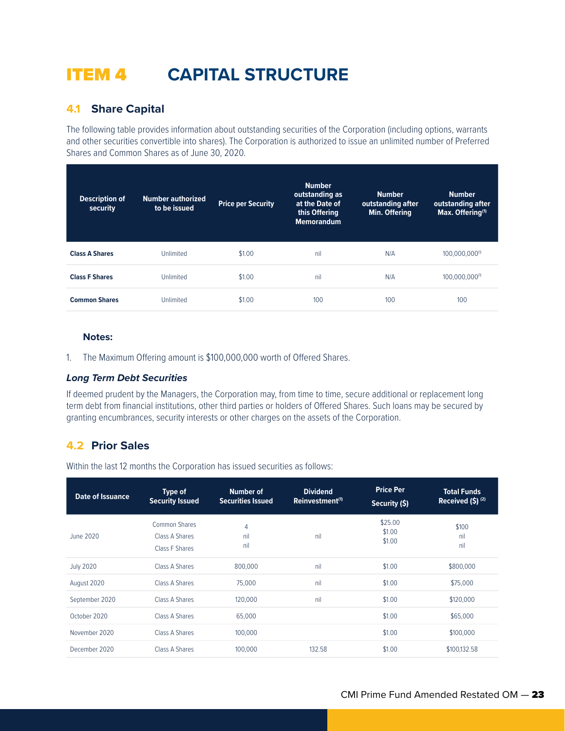# ITEM 4 CAPITAL STRUCTURE

## 4.1 Share Capital

The following table provides information about outstanding securities of the Corporation (including options, warrants and other securities convertible into shares). The Corporation is authorized to issue an unlimited number of Preferred Shares and Common Shares as of June 30, 2020.

| Description of security | Number authorized to be issued | Price per Security | Number outstanding as at the Date of this Offering Memorandum | Number outstanding after Min. Offering | Number outstanding after Max. Offering[1] |
|---|---|---|---|---|---|
| **Class A Shares** | Unlimited | $1.00 | nil | N/A | 100,000,000[1] |
| **Class F Shares** | Unlimited | $1.00 | nil | N/A | 100,000,000[1] |
| **Common Shares** | Unlimited | $1.00 | 100 | 100 | 100 |

**Notes:**

1. The Maximum Offering amount is $100,000,000 worth of Offered Shares.

### *Long Term Debt Securities*

If deemed prudent by the Managers, the Corporation may, from time to time, secure additional or replacement long term debt from financial institutions, other third parties or holders of Offered Shares. Such loans may be secured by granting encumbrances, security interests or other charges on the assets of the Corporation.

## 4.2 Prior Sales

Within the last 12 months the Corporation has issued securities as follows:

| Date of Issuance | Type of Security Issued | Number of Securities Issued | Dividend Reinvestment[1] | Price Per Security ($) | Total Funds Received ($) [2] |
|---|---|---|---|---|---|
| June 2020 | Common Shares<br>Class A Shares<br>Class F Shares | 4<br>nil<br>nil | nil | $25.00<br>$1.00<br>$1.00 | $100<br>nil<br>nil |
| July 2020 | Class A Shares | 800,000 | nil | $1.00 | $800,000 |
| August 2020 | Class A Shares | 75,000 | nil | $1.00 | $75,000 |
| September 2020 | Class A Shares | 120,000 | nil | $1.00 | $120,000 |
| October 2020 | Class A Shares | 65,000 | | $1.00 | $65,000 |
| November 2020 | Class A Shares | 100,000 | | $1.00 | $100,000 |
| December 2020 | Class A Shares | 100,000 | 132.58 | $1.00 | $100,132.58 |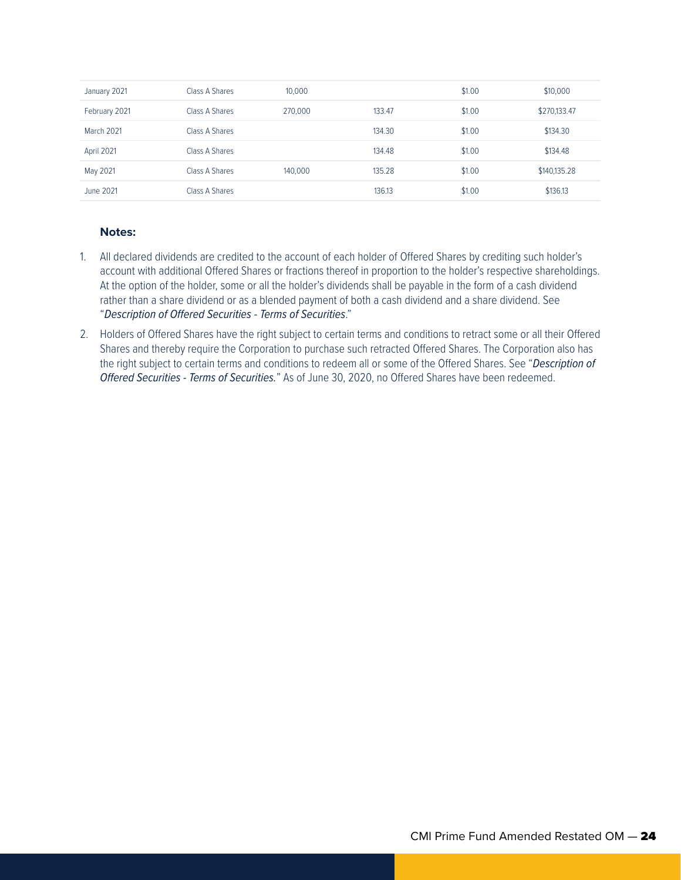| | | | | | |
|---|---|---|---|---|---|
| January 2021 | Class A Shares | 10,000 | | $1.00 | $10,000 |
| February 2021 | Class A Shares | 270,000 | 133.47 | $1.00 | $270,133.47 |
| March 2021 | Class A Shares | | 134.30 | $1.00 | $134.30 |
| April 2021 | Class A Shares | | 134.48 | $1.00 | $134.48 |
| May 2021 | Class A Shares | 140,000 | 135.28 | $1.00 | $140,135.28 |
| June 2021 | Class A Shares | | 136.13 | $1.00 | $136.13 |

**Notes:**

1. All declared dividends are credited to the account of each holder of Offered Shares by crediting such holder's account with additional Offered Shares or fractions thereof in proportion to the holder's respective shareholdings. At the option of the holder, some or all the holder's dividends shall be payable in the form of a cash dividend rather than a share dividend or as a blended payment of both a cash dividend and a share dividend. See "*Description of Offered Securities - Terms of Securities*."
2. Holders of Offered Shares have the right subject to certain terms and conditions to retract some or all their Offered Shares and thereby require the Corporation to purchase such retracted Offered Shares. The Corporation also has the right subject to certain terms and conditions to redeem all or some of the Offered Shares. See "*Description of Offered Securities - Terms of Securities.*" As of June 30, 2020, no Offered Shares have been redeemed.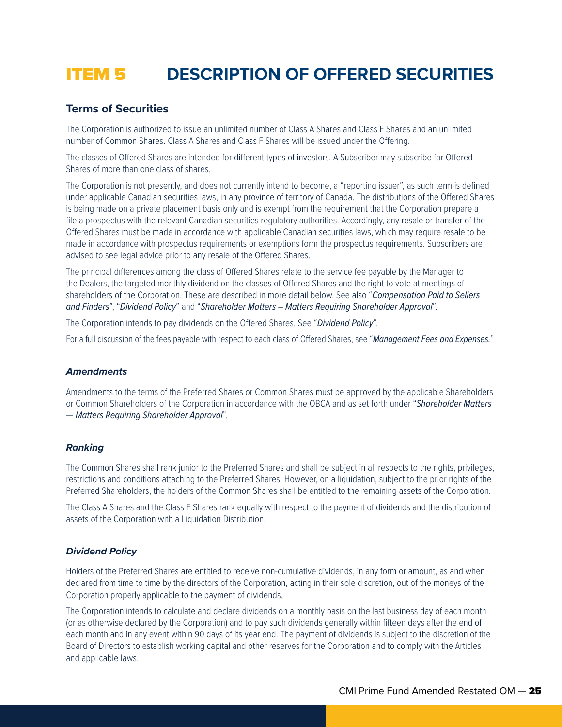# ITEM 5 DESCRIPTION OF OFFERED SECURITIES

## Terms of Securities

The Corporation is authorized to issue an unlimited number of Class A Shares and Class F Shares and an unlimited number of Common Shares. Class A Shares and Class F Shares will be issued under the Offering.

The classes of Offered Shares are intended for different types of investors. A Subscriber may subscribe for Offered Shares of more than one class of shares.

The Corporation is not presently, and does not currently intend to become, a "reporting issuer", as such term is defined under applicable Canadian securities laws, in any province of territory of Canada. The distributions of the Offered Shares is being made on a private placement basis only and is exempt from the requirement that the Corporation prepare a file a prospectus with the relevant Canadian securities regulatory authorities. Accordingly, any resale or transfer of the Offered Shares must be made in accordance with applicable Canadian securities laws, which may require resale to be made in accordance with prospectus requirements or exemptions form the prospectus requirements. Subscribers are advised to see legal advice prior to any resale of the Offered Shares.

The principal differences among the class of Offered Shares relate to the service fee payable by the Manager to the Dealers, the targeted monthly dividend on the classes of Offered Shares and the right to vote at meetings of shareholders of the Corporation. These are described in more detail below. See also "*Compensation Paid to Sellers and Finders*", "*Dividend Policy*" and "*Shareholder Matters – Matters Requiring Shareholder Approval*".

The Corporation intends to pay dividends on the Offered Shares. See "*Dividend Policy*".

For a full discussion of the fees payable with respect to each class of Offered Shares, see "*Management Fees and Expenses.*"

### *Amendments*

Amendments to the terms of the Preferred Shares or Common Shares must be approved by the applicable Shareholders or Common Shareholders of the Corporation in accordance with the OBCA and as set forth under "*Shareholder Matters — Matters Requiring Shareholder Approval*".

### *Ranking*

The Common Shares shall rank junior to the Preferred Shares and shall be subject in all respects to the rights, privileges, restrictions and conditions attaching to the Preferred Shares. However, on a liquidation, subject to the prior rights of the Preferred Shareholders, the holders of the Common Shares shall be entitled to the remaining assets of the Corporation.

The Class A Shares and the Class F Shares rank equally with respect to the payment of dividends and the distribution of assets of the Corporation with a Liquidation Distribution.

### *Dividend Policy*

Holders of the Preferred Shares are entitled to receive non-cumulative dividends, in any form or amount, as and when declared from time to time by the directors of the Corporation, acting in their sole discretion, out of the moneys of the Corporation properly applicable to the payment of dividends.

The Corporation intends to calculate and declare dividends on a monthly basis on the last business day of each month (or as otherwise declared by the Corporation) and to pay such dividends generally within fifteen days after the end of each month and in any event within 90 days of its year end. The payment of dividends is subject to the discretion of the Board of Directors to establish working capital and other reserves for the Corporation and to comply with the Articles and applicable laws.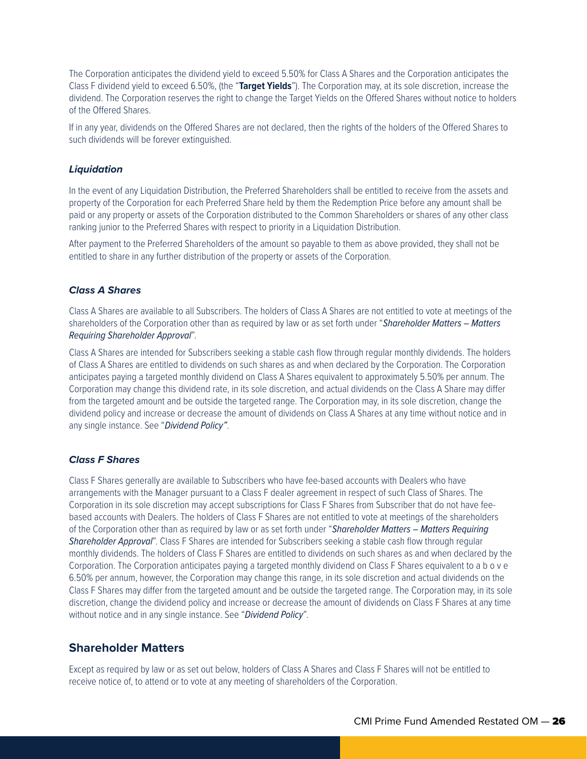The Corporation anticipates the dividend yield to exceed 5.50% for Class A Shares and the Corporation anticipates the Class F dividend yield to exceed 6.50%, (the "**Target Yields**"). The Corporation may, at its sole discretion, increase the dividend. The Corporation reserves the right to change the Target Yields on the Offered Shares without notice to holders of the Offered Shares.

If in any year, dividends on the Offered Shares are not declared, then the rights of the holders of the Offered Shares to such dividends will be forever extinguished.

### *Liquidation*

In the event of any Liquidation Distribution, the Preferred Shareholders shall be entitled to receive from the assets and property of the Corporation for each Preferred Share held by them the Redemption Price before any amount shall be paid or any property or assets of the Corporation distributed to the Common Shareholders or shares of any other class ranking junior to the Preferred Shares with respect to priority in a Liquidation Distribution.

After payment to the Preferred Shareholders of the amount so payable to them as above provided, they shall not be entitled to share in any further distribution of the property or assets of the Corporation.

### *Class A Shares*

Class A Shares are available to all Subscribers. The holders of Class A Shares are not entitled to vote at meetings of the shareholders of the Corporation other than as required by law or as set forth under "*Shareholder Matters – Matters Requiring Shareholder Approval*".

Class A Shares are intended for Subscribers seeking a stable cash flow through regular monthly dividends. The holders of Class A Shares are entitled to dividends on such shares as and when declared by the Corporation. The Corporation anticipates paying a targeted monthly dividend on Class A Shares equivalent to approximately 5.50% per annum. The Corporation may change this dividend rate, in its sole discretion, and actual dividends on the Class A Share may differ from the targeted amount and be outside the targeted range. The Corporation may, in its sole discretion, change the dividend policy and increase or decrease the amount of dividends on Class A Shares at any time without notice and in any single instance. See "*Dividend Policy"*.

### *Class F Shares*

Class F Shares generally are available to Subscribers who have fee-based accounts with Dealers who have arrangements with the Manager pursuant to a Class F dealer agreement in respect of such Class of Shares. The Corporation in its sole discretion may accept subscriptions for Class F Shares from Subscriber that do not have fee-based accounts with Dealers. The holders of Class F Shares are not entitled to vote at meetings of the shareholders of the Corporation other than as required by law or as set forth under "*Shareholder Matters – Matters Requiring Shareholder Approval*". Class F Shares are intended for Subscribers seeking a stable cash flow through regular monthly dividends. The holders of Class F Shares are entitled to dividends on such shares as and when declared by the Corporation. The Corporation anticipates paying a targeted monthly dividend on Class F Shares equivalent to a b o v e 6.50% per annum, however, the Corporation may change this range, in its sole discretion and actual dividends on the Class F Shares may differ from the targeted amount and be outside the targeted range. The Corporation may, in its sole discretion, change the dividend policy and increase or decrease the amount of dividends on Class F Shares at any time without notice and in any single instance. See "*Dividend Policy*".

## Shareholder Matters

Except as required by law or as set out below, holders of Class A Shares and Class F Shares will not be entitled to receive notice of, to attend or to vote at any meeting of shareholders of the Corporation.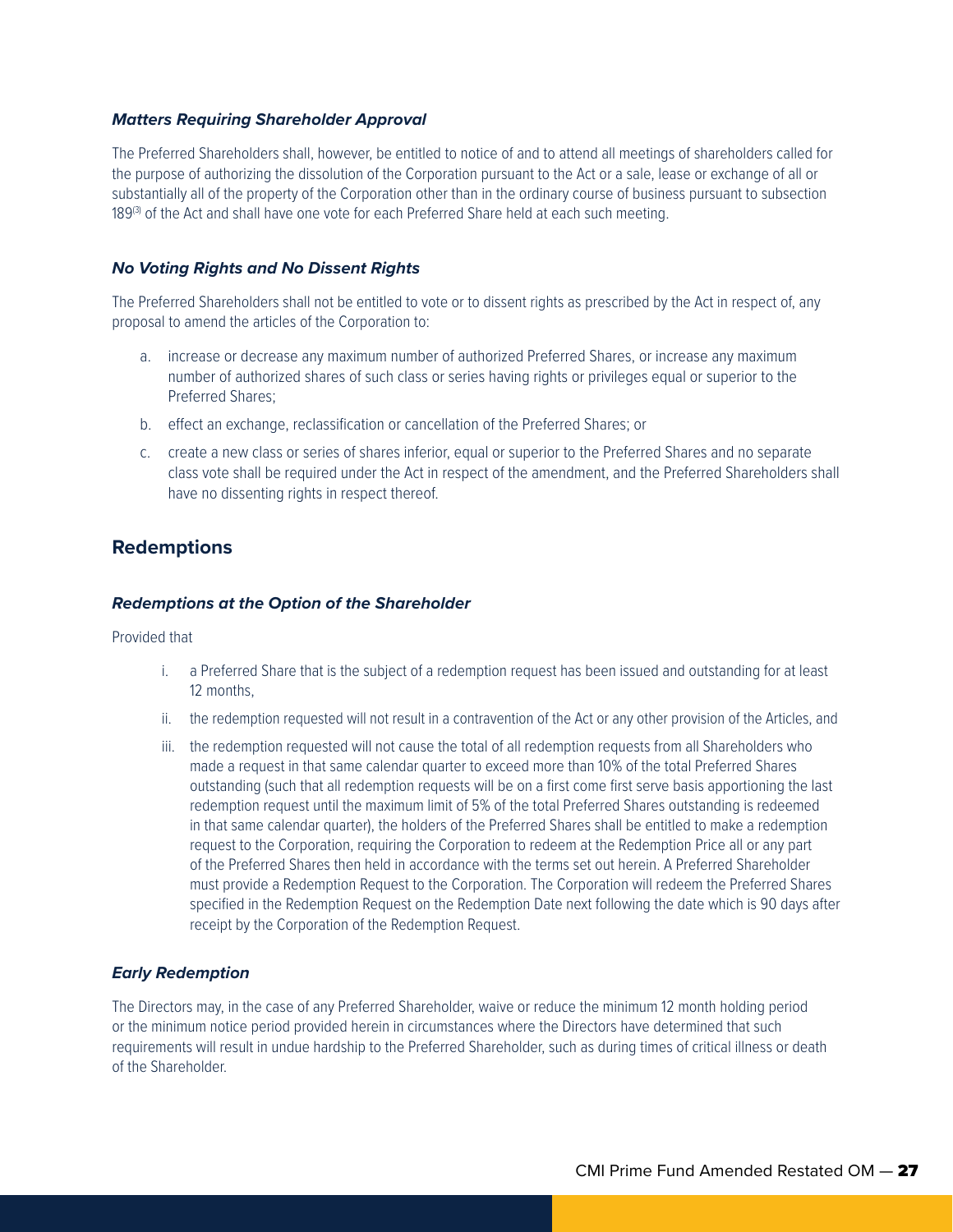#### ***Matters Requiring Shareholder Approval***

The Preferred Shareholders shall, however, be entitled to notice of and to attend all meetings of shareholders called for the purpose of authorizing the dissolution of the Corporation pursuant to the Act or a sale, lease or exchange of all or substantially all of the property of the Corporation other than in the ordinary course of business pursuant to subsection 189[3] of the Act and shall have one vote for each Preferred Share held at each such meeting.

#### ***No Voting Rights and No Dissent Rights***

The Preferred Shareholders shall not be entitled to vote or to dissent rights as prescribed by the Act in respect of, any proposal to amend the articles of the Corporation to:

a. increase or decrease any maximum number of authorized Preferred Shares, or increase any maximum number of authorized shares of such class or series having rights or privileges equal or superior to the Preferred Shares;

b. effect an exchange, reclassification or cancellation of the Preferred Shares; or

c. create a new class or series of shares inferior, equal or superior to the Preferred Shares and no separate class vote shall be required under the Act in respect of the amendment, and the Preferred Shareholders shall have no dissenting rights in respect thereof.

## Redemptions

#### ***Redemptions at the Option of the Shareholder***

Provided that

i. a Preferred Share that is the subject of a redemption request has been issued and outstanding for at least 12 months,

ii. the redemption requested will not result in a contravention of the Act or any other provision of the Articles, and

iii. the redemption requested will not cause the total of all redemption requests from all Shareholders who made a request in that same calendar quarter to exceed more than 10% of the total Preferred Shares outstanding (such that all redemption requests will be on a first come first serve basis apportioning the last redemption request until the maximum limit of 5% of the total Preferred Shares outstanding is redeemed in that same calendar quarter), the holders of the Preferred Shares shall be entitled to make a redemption request to the Corporation, requiring the Corporation to redeem at the Redemption Price all or any part of the Preferred Shares then held in accordance with the terms set out herein. A Preferred Shareholder must provide a Redemption Request to the Corporation. The Corporation will redeem the Preferred Shares specified in the Redemption Request on the Redemption Date next following the date which is 90 days after receipt by the Corporation of the Redemption Request.

#### ***Early Redemption***

The Directors may, in the case of any Preferred Shareholder, waive or reduce the minimum 12 month holding period or the minimum notice period provided herein in circumstances where the Directors have determined that such requirements will result in undue hardship to the Preferred Shareholder, such as during times of critical illness or death of the Shareholder.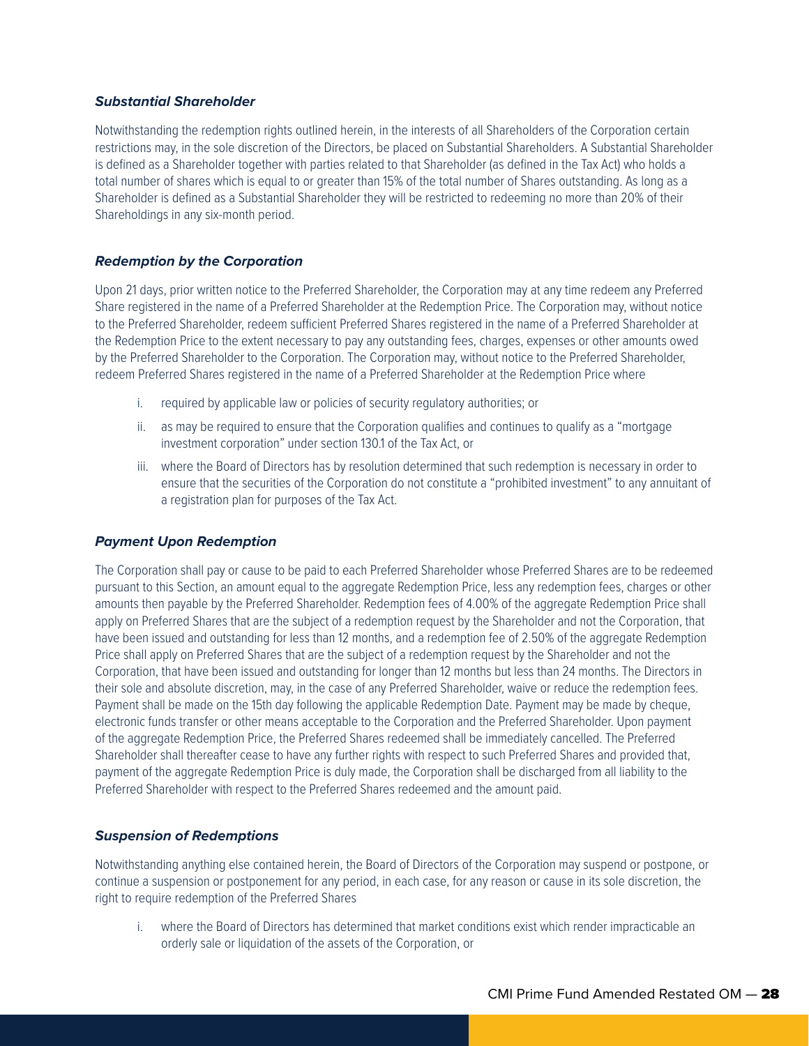### *Substantial Shareholder*

Notwithstanding the redemption rights outlined herein, in the interests of all Shareholders of the Corporation certain restrictions may, in the sole discretion of the Directors, be placed on Substantial Shareholders. A Substantial Shareholder is defined as a Shareholder together with parties related to that Shareholder (as defined in the Tax Act) who holds a total number of shares which is equal to or greater than 15% of the total number of Shares outstanding. As long as a Shareholder is defined as a Substantial Shareholder they will be restricted to redeeming no more than 20% of their Shareholdings in any six-month period.

### *Redemption by the Corporation*

Upon 21 days, prior written notice to the Preferred Shareholder, the Corporation may at any time redeem any Preferred Share registered in the name of a Preferred Shareholder at the Redemption Price. The Corporation may, without notice to the Preferred Shareholder, redeem sufficient Preferred Shares registered in the name of a Preferred Shareholder at the Redemption Price to the extent necessary to pay any outstanding fees, charges, expenses or other amounts owed by the Preferred Shareholder to the Corporation. The Corporation may, without notice to the Preferred Shareholder, redeem Preferred Shares registered in the name of a Preferred Shareholder at the Redemption Price where

i. required by applicable law or policies of security regulatory authorities; or

ii. as may be required to ensure that the Corporation qualifies and continues to qualify as a "mortgage investment corporation" under section 130.1 of the Tax Act, or

iii. where the Board of Directors has by resolution determined that such redemption is necessary in order to ensure that the securities of the Corporation do not constitute a "prohibited investment" to any annuitant of a registration plan for purposes of the Tax Act.

### *Payment Upon Redemption*

The Corporation shall pay or cause to be paid to each Preferred Shareholder whose Preferred Shares are to be redeemed pursuant to this Section, an amount equal to the aggregate Redemption Price, less any redemption fees, charges or other amounts then payable by the Preferred Shareholder. Redemption fees of 4.00% of the aggregate Redemption Price shall apply on Preferred Shares that are the subject of a redemption request by the Shareholder and not the Corporation, that have been issued and outstanding for less than 12 months, and a redemption fee of 2.50% of the aggregate Redemption Price shall apply on Preferred Shares that are the subject of a redemption request by the Shareholder and not the Corporation, that have been issued and outstanding for longer than 12 months but less than 24 months. The Directors in their sole and absolute discretion, may, in the case of any Preferred Shareholder, waive or reduce the redemption fees. Payment shall be made on the 15th day following the applicable Redemption Date. Payment may be made by cheque, electronic funds transfer or other means acceptable to the Corporation and the Preferred Shareholder. Upon payment of the aggregate Redemption Price, the Preferred Shares redeemed shall be immediately cancelled. The Preferred Shareholder shall thereafter cease to have any further rights with respect to such Preferred Shares and provided that, payment of the aggregate Redemption Price is duly made, the Corporation shall be discharged from all liability to the Preferred Shareholder with respect to the Preferred Shares redeemed and the amount paid.

### *Suspension of Redemptions*

Notwithstanding anything else contained herein, the Board of Directors of the Corporation may suspend or postpone, or continue a suspension or postponement for any period, in each case, for any reason or cause in its sole discretion, the right to require redemption of the Preferred Shares

i. where the Board of Directors has determined that market conditions exist which render impracticable an orderly sale or liquidation of the assets of the Corporation, or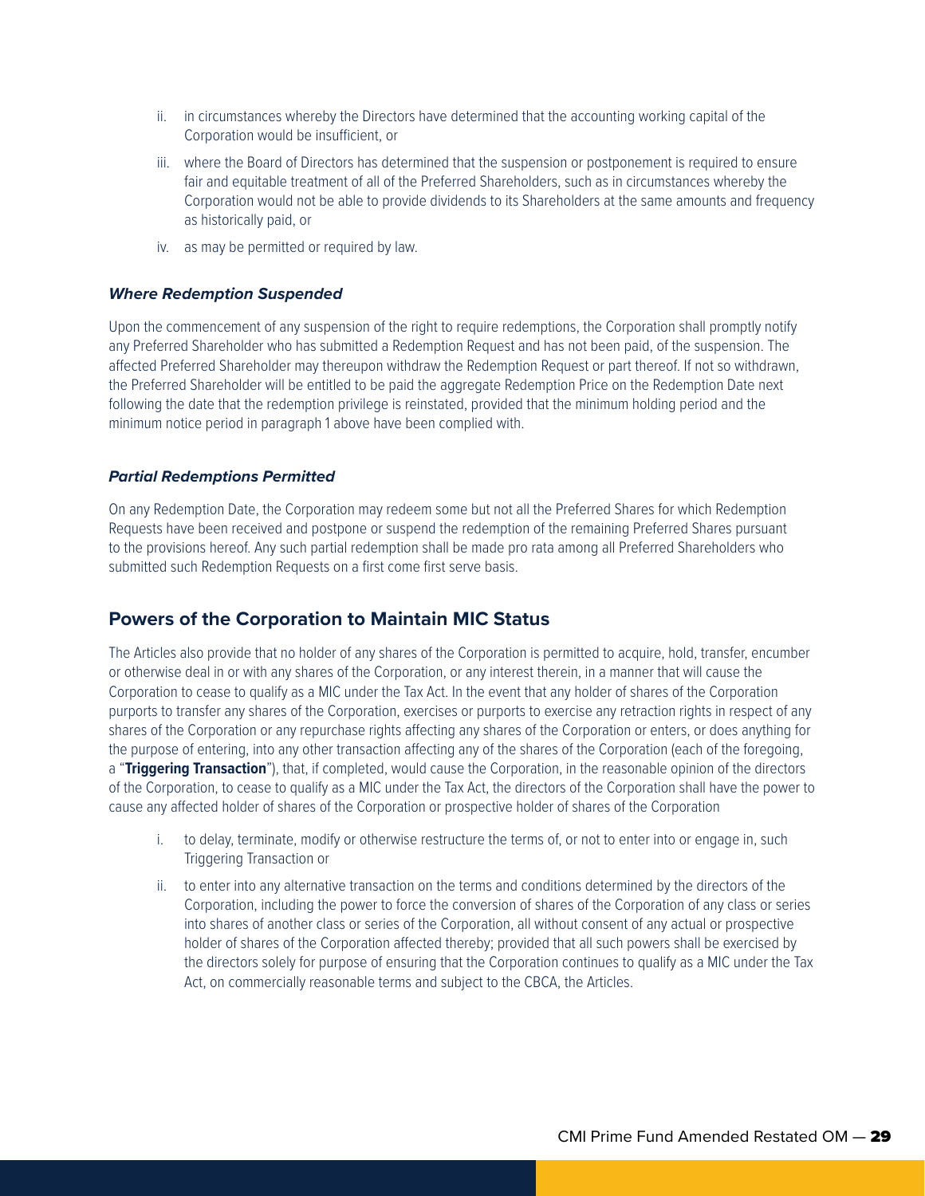ii. in circumstances whereby the Directors have determined that the accounting working capital of the Corporation would be insufficient, or

iii. where the Board of Directors has determined that the suspension or postponement is required to ensure fair and equitable treatment of all of the Preferred Shareholders, such as in circumstances whereby the Corporation would not be able to provide dividends to its Shareholders at the same amounts and frequency as historically paid, or

iv. as may be permitted or required by law.

#### *Where Redemption Suspended*

Upon the commencement of any suspension of the right to require redemptions, the Corporation shall promptly notify any Preferred Shareholder who has submitted a Redemption Request and has not been paid, of the suspension. The affected Preferred Shareholder may thereupon withdraw the Redemption Request or part thereof. If not so withdrawn, the Preferred Shareholder will be entitled to be paid the aggregate Redemption Price on the Redemption Date next following the date that the redemption privilege is reinstated, provided that the minimum holding period and the minimum notice period in paragraph 1 above have been complied with.

#### *Partial Redemptions Permitted*

On any Redemption Date, the Corporation may redeem some but not all the Preferred Shares for which Redemption Requests have been received and postpone or suspend the redemption of the remaining Preferred Shares pursuant to the provisions hereof. Any such partial redemption shall be made pro rata among all Preferred Shareholders who submitted such Redemption Requests on a first come first serve basis.

## Powers of the Corporation to Maintain MIC Status

The Articles also provide that no holder of any shares of the Corporation is permitted to acquire, hold, transfer, encumber or otherwise deal in or with any shares of the Corporation, or any interest therein, in a manner that will cause the Corporation to cease to qualify as a MIC under the Tax Act. In the event that any holder of shares of the Corporation purports to transfer any shares of the Corporation, exercises or purports to exercise any retraction rights in respect of any shares of the Corporation or any repurchase rights affecting any shares of the Corporation or enters, or does anything for the purpose of entering, into any other transaction affecting any of the shares of the Corporation (each of the foregoing, a "**Triggering Transaction**"), that, if completed, would cause the Corporation, in the reasonable opinion of the directors of the Corporation, to cease to qualify as a MIC under the Tax Act, the directors of the Corporation shall have the power to cause any affected holder of shares of the Corporation or prospective holder of shares of the Corporation

i. to delay, terminate, modify or otherwise restructure the terms of, or not to enter into or engage in, such Triggering Transaction or

ii. to enter into any alternative transaction on the terms and conditions determined by the directors of the Corporation, including the power to force the conversion of shares of the Corporation of any class or series into shares of another class or series of the Corporation, all without consent of any actual or prospective holder of shares of the Corporation affected thereby; provided that all such powers shall be exercised by the directors solely for purpose of ensuring that the Corporation continues to qualify as a MIC under the Tax Act, on commercially reasonable terms and subject to the CBCA, the Articles.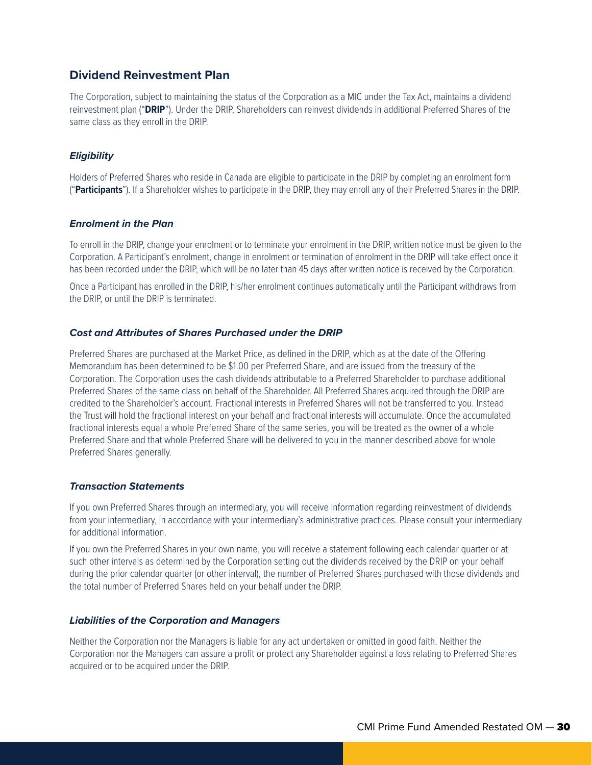## Dividend Reinvestment Plan

The Corporation, subject to maintaining the status of the Corporation as a MIC under the Tax Act, maintains a dividend reinvestment plan ("**DRIP**"). Under the DRIP, Shareholders can reinvest dividends in additional Preferred Shares of the same class as they enroll in the DRIP.

### *Eligibility*

Holders of Preferred Shares who reside in Canada are eligible to participate in the DRIP by completing an enrolment form ("**Participants**"). If a Shareholder wishes to participate in the DRIP, they may enroll any of their Preferred Shares in the DRIP.

### *Enrolment in the Plan*

To enroll in the DRIP, change your enrolment or to terminate your enrolment in the DRIP, written notice must be given to the Corporation. A Participant's enrolment, change in enrolment or termination of enrolment in the DRIP will take effect once it has been recorded under the DRIP, which will be no later than 45 days after written notice is received by the Corporation.

Once a Participant has enrolled in the DRIP, his/her enrolment continues automatically until the Participant withdraws from the DRIP, or until the DRIP is terminated.

### *Cost and Attributes of Shares Purchased under the DRIP*

Preferred Shares are purchased at the Market Price, as defined in the DRIP, which as at the date of the Offering Memorandum has been determined to be $1.00 per Preferred Share, and are issued from the treasury of the Corporation. The Corporation uses the cash dividends attributable to a Preferred Shareholder to purchase additional Preferred Shares of the same class on behalf of the Shareholder. All Preferred Shares acquired through the DRIP are credited to the Shareholder's account. Fractional interests in Preferred Shares will not be transferred to you. Instead the Trust will hold the fractional interest on your behalf and fractional interests will accumulate. Once the accumulated fractional interests equal a whole Preferred Share of the same series, you will be treated as the owner of a whole Preferred Share and that whole Preferred Share will be delivered to you in the manner described above for whole Preferred Shares generally.

### *Transaction Statements*

If you own Preferred Shares through an intermediary, you will receive information regarding reinvestment of dividends from your intermediary, in accordance with your intermediary's administrative practices. Please consult your intermediary for additional information.

If you own the Preferred Shares in your own name, you will receive a statement following each calendar quarter or at such other intervals as determined by the Corporation setting out the dividends received by the DRIP on your behalf during the prior calendar quarter (or other interval), the number of Preferred Shares purchased with those dividends and the total number of Preferred Shares held on your behalf under the DRIP.

### *Liabilities of the Corporation and Managers*

Neither the Corporation nor the Managers is liable for any act undertaken or omitted in good faith. Neither the Corporation nor the Managers can assure a profit or protect any Shareholder against a loss relating to Preferred Shares acquired or to be acquired under the DRIP.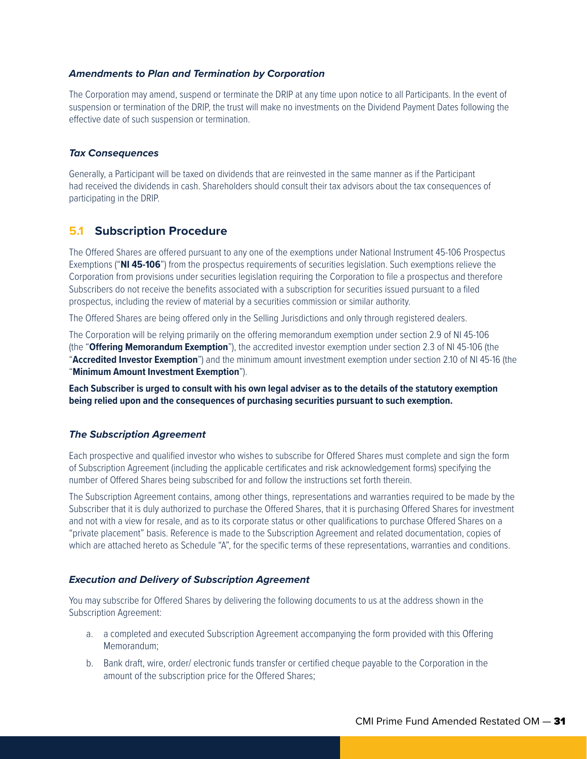### *Amendments to Plan and Termination by Corporation*

The Corporation may amend, suspend or terminate the DRIP at any time upon notice to all Participants. In the event of suspension or termination of the DRIP, the trust will make no investments on the Dividend Payment Dates following the effective date of such suspension or termination.

### *Tax Consequences*

Generally, a Participant will be taxed on dividends that are reinvested in the same manner as if the Participant had received the dividends in cash. Shareholders should consult their tax advisors about the tax consequences of participating in the DRIP.

## 5.1 Subscription Procedure

The Offered Shares are offered pursuant to any one of the exemptions under National Instrument 45-106 Prospectus Exemptions ("**NI 45-106**") from the prospectus requirements of securities legislation. Such exemptions relieve the Corporation from provisions under securities legislation requiring the Corporation to file a prospectus and therefore Subscribers do not receive the benefits associated with a subscription for securities issued pursuant to a filed prospectus, including the review of material by a securities commission or similar authority.

The Offered Shares are being offered only in the Selling Jurisdictions and only through registered dealers.

The Corporation will be relying primarily on the offering memorandum exemption under section 2.9 of NI 45-106 (the "**Offering Memorandum Exemption**"), the accredited investor exemption under section 2.3 of NI 45-106 (the "**Accredited Investor Exemption**") and the minimum amount investment exemption under section 2.10 of NI 45-16 (the "**Minimum Amount Investment Exemption**").

**Each Subscriber is urged to consult with his own legal adviser as to the details of the statutory exemption being relied upon and the consequences of purchasing securities pursuant to such exemption.**

### *The Subscription Agreement*

Each prospective and qualified investor who wishes to subscribe for Offered Shares must complete and sign the form of Subscription Agreement (including the applicable certificates and risk acknowledgement forms) specifying the number of Offered Shares being subscribed for and follow the instructions set forth therein.

The Subscription Agreement contains, among other things, representations and warranties required to be made by the Subscriber that it is duly authorized to purchase the Offered Shares, that it is purchasing Offered Shares for investment and not with a view for resale, and as to its corporate status or other qualifications to purchase Offered Shares on a "private placement" basis. Reference is made to the Subscription Agreement and related documentation, copies of which are attached hereto as Schedule "A", for the specific terms of these representations, warranties and conditions.

### *Execution and Delivery of Subscription Agreement*

You may subscribe for Offered Shares by delivering the following documents to us at the address shown in the Subscription Agreement:

a. a completed and executed Subscription Agreement accompanying the form provided with this Offering Memorandum;

b. Bank draft, wire, order/ electronic funds transfer or certified cheque payable to the Corporation in the amount of the subscription price for the Offered Shares;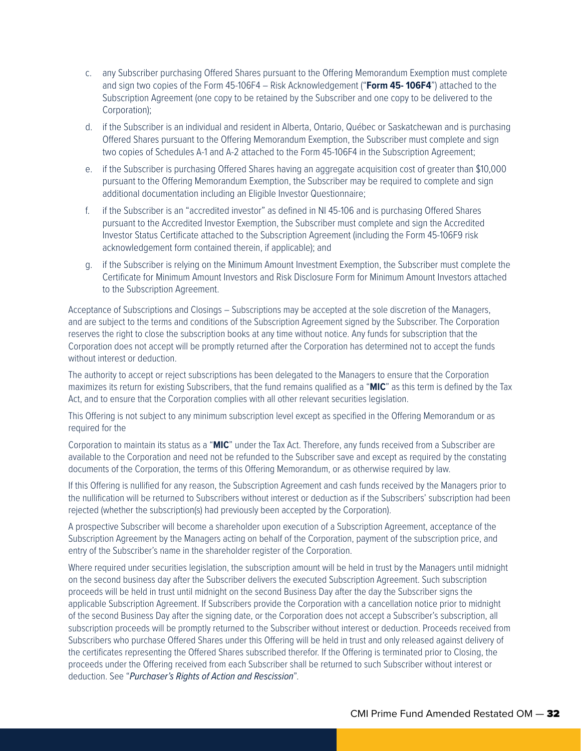c. any Subscriber purchasing Offered Shares pursuant to the Offering Memorandum Exemption must complete and sign two copies of the Form 45-106F4 – Risk Acknowledgement ("**Form 45- 106F4**") attached to the Subscription Agreement (one copy to be retained by the Subscriber and one copy to be delivered to the Corporation);

d. if the Subscriber is an individual and resident in Alberta, Ontario, Québec or Saskatchewan and is purchasing Offered Shares pursuant to the Offering Memorandum Exemption, the Subscriber must complete and sign two copies of Schedules A-1 and A-2 attached to the Form 45-106F4 in the Subscription Agreement;

e. if the Subscriber is purchasing Offered Shares having an aggregate acquisition cost of greater than $10,000 pursuant to the Offering Memorandum Exemption, the Subscriber may be required to complete and sign additional documentation including an Eligible Investor Questionnaire;

f. if the Subscriber is an "accredited investor" as defined in NI 45-106 and is purchasing Offered Shares pursuant to the Accredited Investor Exemption, the Subscriber must complete and sign the Accredited Investor Status Certificate attached to the Subscription Agreement (including the Form 45-106F9 risk acknowledgement form contained therein, if applicable); and

g. if the Subscriber is relying on the Minimum Amount Investment Exemption, the Subscriber must complete the Certificate for Minimum Amount Investors and Risk Disclosure Form for Minimum Amount Investors attached to the Subscription Agreement.

Acceptance of Subscriptions and Closings – Subscriptions may be accepted at the sole discretion of the Managers, and are subject to the terms and conditions of the Subscription Agreement signed by the Subscriber. The Corporation reserves the right to close the subscription books at any time without notice. Any funds for subscription that the Corporation does not accept will be promptly returned after the Corporation has determined not to accept the funds without interest or deduction.

The authority to accept or reject subscriptions has been delegated to the Managers to ensure that the Corporation maximizes its return for existing Subscribers, that the fund remains qualified as a "**MIC**" as this term is defined by the Tax Act, and to ensure that the Corporation complies with all other relevant securities legislation.

This Offering is not subject to any minimum subscription level except as specified in the Offering Memorandum or as required for the

Corporation to maintain its status as a "**MIC**" under the Tax Act. Therefore, any funds received from a Subscriber are available to the Corporation and need not be refunded to the Subscriber save and except as required by the constating documents of the Corporation, the terms of this Offering Memorandum, or as otherwise required by law.

If this Offering is nullified for any reason, the Subscription Agreement and cash funds received by the Managers prior to the nullification will be returned to Subscribers without interest or deduction as if the Subscribers' subscription had been rejected (whether the subscription(s) had previously been accepted by the Corporation).

A prospective Subscriber will become a shareholder upon execution of a Subscription Agreement, acceptance of the Subscription Agreement by the Managers acting on behalf of the Corporation, payment of the subscription price, and entry of the Subscriber's name in the shareholder register of the Corporation.

Where required under securities legislation, the subscription amount will be held in trust by the Managers until midnight on the second business day after the Subscriber delivers the executed Subscription Agreement. Such subscription proceeds will be held in trust until midnight on the second Business Day after the day the Subscriber signs the applicable Subscription Agreement. If Subscribers provide the Corporation with a cancellation notice prior to midnight of the second Business Day after the signing date, or the Corporation does not accept a Subscriber's subscription, all subscription proceeds will be promptly returned to the Subscriber without interest or deduction. Proceeds received from Subscribers who purchase Offered Shares under this Offering will be held in trust and only released against delivery of the certificates representing the Offered Shares subscribed therefor. If the Offering is terminated prior to Closing, the proceeds under the Offering received from each Subscriber shall be returned to such Subscriber without interest or deduction. See "*Purchaser's Rights of Action and Rescission*".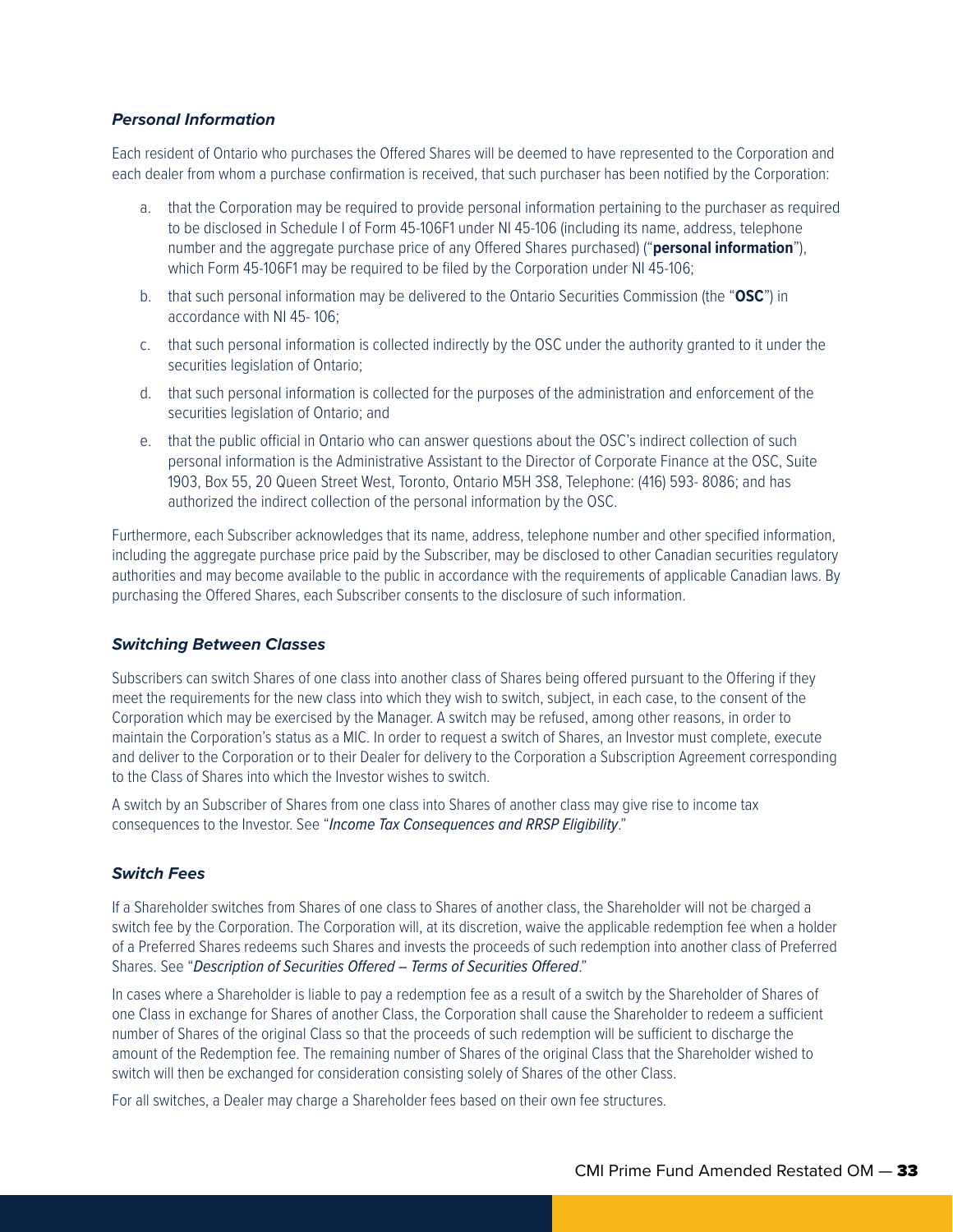### *Personal Information*

Each resident of Ontario who purchases the Offered Shares will be deemed to have represented to the Corporation and each dealer from whom a purchase confirmation is received, that such purchaser has been notified by the Corporation:

a. that the Corporation may be required to provide personal information pertaining to the purchaser as required to be disclosed in Schedule I of Form 45-106F1 under NI 45-106 (including its name, address, telephone number and the aggregate purchase price of any Offered Shares purchased) ("**personal information**"), which Form 45-106F1 may be required to be filed by the Corporation under NI 45-106;

b. that such personal information may be delivered to the Ontario Securities Commission (the "**OSC**") in accordance with NI 45- 106;

c. that such personal information is collected indirectly by the OSC under the authority granted to it under the securities legislation of Ontario;

d. that such personal information is collected for the purposes of the administration and enforcement of the securities legislation of Ontario; and

e. that the public official in Ontario who can answer questions about the OSC's indirect collection of such personal information is the Administrative Assistant to the Director of Corporate Finance at the OSC, Suite 1903, Box 55, 20 Queen Street West, Toronto, Ontario M5H 3S8, Telephone: (416) 593- 8086; and has authorized the indirect collection of the personal information by the OSC.

Furthermore, each Subscriber acknowledges that its name, address, telephone number and other specified information, including the aggregate purchase price paid by the Subscriber, may be disclosed to other Canadian securities regulatory authorities and may become available to the public in accordance with the requirements of applicable Canadian laws. By purchasing the Offered Shares, each Subscriber consents to the disclosure of such information.

### *Switching Between Classes*

Subscribers can switch Shares of one class into another class of Shares being offered pursuant to the Offering if they meet the requirements for the new class into which they wish to switch, subject, in each case, to the consent of the Corporation which may be exercised by the Manager. A switch may be refused, among other reasons, in order to maintain the Corporation's status as a MIC. In order to request a switch of Shares, an Investor must complete, execute and deliver to the Corporation or to their Dealer for delivery to the Corporation a Subscription Agreement corresponding to the Class of Shares into which the Investor wishes to switch.

A switch by an Subscriber of Shares from one class into Shares of another class may give rise to income tax consequences to the Investor. See "*Income Tax Consequences and RRSP Eligibility*."

### *Switch Fees*

If a Shareholder switches from Shares of one class to Shares of another class, the Shareholder will not be charged a switch fee by the Corporation. The Corporation will, at its discretion, waive the applicable redemption fee when a holder of a Preferred Shares redeems such Shares and invests the proceeds of such redemption into another class of Preferred Shares. See "*Description of Securities Offered – Terms of Securities Offered*."

In cases where a Shareholder is liable to pay a redemption fee as a result of a switch by the Shareholder of Shares of one Class in exchange for Shares of another Class, the Corporation shall cause the Shareholder to redeem a sufficient number of Shares of the original Class so that the proceeds of such redemption will be sufficient to discharge the amount of the Redemption fee. The remaining number of Shares of the original Class that the Shareholder wished to switch will then be exchanged for consideration consisting solely of Shares of the other Class.

For all switches, a Dealer may charge a Shareholder fees based on their own fee structures.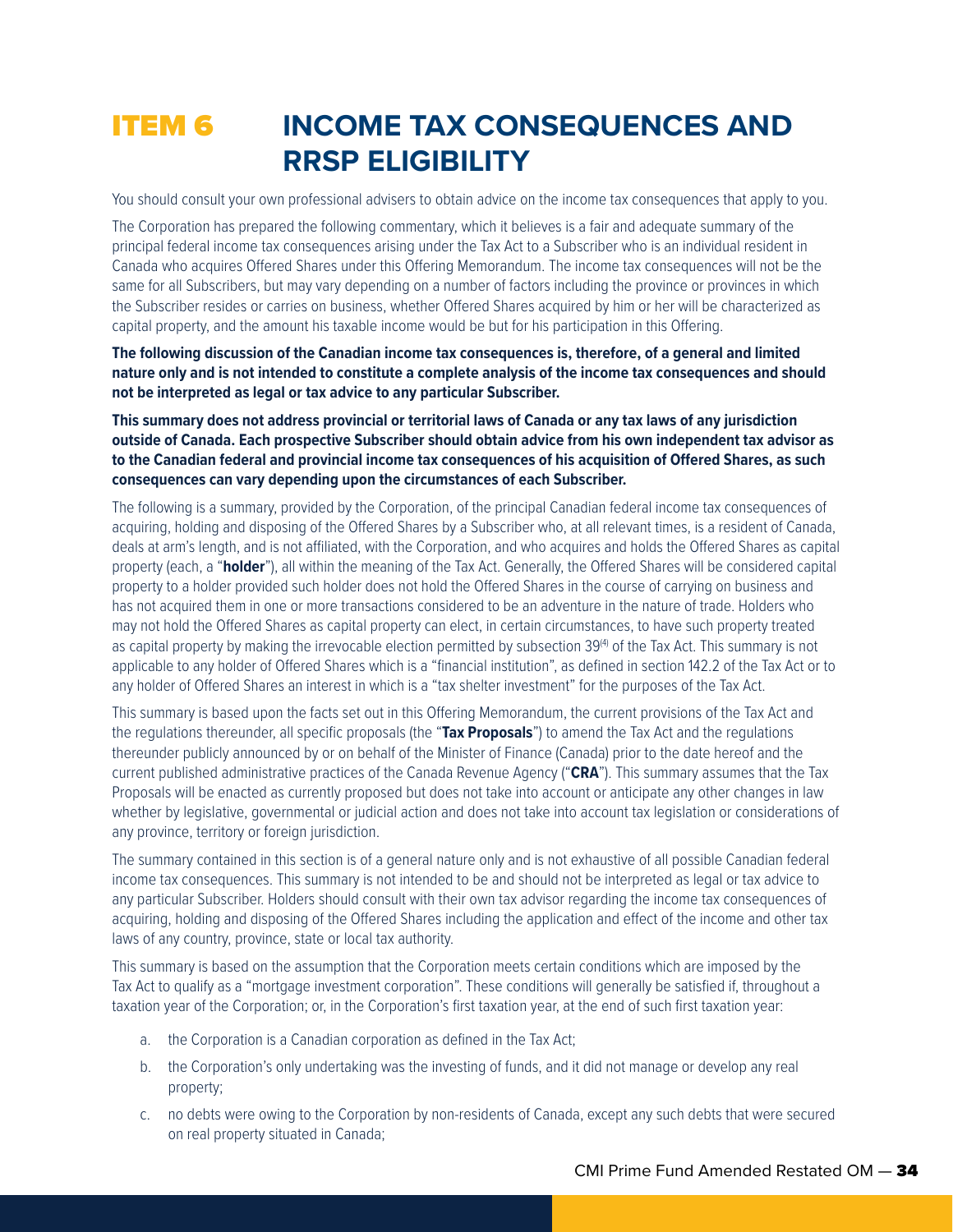# ITEM 6 INCOME TAX CONSEQUENCES AND RRSP ELIGIBILITY

You should consult your own professional advisers to obtain advice on the income tax consequences that apply to you.

The Corporation has prepared the following commentary, which it believes is a fair and adequate summary of the principal federal income tax consequences arising under the Tax Act to a Subscriber who is an individual resident in Canada who acquires Offered Shares under this Offering Memorandum. The income tax consequences will not be the same for all Subscribers, but may vary depending on a number of factors including the province or provinces in which the Subscriber resides or carries on business, whether Offered Shares acquired by him or her will be characterized as capital property, and the amount his taxable income would be but for his participation in this Offering.

**The following discussion of the Canadian income tax consequences is, therefore, of a general and limited nature only and is not intended to constitute a complete analysis of the income tax consequences and should not be interpreted as legal or tax advice to any particular Subscriber.**

**This summary does not address provincial or territorial laws of Canada or any tax laws of any jurisdiction outside of Canada. Each prospective Subscriber should obtain advice from his own independent tax advisor as to the Canadian federal and provincial income tax consequences of his acquisition of Offered Shares, as such consequences can vary depending upon the circumstances of each Subscriber.**

The following is a summary, provided by the Corporation, of the principal Canadian federal income tax consequences of acquiring, holding and disposing of the Offered Shares by a Subscriber who, at all relevant times, is a resident of Canada, deals at arm's length, and is not affiliated, with the Corporation, and who acquires and holds the Offered Shares as capital property (each, a "**holder**"), all within the meaning of the Tax Act. Generally, the Offered Shares will be considered capital property to a holder provided such holder does not hold the Offered Shares in the course of carrying on business and has not acquired them in one or more transactions considered to be an adventure in the nature of trade. Holders who may not hold the Offered Shares as capital property can elect, in certain circumstances, to have such property treated as capital property by making the irrevocable election permitted by subsection 39(4) of the Tax Act. This summary is not applicable to any holder of Offered Shares which is a "financial institution", as defined in section 142.2 of the Tax Act or to any holder of Offered Shares an interest in which is a "tax shelter investment" for the purposes of the Tax Act.

This summary is based upon the facts set out in this Offering Memorandum, the current provisions of the Tax Act and the regulations thereunder, all specific proposals (the "**Tax Proposals**") to amend the Tax Act and the regulations thereunder publicly announced by or on behalf of the Minister of Finance (Canada) prior to the date hereof and the current published administrative practices of the Canada Revenue Agency ("**CRA**"). This summary assumes that the Tax Proposals will be enacted as currently proposed but does not take into account or anticipate any other changes in law whether by legislative, governmental or judicial action and does not take into account tax legislation or considerations of any province, territory or foreign jurisdiction.

The summary contained in this section is of a general nature only and is not exhaustive of all possible Canadian federal income tax consequences. This summary is not intended to be and should not be interpreted as legal or tax advice to any particular Subscriber. Holders should consult with their own tax advisor regarding the income tax consequences of acquiring, holding and disposing of the Offered Shares including the application and effect of the income and other tax laws of any country, province, state or local tax authority.

This summary is based on the assumption that the Corporation meets certain conditions which are imposed by the Tax Act to qualify as a "mortgage investment corporation". These conditions will generally be satisfied if, throughout a taxation year of the Corporation; or, in the Corporation's first taxation year, at the end of such first taxation year:

a. the Corporation is a Canadian corporation as defined in the Tax Act;
b. the Corporation's only undertaking was the investing of funds, and it did not manage or develop any real property;
c. no debts were owing to the Corporation by non-residents of Canada, except any such debts that were secured on real property situated in Canada;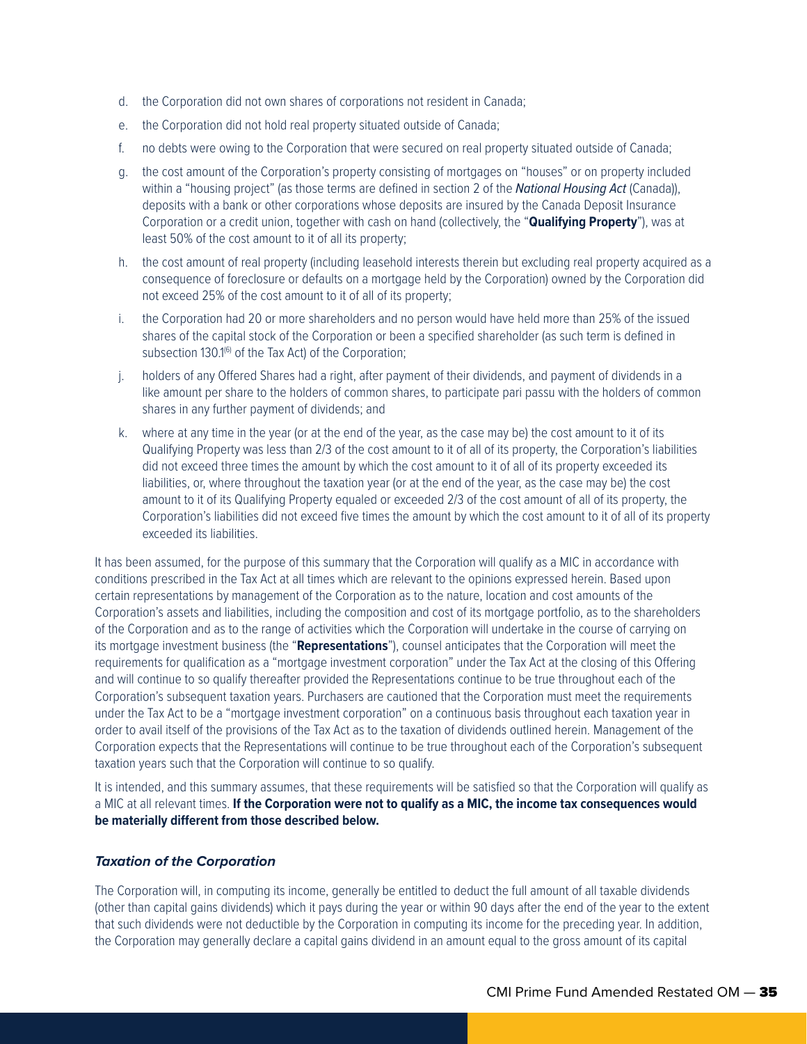d. the Corporation did not own shares of corporations not resident in Canada;

e. the Corporation did not hold real property situated outside of Canada;

f. no debts were owing to the Corporation that were secured on real property situated outside of Canada;

g. the cost amount of the Corporation's property consisting of mortgages on "houses" or on property included within a "housing project" (as those terms are defined in section 2 of the *National Housing Act* (Canada)), deposits with a bank or other corporations whose deposits are insured by the Canada Deposit Insurance Corporation or a credit union, together with cash on hand (collectively, the "**Qualifying Property**"), was at least 50% of the cost amount to it of all its property;

h. the cost amount of real property (including leasehold interests therein but excluding real property acquired as a consequence of foreclosure or defaults on a mortgage held by the Corporation) owned by the Corporation did not exceed 25% of the cost amount to it of all of its property;

i. the Corporation had 20 or more shareholders and no person would have held more than 25% of the issued shares of the capital stock of the Corporation or been a specified shareholder (as such term is defined in subsection 130.1(6) of the Tax Act) of the Corporation;

j. holders of any Offered Shares had a right, after payment of their dividends, and payment of dividends in a like amount per share to the holders of common shares, to participate pari passu with the holders of common shares in any further payment of dividends; and

k. where at any time in the year (or at the end of the year, as the case may be) the cost amount to it of its Qualifying Property was less than 2/3 of the cost amount to it of all of its property, the Corporation's liabilities did not exceed three times the amount by which the cost amount to it of all of its property exceeded its liabilities, or, where throughout the taxation year (or at the end of the year, as the case may be) the cost amount to it of its Qualifying Property equaled or exceeded 2/3 of the cost amount of all of its property, the Corporation's liabilities did not exceed five times the amount by which the cost amount to it of all of its property exceeded its liabilities.

It has been assumed, for the purpose of this summary that the Corporation will qualify as a MIC in accordance with conditions prescribed in the Tax Act at all times which are relevant to the opinions expressed herein. Based upon certain representations by management of the Corporation as to the nature, location and cost amounts of the Corporation's assets and liabilities, including the composition and cost of its mortgage portfolio, as to the shareholders of the Corporation and as to the range of activities which the Corporation will undertake in the course of carrying on its mortgage investment business (the "**Representations**"), counsel anticipates that the Corporation will meet the requirements for qualification as a "mortgage investment corporation" under the Tax Act at the closing of this Offering and will continue to so qualify thereafter provided the Representations continue to be true throughout each of the Corporation's subsequent taxation years. Purchasers are cautioned that the Corporation must meet the requirements under the Tax Act to be a "mortgage investment corporation" on a continuous basis throughout each taxation year in order to avail itself of the provisions of the Tax Act as to the taxation of dividends outlined herein. Management of the Corporation expects that the Representations will continue to be true throughout each of the Corporation's subsequent taxation years such that the Corporation will continue to so qualify.

It is intended, and this summary assumes, that these requirements will be satisfied so that the Corporation will qualify as a MIC at all relevant times. **If the Corporation were not to qualify as a MIC, the income tax consequences would be materially different from those described below.**

***Taxation of the Corporation***

The Corporation will, in computing its income, generally be entitled to deduct the full amount of all taxable dividends (other than capital gains dividends) which it pays during the year or within 90 days after the end of the year to the extent that such dividends were not deductible by the Corporation in computing its income for the preceding year. In addition, the Corporation may generally declare a capital gains dividend in an amount equal to the gross amount of its capital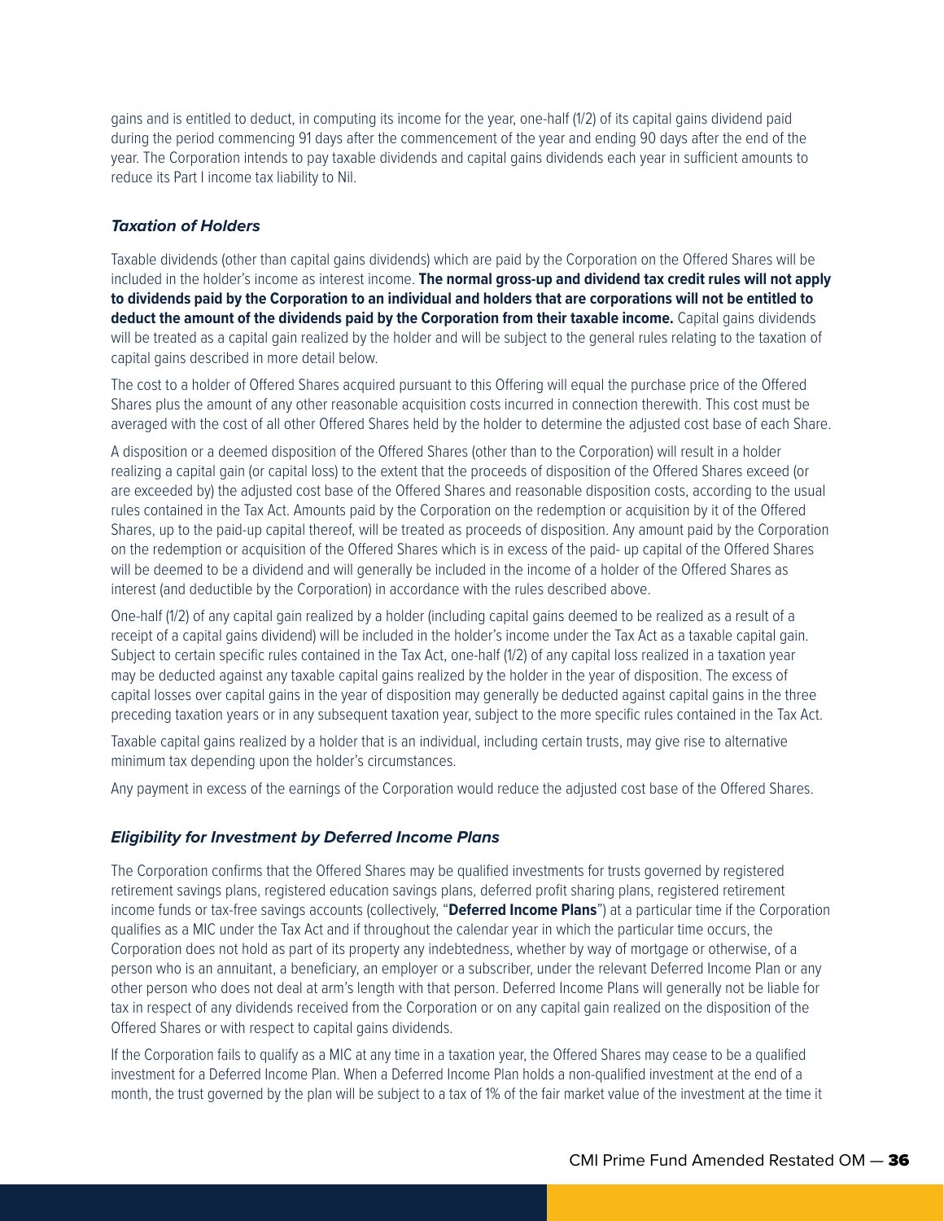gains and is entitled to deduct, in computing its income for the year, one-half (1/2) of its capital gains dividend paid during the period commencing 91 days after the commencement of the year and ending 90 days after the end of the year. The Corporation intends to pay taxable dividends and capital gains dividends each year in sufficient amounts to reduce its Part I income tax liability to Nil.

### *Taxation of Holders*

Taxable dividends (other than capital gains dividends) which are paid by the Corporation on the Offered Shares will be included in the holder's income as interest income. **The normal gross-up and dividend tax credit rules will not apply to dividends paid by the Corporation to an individual and holders that are corporations will not be entitled to deduct the amount of the dividends paid by the Corporation from their taxable income.** Capital gains dividends will be treated as a capital gain realized by the holder and will be subject to the general rules relating to the taxation of capital gains described in more detail below.

The cost to a holder of Offered Shares acquired pursuant to this Offering will equal the purchase price of the Offered Shares plus the amount of any other reasonable acquisition costs incurred in connection therewith. This cost must be averaged with the cost of all other Offered Shares held by the holder to determine the adjusted cost base of each Share.

A disposition or a deemed disposition of the Offered Shares (other than to the Corporation) will result in a holder realizing a capital gain (or capital loss) to the extent that the proceeds of disposition of the Offered Shares exceed (or are exceeded by) the adjusted cost base of the Offered Shares and reasonable disposition costs, according to the usual rules contained in the Tax Act. Amounts paid by the Corporation on the redemption or acquisition by it of the Offered Shares, up to the paid-up capital thereof, will be treated as proceeds of disposition. Any amount paid by the Corporation on the redemption or acquisition of the Offered Shares which is in excess of the paid- up capital of the Offered Shares will be deemed to be a dividend and will generally be included in the income of a holder of the Offered Shares as interest (and deductible by the Corporation) in accordance with the rules described above.

One-half (1/2) of any capital gain realized by a holder (including capital gains deemed to be realized as a result of a receipt of a capital gains dividend) will be included in the holder's income under the Tax Act as a taxable capital gain. Subject to certain specific rules contained in the Tax Act, one-half (1/2) of any capital loss realized in a taxation year may be deducted against any taxable capital gains realized by the holder in the year of disposition. The excess of capital losses over capital gains in the year of disposition may generally be deducted against capital gains in the three preceding taxation years or in any subsequent taxation year, subject to the more specific rules contained in the Tax Act.

Taxable capital gains realized by a holder that is an individual, including certain trusts, may give rise to alternative minimum tax depending upon the holder's circumstances.

Any payment in excess of the earnings of the Corporation would reduce the adjusted cost base of the Offered Shares.

### *Eligibility for Investment by Deferred Income Plans*

The Corporation confirms that the Offered Shares may be qualified investments for trusts governed by registered retirement savings plans, registered education savings plans, deferred profit sharing plans, registered retirement income funds or tax-free savings accounts (collectively, "**Deferred Income Plans**") at a particular time if the Corporation qualifies as a MIC under the Tax Act and if throughout the calendar year in which the particular time occurs, the Corporation does not hold as part of its property any indebtedness, whether by way of mortgage or otherwise, of a person who is an annuitant, a beneficiary, an employer or a subscriber, under the relevant Deferred Income Plan or any other person who does not deal at arm's length with that person. Deferred Income Plans will generally not be liable for tax in respect of any dividends received from the Corporation or on any capital gain realized on the disposition of the Offered Shares or with respect to capital gains dividends.

If the Corporation fails to qualify as a MIC at any time in a taxation year, the Offered Shares may cease to be a qualified investment for a Deferred Income Plan. When a Deferred Income Plan holds a non-qualified investment at the end of a month, the trust governed by the plan will be subject to a tax of 1% of the fair market value of the investment at the time it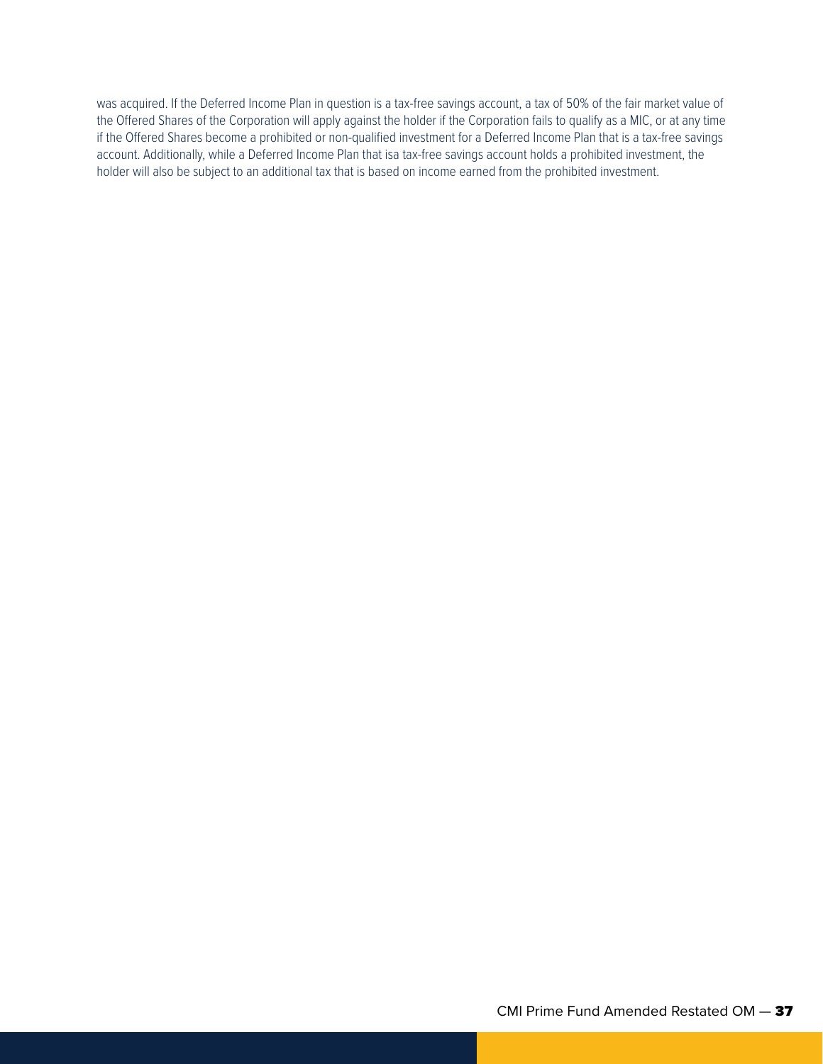was acquired. If the Deferred Income Plan in question is a tax-free savings account, a tax of 50% of the fair market value of the Offered Shares of the Corporation will apply against the holder if the Corporation fails to qualify as a MIC, or at any time if the Offered Shares become a prohibited or non-qualified investment for a Deferred Income Plan that is a tax-free savings account. Additionally, while a Deferred Income Plan that isa tax-free savings account holds a prohibited investment, the holder will also be subject to an additional tax that is based on income earned from the prohibited investment.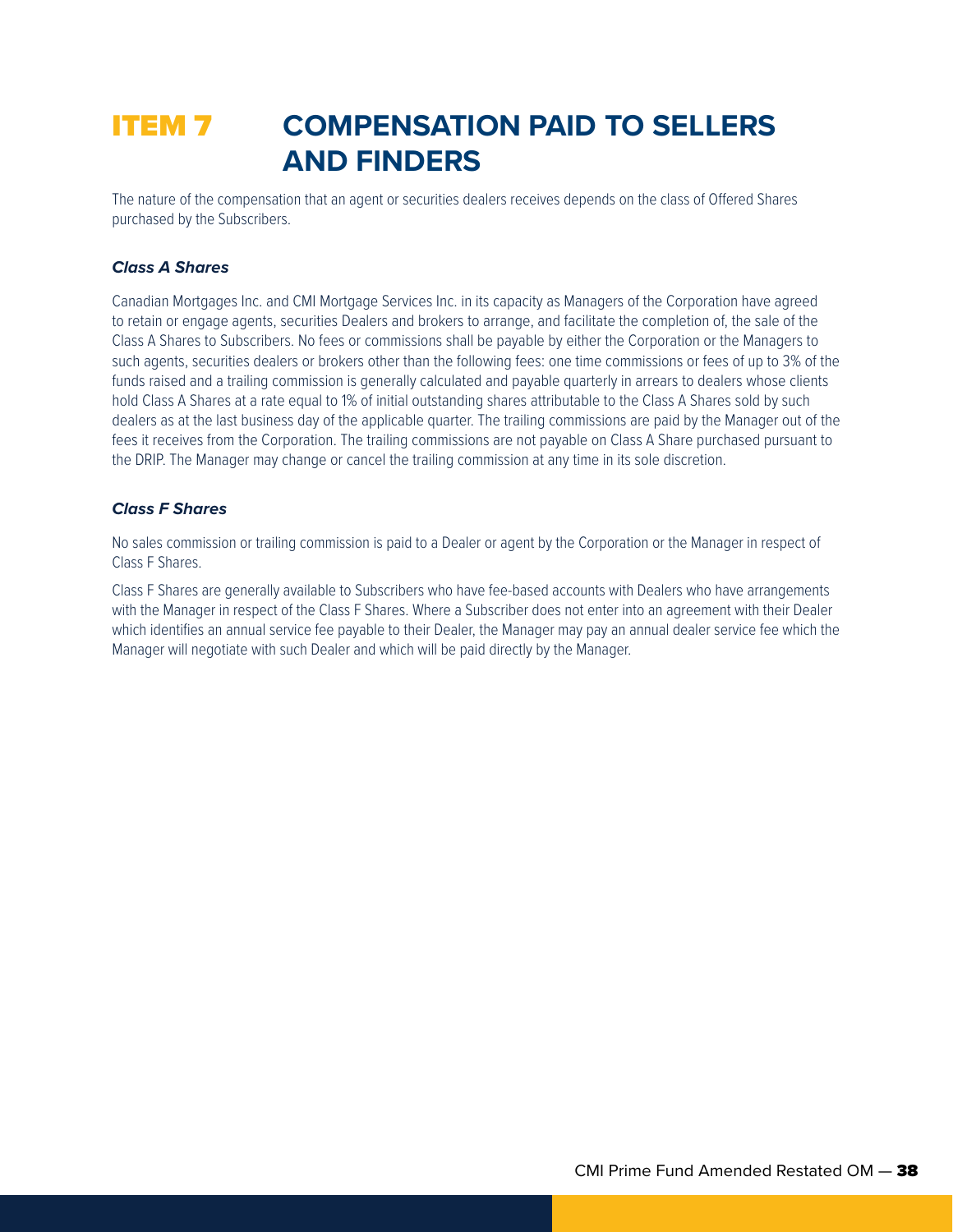# ITEM 7 COMPENSATION PAID TO SELLERS AND FINDERS

The nature of the compensation that an agent or securities dealers receives depends on the class of Offered Shares purchased by the Subscribers.

### *Class A Shares*

Canadian Mortgages Inc. and CMI Mortgage Services Inc. in its capacity as Managers of the Corporation have agreed to retain or engage agents, securities Dealers and brokers to arrange, and facilitate the completion of, the sale of the Class A Shares to Subscribers. No fees or commissions shall be payable by either the Corporation or the Managers to such agents, securities dealers or brokers other than the following fees: one time commissions or fees of up to 3% of the funds raised and a trailing commission is generally calculated and payable quarterly in arrears to dealers whose clients hold Class A Shares at a rate equal to 1% of initial outstanding shares attributable to the Class A Shares sold by such dealers as at the last business day of the applicable quarter. The trailing commissions are paid by the Manager out of the fees it receives from the Corporation. The trailing commissions are not payable on Class A Share purchased pursuant to the DRIP. The Manager may change or cancel the trailing commission at any time in its sole discretion.

### *Class F Shares*

No sales commission or trailing commission is paid to a Dealer or agent by the Corporation or the Manager in respect of Class F Shares.

Class F Shares are generally available to Subscribers who have fee-based accounts with Dealers who have arrangements with the Manager in respect of the Class F Shares. Where a Subscriber does not enter into an agreement with their Dealer which identifies an annual service fee payable to their Dealer, the Manager may pay an annual dealer service fee which the Manager will negotiate with such Dealer and which will be paid directly by the Manager.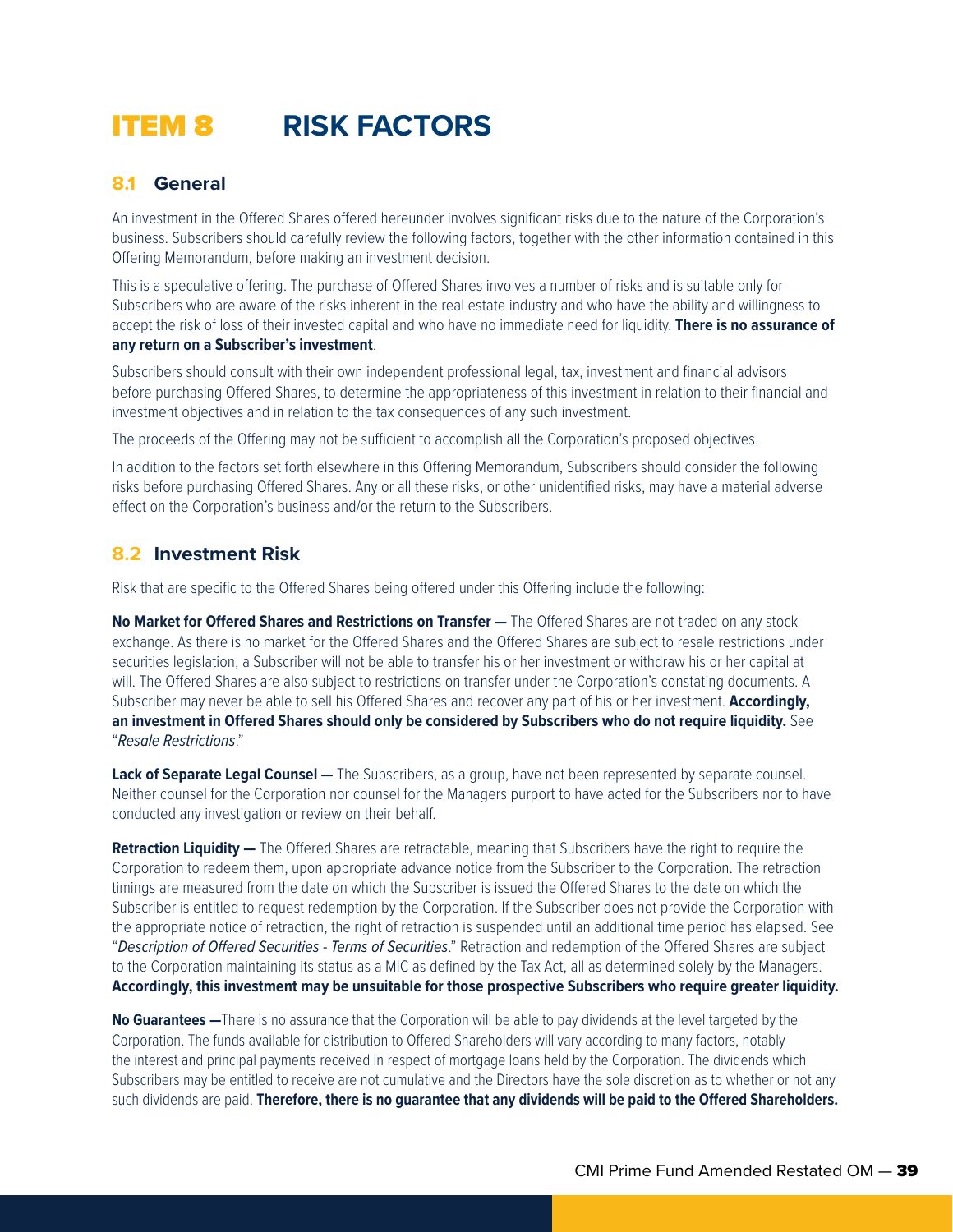# ITEM 8 RISK FACTORS

## 8.1 General

An investment in the Offered Shares offered hereunder involves significant risks due to the nature of the Corporation's business. Subscribers should carefully review the following factors, together with the other information contained in this Offering Memorandum, before making an investment decision.

This is a speculative offering. The purchase of Offered Shares involves a number of risks and is suitable only for Subscribers who are aware of the risks inherent in the real estate industry and who have the ability and willingness to accept the risk of loss of their invested capital and who have no immediate need for liquidity. **There is no assurance of any return on a Subscriber's investment**.

Subscribers should consult with their own independent professional legal, tax, investment and financial advisors before purchasing Offered Shares, to determine the appropriateness of this investment in relation to their financial and investment objectives and in relation to the tax consequences of any such investment.

The proceeds of the Offering may not be sufficient to accomplish all the Corporation's proposed objectives.

In addition to the factors set forth elsewhere in this Offering Memorandum, Subscribers should consider the following risks before purchasing Offered Shares. Any or all these risks, or other unidentified risks, may have a material adverse effect on the Corporation's business and/or the return to the Subscribers.

## 8.2 Investment Risk

Risk that are specific to the Offered Shares being offered under this Offering include the following:

**No Market for Offered Shares and Restrictions on Transfer —** The Offered Shares are not traded on any stock exchange. As there is no market for the Offered Shares and the Offered Shares are subject to resale restrictions under securities legislation, a Subscriber will not be able to transfer his or her investment or withdraw his or her capital at will. The Offered Shares are also subject to restrictions on transfer under the Corporation's constating documents. A Subscriber may never be able to sell his Offered Shares and recover any part of his or her investment. **Accordingly, an investment in Offered Shares should only be considered by Subscribers who do not require liquidity.** See "*Resale Restrictions*."

**Lack of Separate Legal Counsel —** The Subscribers, as a group, have not been represented by separate counsel. Neither counsel for the Corporation nor counsel for the Managers purport to have acted for the Subscribers nor to have conducted any investigation or review on their behalf.

**Retraction Liquidity —** The Offered Shares are retractable, meaning that Subscribers have the right to require the Corporation to redeem them, upon appropriate advance notice from the Subscriber to the Corporation. The retraction timings are measured from the date on which the Subscriber is issued the Offered Shares to the date on which the Subscriber is entitled to request redemption by the Corporation. If the Subscriber does not provide the Corporation with the appropriate notice of retraction, the right of retraction is suspended until an additional time period has elapsed. See "*Description of Offered Securities - Terms of Securities*." Retraction and redemption of the Offered Shares are subject to the Corporation maintaining its status as a MIC as defined by the Tax Act, all as determined solely by the Managers. **Accordingly, this investment may be unsuitable for those prospective Subscribers who require greater liquidity.**

**No Guarantees —**There is no assurance that the Corporation will be able to pay dividends at the level targeted by the Corporation. The funds available for distribution to Offered Shareholders will vary according to many factors, notably the interest and principal payments received in respect of mortgage loans held by the Corporation. The dividends which Subscribers may be entitled to receive are not cumulative and the Directors have the sole discretion as to whether or not any such dividends are paid. **Therefore, there is no guarantee that any dividends will be paid to the Offered Shareholders.**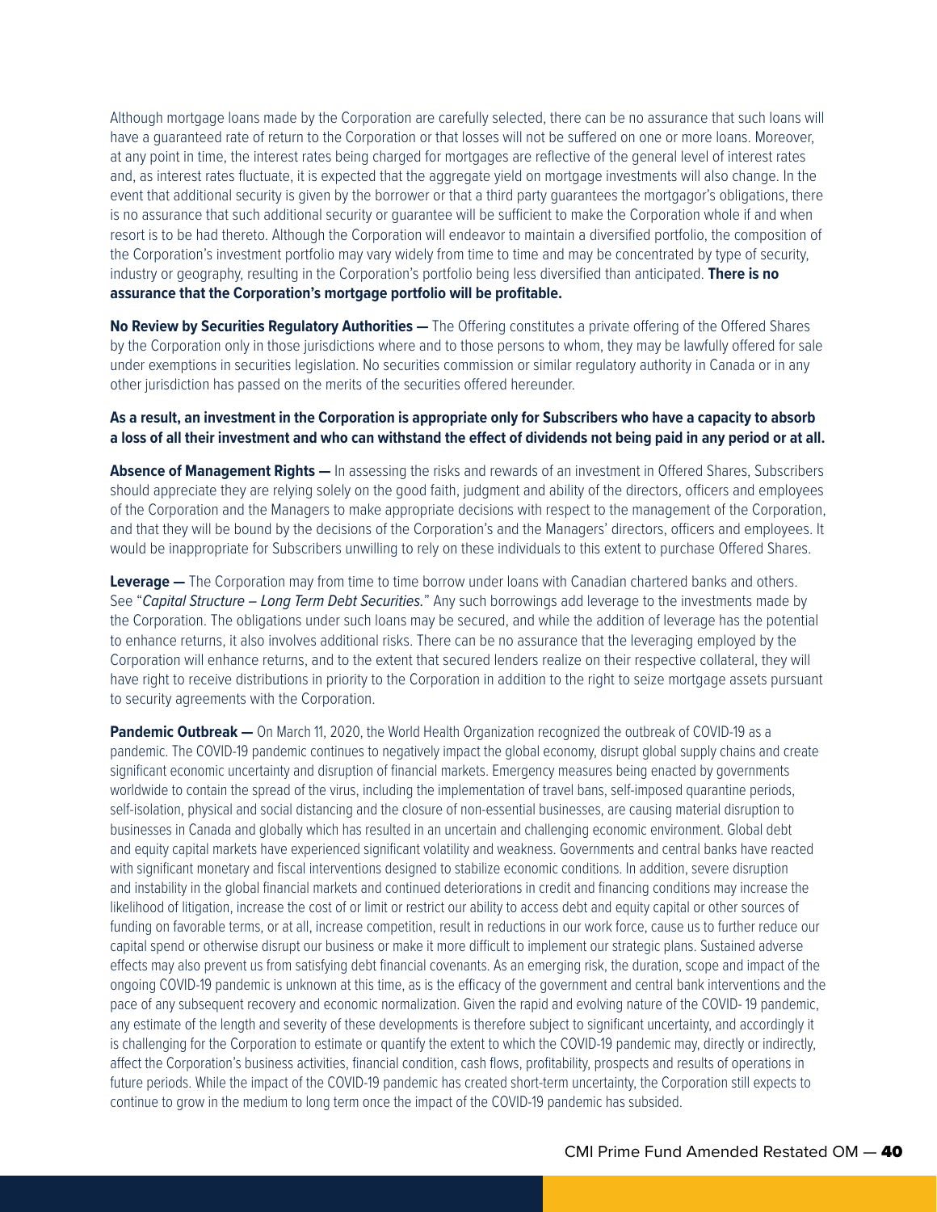Although mortgage loans made by the Corporation are carefully selected, there can be no assurance that such loans will have a guaranteed rate of return to the Corporation or that losses will not be suffered on one or more loans. Moreover, at any point in time, the interest rates being charged for mortgages are reflective of the general level of interest rates and, as interest rates fluctuate, it is expected that the aggregate yield on mortgage investments will also change. In the event that additional security is given by the borrower or that a third party guarantees the mortgagor's obligations, there is no assurance that such additional security or guarantee will be sufficient to make the Corporation whole if and when resort is to be had thereto. Although the Corporation will endeavor to maintain a diversified portfolio, the composition of the Corporation's investment portfolio may vary widely from time to time and may be concentrated by type of security, industry or geography, resulting in the Corporation's portfolio being less diversified than anticipated. **There is no assurance that the Corporation's mortgage portfolio will be profitable.**

**No Review by Securities Regulatory Authorities —** The Offering constitutes a private offering of the Offered Shares by the Corporation only in those jurisdictions where and to those persons to whom, they may be lawfully offered for sale under exemptions in securities legislation. No securities commission or similar regulatory authority in Canada or in any other jurisdiction has passed on the merits of the securities offered hereunder.

**As a result, an investment in the Corporation is appropriate only for Subscribers who have a capacity to absorb a loss of all their investment and who can withstand the effect of dividends not being paid in any period or at all.**

**Absence of Management Rights —** In assessing the risks and rewards of an investment in Offered Shares, Subscribers should appreciate they are relying solely on the good faith, judgment and ability of the directors, officers and employees of the Corporation and the Managers to make appropriate decisions with respect to the management of the Corporation, and that they will be bound by the decisions of the Corporation's and the Managers' directors, officers and employees. It would be inappropriate for Subscribers unwilling to rely on these individuals to this extent to purchase Offered Shares.

**Leverage —** The Corporation may from time to time borrow under loans with Canadian chartered banks and others. See "*Capital Structure – Long Term Debt Securities.*" Any such borrowings add leverage to the investments made by the Corporation. The obligations under such loans may be secured, and while the addition of leverage has the potential to enhance returns, it also involves additional risks. There can be no assurance that the leveraging employed by the Corporation will enhance returns, and to the extent that secured lenders realize on their respective collateral, they will have right to receive distributions in priority to the Corporation in addition to the right to seize mortgage assets pursuant to security agreements with the Corporation.

**Pandemic Outbreak —** On March 11, 2020, the World Health Organization recognized the outbreak of COVID-19 as a pandemic. The COVID-19 pandemic continues to negatively impact the global economy, disrupt global supply chains and create significant economic uncertainty and disruption of financial markets. Emergency measures being enacted by governments worldwide to contain the spread of the virus, including the implementation of travel bans, self-imposed quarantine periods, self-isolation, physical and social distancing and the closure of non-essential businesses, are causing material disruption to businesses in Canada and globally which has resulted in an uncertain and challenging economic environment. Global debt and equity capital markets have experienced significant volatility and weakness. Governments and central banks have reacted with significant monetary and fiscal interventions designed to stabilize economic conditions. In addition, severe disruption and instability in the global financial markets and continued deteriorations in credit and financing conditions may increase the likelihood of litigation, increase the cost of or limit or restrict our ability to access debt and equity capital or other sources of funding on favorable terms, or at all, increase competition, result in reductions in our work force, cause us to further reduce our capital spend or otherwise disrupt our business or make it more difficult to implement our strategic plans. Sustained adverse effects may also prevent us from satisfying debt financial covenants. As an emerging risk, the duration, scope and impact of the ongoing COVID-19 pandemic is unknown at this time, as is the efficacy of the government and central bank interventions and the pace of any subsequent recovery and economic normalization. Given the rapid and evolving nature of the COVID- 19 pandemic, any estimate of the length and severity of these developments is therefore subject to significant uncertainty, and accordingly it is challenging for the Corporation to estimate or quantify the extent to which the COVID-19 pandemic may, directly or indirectly, affect the Corporation's business activities, financial condition, cash flows, profitability, prospects and results of operations in future periods. While the impact of the COVID-19 pandemic has created short-term uncertainty, the Corporation still expects to continue to grow in the medium to long term once the impact of the COVID-19 pandemic has subsided.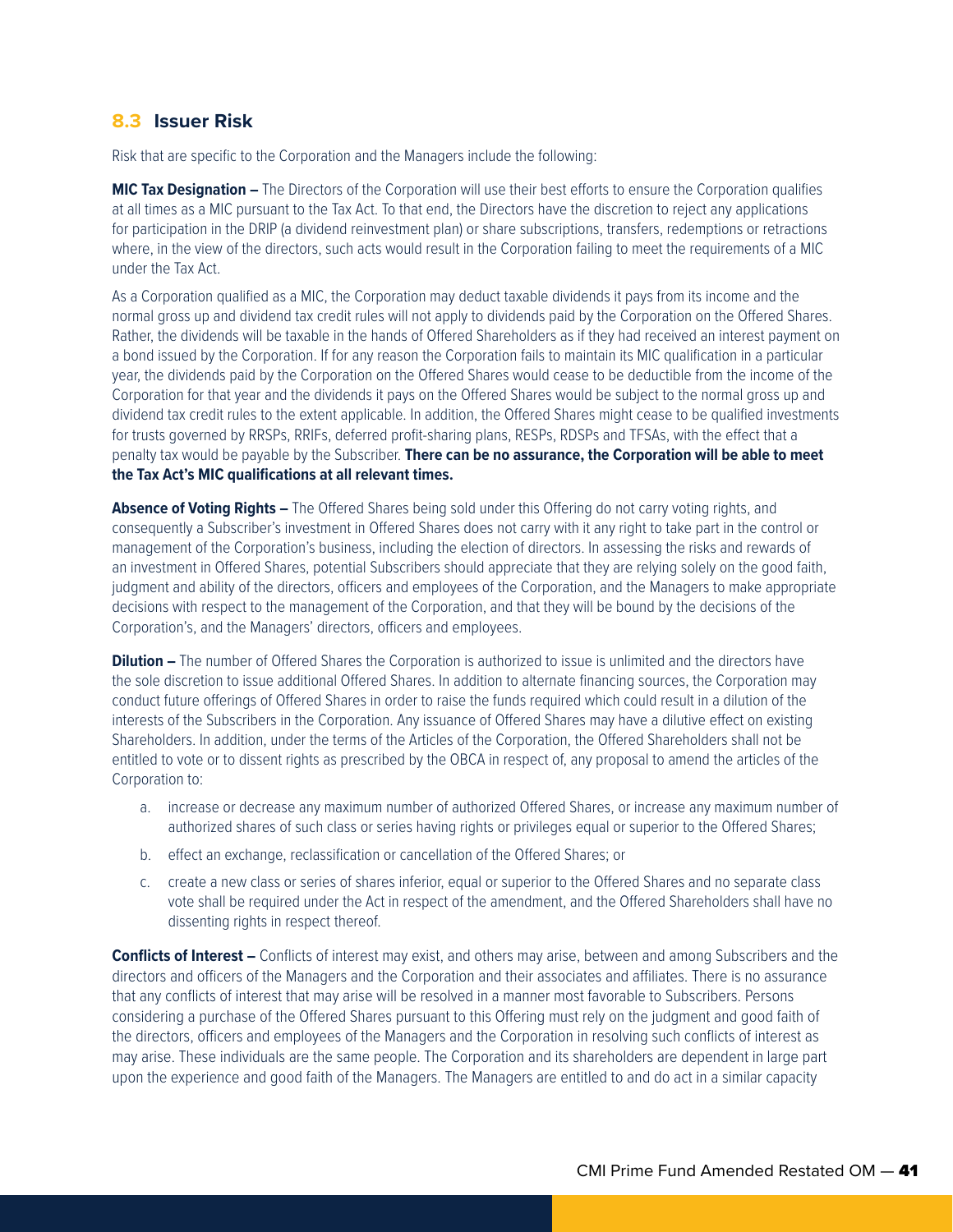## 8.3 Issuer Risk

Risk that are specific to the Corporation and the Managers include the following:

**MIC Tax Designation –** The Directors of the Corporation will use their best efforts to ensure the Corporation qualifies at all times as a MIC pursuant to the Tax Act. To that end, the Directors have the discretion to reject any applications for participation in the DRIP (a dividend reinvestment plan) or share subscriptions, transfers, redemptions or retractions where, in the view of the directors, such acts would result in the Corporation failing to meet the requirements of a MIC under the Tax Act.

As a Corporation qualified as a MIC, the Corporation may deduct taxable dividends it pays from its income and the normal gross up and dividend tax credit rules will not apply to dividends paid by the Corporation on the Offered Shares. Rather, the dividends will be taxable in the hands of Offered Shareholders as if they had received an interest payment on a bond issued by the Corporation. If for any reason the Corporation fails to maintain its MIC qualification in a particular year, the dividends paid by the Corporation on the Offered Shares would cease to be deductible from the income of the Corporation for that year and the dividends it pays on the Offered Shares would be subject to the normal gross up and dividend tax credit rules to the extent applicable. In addition, the Offered Shares might cease to be qualified investments for trusts governed by RRSPs, RRIFs, deferred profit-sharing plans, RESPs, RDSPs and TFSAs, with the effect that a penalty tax would be payable by the Subscriber. **There can be no assurance, the Corporation will be able to meet the Tax Act's MIC qualifications at all relevant times.**

**Absence of Voting Rights –** The Offered Shares being sold under this Offering do not carry voting rights, and consequently a Subscriber's investment in Offered Shares does not carry with it any right to take part in the control or management of the Corporation's business, including the election of directors. In assessing the risks and rewards of an investment in Offered Shares, potential Subscribers should appreciate that they are relying solely on the good faith, judgment and ability of the directors, officers and employees of the Corporation, and the Managers to make appropriate decisions with respect to the management of the Corporation, and that they will be bound by the decisions of the Corporation's, and the Managers' directors, officers and employees.

**Dilution –** The number of Offered Shares the Corporation is authorized to issue is unlimited and the directors have the sole discretion to issue additional Offered Shares. In addition to alternate financing sources, the Corporation may conduct future offerings of Offered Shares in order to raise the funds required which could result in a dilution of the interests of the Subscribers in the Corporation. Any issuance of Offered Shares may have a dilutive effect on existing Shareholders. In addition, under the terms of the Articles of the Corporation, the Offered Shareholders shall not be entitled to vote or to dissent rights as prescribed by the OBCA in respect of, any proposal to amend the articles of the Corporation to:

a. increase or decrease any maximum number of authorized Offered Shares, or increase any maximum number of authorized shares of such class or series having rights or privileges equal or superior to the Offered Shares;

b. effect an exchange, reclassification or cancellation of the Offered Shares; or

c. create a new class or series of shares inferior, equal or superior to the Offered Shares and no separate class vote shall be required under the Act in respect of the amendment, and the Offered Shareholders shall have no dissenting rights in respect thereof.

**Conflicts of Interest –** Conflicts of interest may exist, and others may arise, between and among Subscribers and the directors and officers of the Managers and the Corporation and their associates and affiliates. There is no assurance that any conflicts of interest that may arise will be resolved in a manner most favorable to Subscribers. Persons considering a purchase of the Offered Shares pursuant to this Offering must rely on the judgment and good faith of the directors, officers and employees of the Managers and the Corporation in resolving such conflicts of interest as may arise. These individuals are the same people. The Corporation and its shareholders are dependent in large part upon the experience and good faith of the Managers. The Managers are entitled to and do act in a similar capacity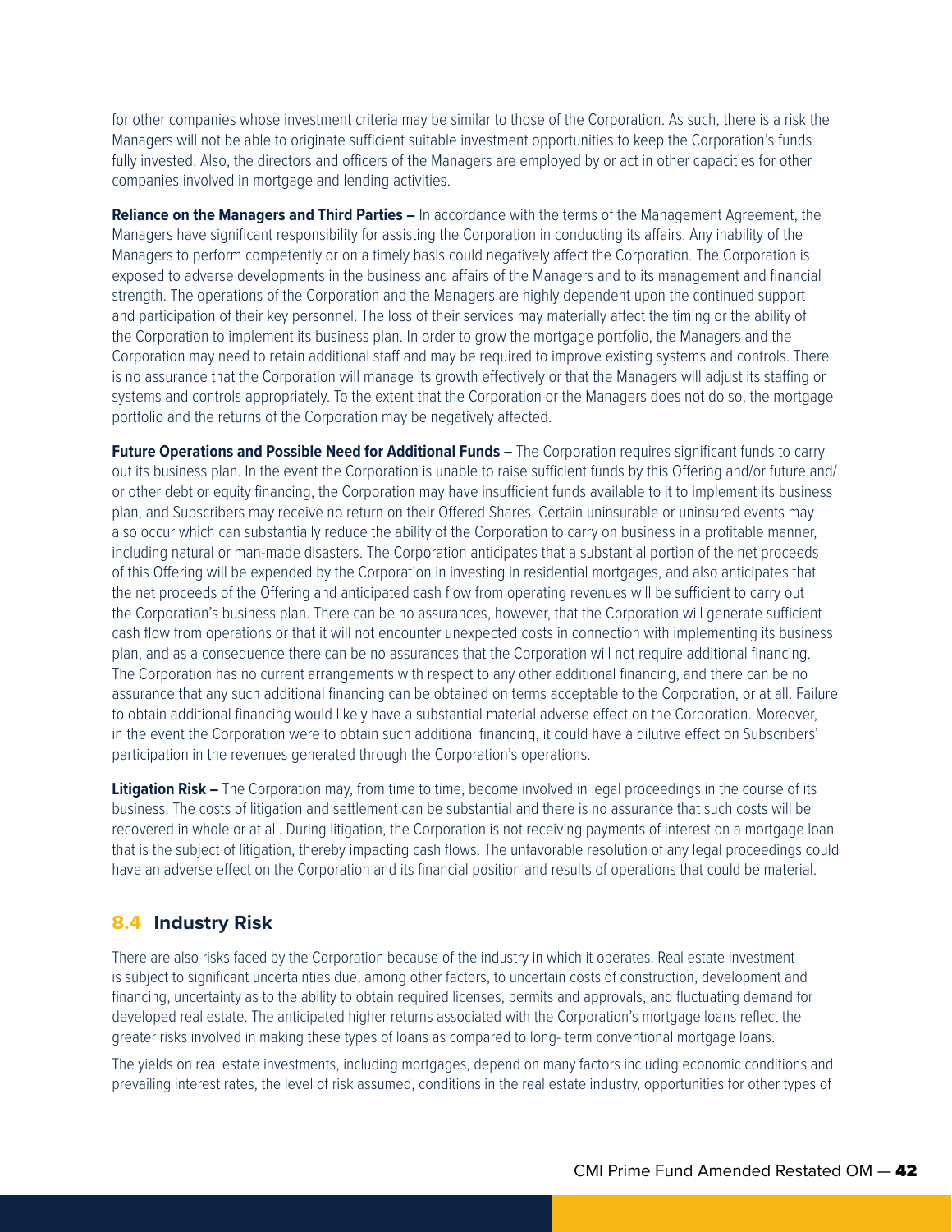for other companies whose investment criteria may be similar to those of the Corporation. As such, there is a risk the Managers will not be able to originate sufficient suitable investment opportunities to keep the Corporation's funds fully invested. Also, the directors and officers of the Managers are employed by or act in other capacities for other companies involved in mortgage and lending activities.

**Reliance on the Managers and Third Parties –** In accordance with the terms of the Management Agreement, the Managers have significant responsibility for assisting the Corporation in conducting its affairs. Any inability of the Managers to perform competently or on a timely basis could negatively affect the Corporation. The Corporation is exposed to adverse developments in the business and affairs of the Managers and to its management and financial strength. The operations of the Corporation and the Managers are highly dependent upon the continued support and participation of their key personnel. The loss of their services may materially affect the timing or the ability of the Corporation to implement its business plan. In order to grow the mortgage portfolio, the Managers and the Corporation may need to retain additional staff and may be required to improve existing systems and controls. There is no assurance that the Corporation will manage its growth effectively or that the Managers will adjust its staffing or systems and controls appropriately. To the extent that the Corporation or the Managers does not do so, the mortgage portfolio and the returns of the Corporation may be negatively affected.

**Future Operations and Possible Need for Additional Funds –** The Corporation requires significant funds to carry out its business plan. In the event the Corporation is unable to raise sufficient funds by this Offering and/or future and/or other debt or equity financing, the Corporation may have insufficient funds available to it to implement its business plan, and Subscribers may receive no return on their Offered Shares. Certain uninsurable or uninsured events may also occur which can substantially reduce the ability of the Corporation to carry on business in a profitable manner, including natural or man-made disasters. The Corporation anticipates that a substantial portion of the net proceeds of this Offering will be expended by the Corporation in investing in residential mortgages, and also anticipates that the net proceeds of the Offering and anticipated cash flow from operating revenues will be sufficient to carry out the Corporation's business plan. There can be no assurances, however, that the Corporation will generate sufficient cash flow from operations or that it will not encounter unexpected costs in connection with implementing its business plan, and as a consequence there can be no assurances that the Corporation will not require additional financing. The Corporation has no current arrangements with respect to any other additional financing, and there can be no assurance that any such additional financing can be obtained on terms acceptable to the Corporation, or at all. Failure to obtain additional financing would likely have a substantial material adverse effect on the Corporation. Moreover, in the event the Corporation were to obtain such additional financing, it could have a dilutive effect on Subscribers' participation in the revenues generated through the Corporation's operations.

**Litigation Risk –** The Corporation may, from time to time, become involved in legal proceedings in the course of its business. The costs of litigation and settlement can be substantial and there is no assurance that such costs will be recovered in whole or at all. During litigation, the Corporation is not receiving payments of interest on a mortgage loan that is the subject of litigation, thereby impacting cash flows. The unfavorable resolution of any legal proceedings could have an adverse effect on the Corporation and its financial position and results of operations that could be material.

## 8.4 Industry Risk

There are also risks faced by the Corporation because of the industry in which it operates. Real estate investment is subject to significant uncertainties due, among other factors, to uncertain costs of construction, development and financing, uncertainty as to the ability to obtain required licenses, permits and approvals, and fluctuating demand for developed real estate. The anticipated higher returns associated with the Corporation's mortgage loans reflect the greater risks involved in making these types of loans as compared to long- term conventional mortgage loans.

The yields on real estate investments, including mortgages, depend on many factors including economic conditions and prevailing interest rates, the level of risk assumed, conditions in the real estate industry, opportunities for other types of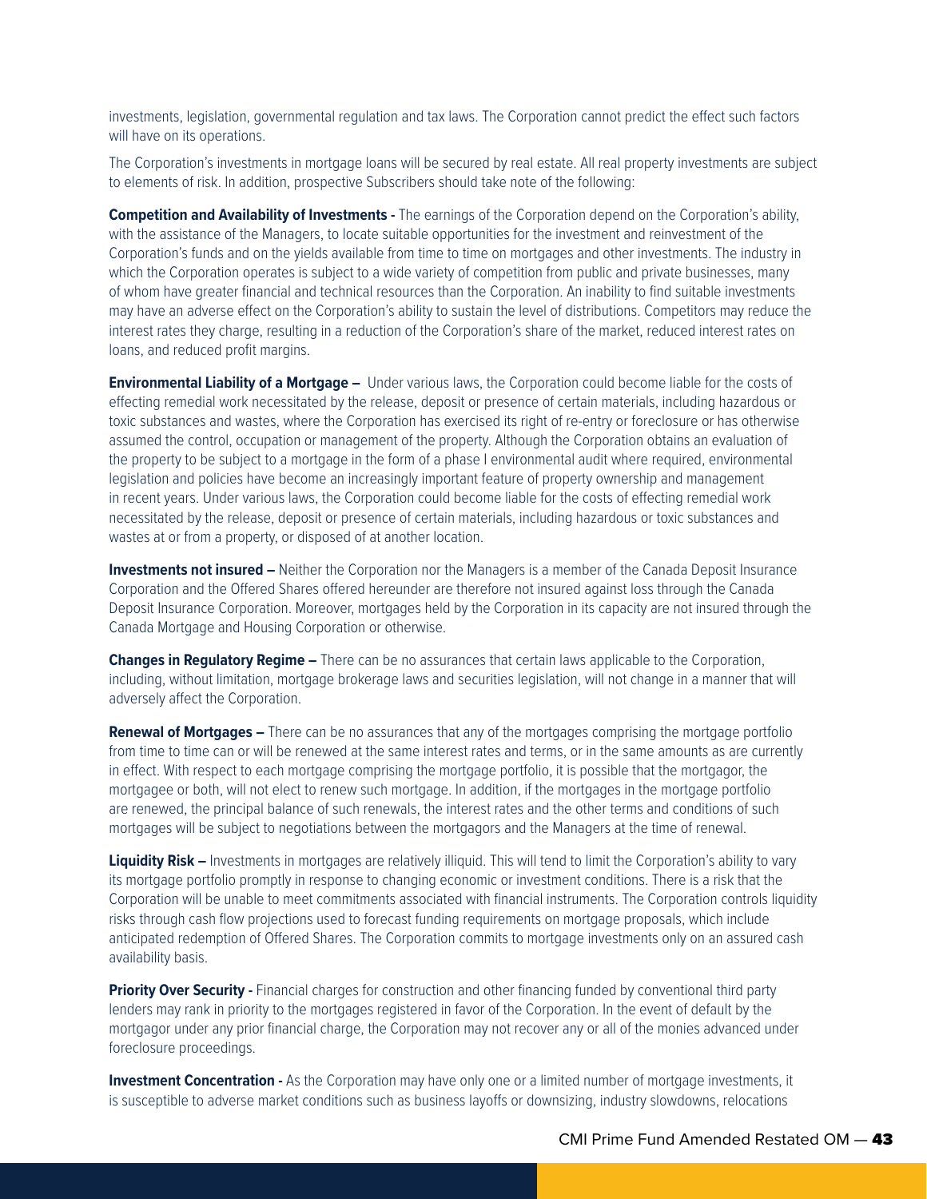investments, legislation, governmental regulation and tax laws. The Corporation cannot predict the effect such factors will have on its operations.

The Corporation's investments in mortgage loans will be secured by real estate. All real property investments are subject to elements of risk. In addition, prospective Subscribers should take note of the following:

**Competition and Availability of Investments -** The earnings of the Corporation depend on the Corporation's ability, with the assistance of the Managers, to locate suitable opportunities for the investment and reinvestment of the Corporation's funds and on the yields available from time to time on mortgages and other investments. The industry in which the Corporation operates is subject to a wide variety of competition from public and private businesses, many of whom have greater financial and technical resources than the Corporation. An inability to find suitable investments may have an adverse effect on the Corporation's ability to sustain the level of distributions. Competitors may reduce the interest rates they charge, resulting in a reduction of the Corporation's share of the market, reduced interest rates on loans, and reduced profit margins.

**Environmental Liability of a Mortgage –** Under various laws, the Corporation could become liable for the costs of effecting remedial work necessitated by the release, deposit or presence of certain materials, including hazardous or toxic substances and wastes, where the Corporation has exercised its right of re-entry or foreclosure or has otherwise assumed the control, occupation or management of the property. Although the Corporation obtains an evaluation of the property to be subject to a mortgage in the form of a phase I environmental audit where required, environmental legislation and policies have become an increasingly important feature of property ownership and management in recent years. Under various laws, the Corporation could become liable for the costs of effecting remedial work necessitated by the release, deposit or presence of certain materials, including hazardous or toxic substances and wastes at or from a property, or disposed of at another location.

**Investments not insured –** Neither the Corporation nor the Managers is a member of the Canada Deposit Insurance Corporation and the Offered Shares offered hereunder are therefore not insured against loss through the Canada Deposit Insurance Corporation. Moreover, mortgages held by the Corporation in its capacity are not insured through the Canada Mortgage and Housing Corporation or otherwise.

**Changes in Regulatory Regime –** There can be no assurances that certain laws applicable to the Corporation, including, without limitation, mortgage brokerage laws and securities legislation, will not change in a manner that will adversely affect the Corporation.

**Renewal of Mortgages –** There can be no assurances that any of the mortgages comprising the mortgage portfolio from time to time can or will be renewed at the same interest rates and terms, or in the same amounts as are currently in effect. With respect to each mortgage comprising the mortgage portfolio, it is possible that the mortgagor, the mortgagee or both, will not elect to renew such mortgage. In addition, if the mortgages in the mortgage portfolio are renewed, the principal balance of such renewals, the interest rates and the other terms and conditions of such mortgages will be subject to negotiations between the mortgagors and the Managers at the time of renewal.

**Liquidity Risk –** Investments in mortgages are relatively illiquid. This will tend to limit the Corporation's ability to vary its mortgage portfolio promptly in response to changing economic or investment conditions. There is a risk that the Corporation will be unable to meet commitments associated with financial instruments. The Corporation controls liquidity risks through cash flow projections used to forecast funding requirements on mortgage proposals, which include anticipated redemption of Offered Shares. The Corporation commits to mortgage investments only on an assured cash availability basis.

**Priority Over Security -** Financial charges for construction and other financing funded by conventional third party lenders may rank in priority to the mortgages registered in favor of the Corporation. In the event of default by the mortgagor under any prior financial charge, the Corporation may not recover any or all of the monies advanced under foreclosure proceedings.

**Investment Concentration -** As the Corporation may have only one or a limited number of mortgage investments, it is susceptible to adverse market conditions such as business layoffs or downsizing, industry slowdowns, relocations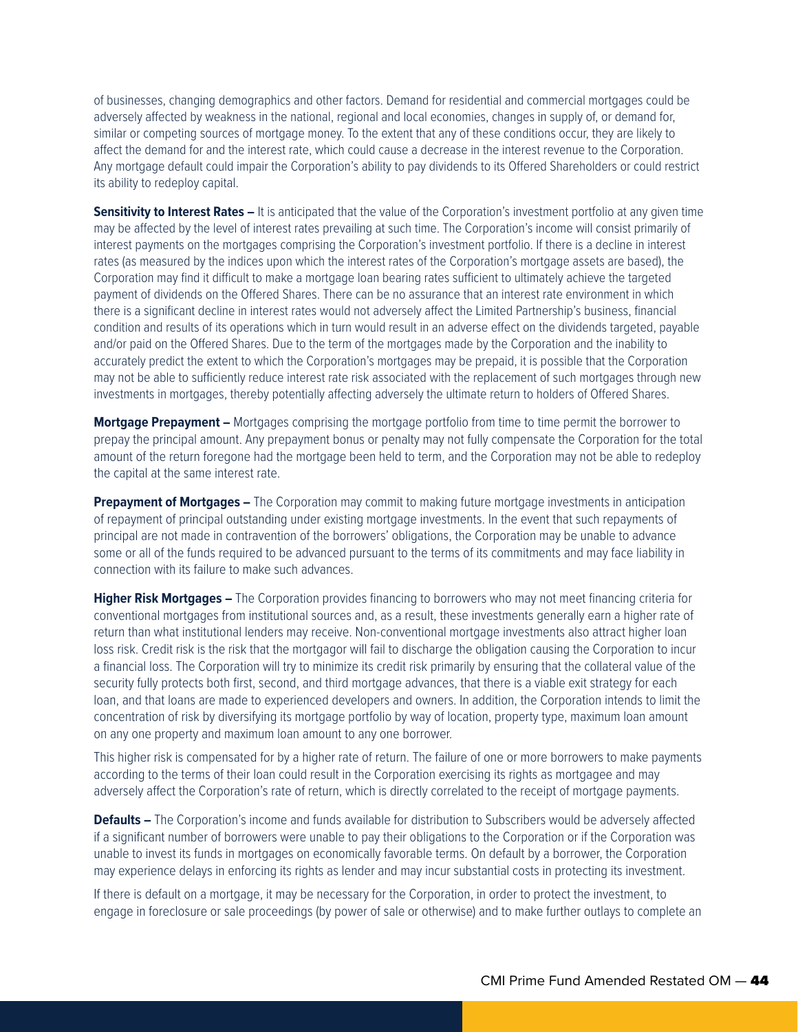of businesses, changing demographics and other factors. Demand for residential and commercial mortgages could be adversely affected by weakness in the national, regional and local economies, changes in supply of, or demand for, similar or competing sources of mortgage money. To the extent that any of these conditions occur, they are likely to affect the demand for and the interest rate, which could cause a decrease in the interest revenue to the Corporation. Any mortgage default could impair the Corporation's ability to pay dividends to its Offered Shareholders or could restrict its ability to redeploy capital.

**Sensitivity to Interest Rates –** It is anticipated that the value of the Corporation's investment portfolio at any given time may be affected by the level of interest rates prevailing at such time. The Corporation's income will consist primarily of interest payments on the mortgages comprising the Corporation's investment portfolio. If there is a decline in interest rates (as measured by the indices upon which the interest rates of the Corporation's mortgage assets are based), the Corporation may find it difficult to make a mortgage loan bearing rates sufficient to ultimately achieve the targeted payment of dividends on the Offered Shares. There can be no assurance that an interest rate environment in which there is a significant decline in interest rates would not adversely affect the Limited Partnership's business, financial condition and results of its operations which in turn would result in an adverse effect on the dividends targeted, payable and/or paid on the Offered Shares. Due to the term of the mortgages made by the Corporation and the inability to accurately predict the extent to which the Corporation's mortgages may be prepaid, it is possible that the Corporation may not be able to sufficiently reduce interest rate risk associated with the replacement of such mortgages through new investments in mortgages, thereby potentially affecting adversely the ultimate return to holders of Offered Shares.

**Mortgage Prepayment –** Mortgages comprising the mortgage portfolio from time to time permit the borrower to prepay the principal amount. Any prepayment bonus or penalty may not fully compensate the Corporation for the total amount of the return foregone had the mortgage been held to term, and the Corporation may not be able to redeploy the capital at the same interest rate.

**Prepayment of Mortgages –** The Corporation may commit to making future mortgage investments in anticipation of repayment of principal outstanding under existing mortgage investments. In the event that such repayments of principal are not made in contravention of the borrowers' obligations, the Corporation may be unable to advance some or all of the funds required to be advanced pursuant to the terms of its commitments and may face liability in connection with its failure to make such advances.

**Higher Risk Mortgages –** The Corporation provides financing to borrowers who may not meet financing criteria for conventional mortgages from institutional sources and, as a result, these investments generally earn a higher rate of return than what institutional lenders may receive. Non-conventional mortgage investments also attract higher loan loss risk. Credit risk is the risk that the mortgagor will fail to discharge the obligation causing the Corporation to incur a financial loss. The Corporation will try to minimize its credit risk primarily by ensuring that the collateral value of the security fully protects both first, second, and third mortgage advances, that there is a viable exit strategy for each loan, and that loans are made to experienced developers and owners. In addition, the Corporation intends to limit the concentration of risk by diversifying its mortgage portfolio by way of location, property type, maximum loan amount on any one property and maximum loan amount to any one borrower.

This higher risk is compensated for by a higher rate of return. The failure of one or more borrowers to make payments according to the terms of their loan could result in the Corporation exercising its rights as mortgagee and may adversely affect the Corporation's rate of return, which is directly correlated to the receipt of mortgage payments.

**Defaults –** The Corporation's income and funds available for distribution to Subscribers would be adversely affected if a significant number of borrowers were unable to pay their obligations to the Corporation or if the Corporation was unable to invest its funds in mortgages on economically favorable terms. On default by a borrower, the Corporation may experience delays in enforcing its rights as lender and may incur substantial costs in protecting its investment.

If there is default on a mortgage, it may be necessary for the Corporation, in order to protect the investment, to engage in foreclosure or sale proceedings (by power of sale or otherwise) and to make further outlays to complete an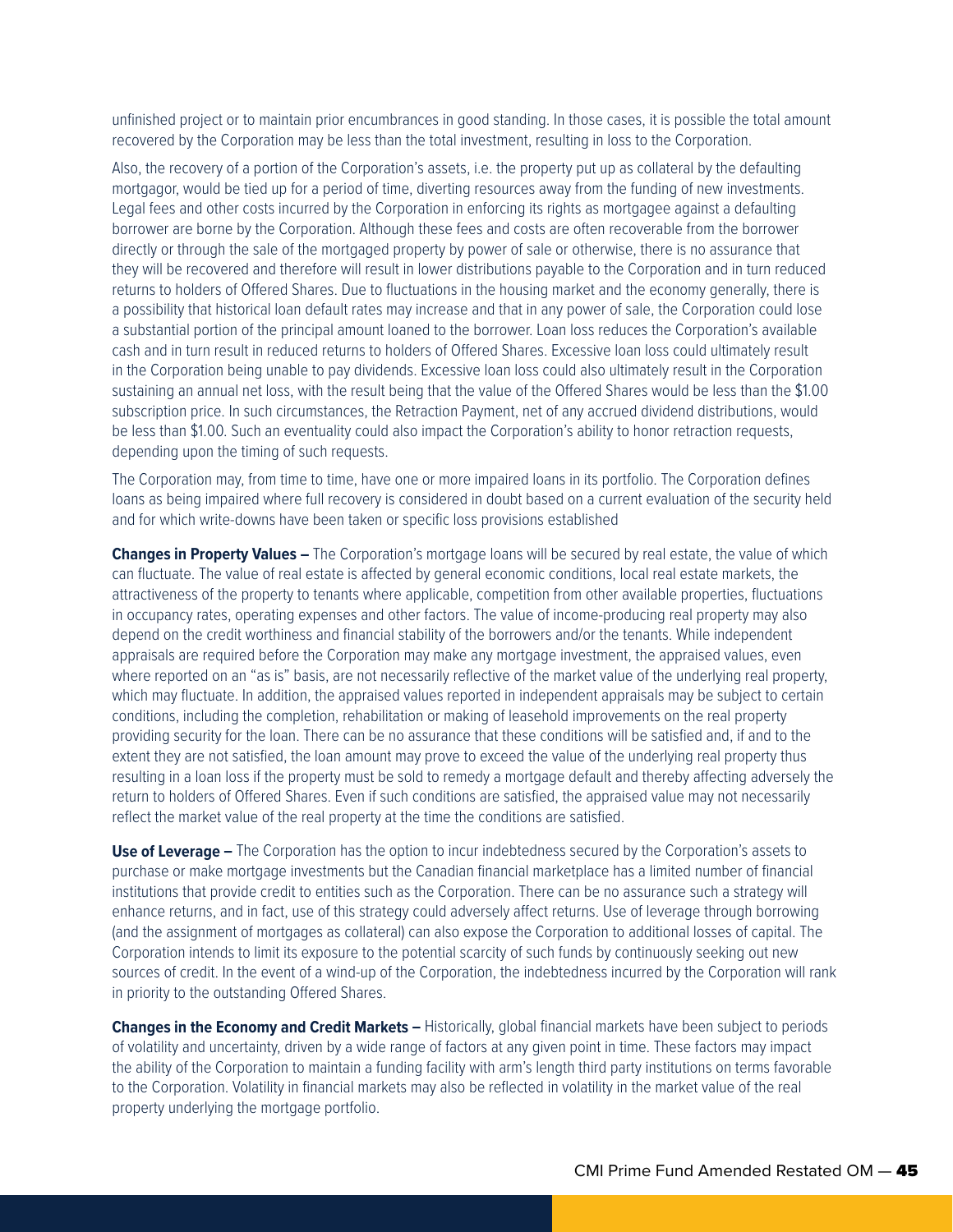unfinished project or to maintain prior encumbrances in good standing. In those cases, it is possible the total amount recovered by the Corporation may be less than the total investment, resulting in loss to the Corporation.

Also, the recovery of a portion of the Corporation's assets, i.e. the property put up as collateral by the defaulting mortgagor, would be tied up for a period of time, diverting resources away from the funding of new investments. Legal fees and other costs incurred by the Corporation in enforcing its rights as mortgagee against a defaulting borrower are borne by the Corporation. Although these fees and costs are often recoverable from the borrower directly or through the sale of the mortgaged property by power of sale or otherwise, there is no assurance that they will be recovered and therefore will result in lower distributions payable to the Corporation and in turn reduced returns to holders of Offered Shares. Due to fluctuations in the housing market and the economy generally, there is a possibility that historical loan default rates may increase and that in any power of sale, the Corporation could lose a substantial portion of the principal amount loaned to the borrower. Loan loss reduces the Corporation's available cash and in turn result in reduced returns to holders of Offered Shares. Excessive loan loss could ultimately result in the Corporation being unable to pay dividends. Excessive loan loss could also ultimately result in the Corporation sustaining an annual net loss, with the result being that the value of the Offered Shares would be less than the $1.00 subscription price. In such circumstances, the Retraction Payment, net of any accrued dividend distributions, would be less than $1.00. Such an eventuality could also impact the Corporation's ability to honor retraction requests, depending upon the timing of such requests.

The Corporation may, from time to time, have one or more impaired loans in its portfolio. The Corporation defines loans as being impaired where full recovery is considered in doubt based on a current evaluation of the security held and for which write-downs have been taken or specific loss provisions established

**Changes in Property Values –** The Corporation's mortgage loans will be secured by real estate, the value of which can fluctuate. The value of real estate is affected by general economic conditions, local real estate markets, the attractiveness of the property to tenants where applicable, competition from other available properties, fluctuations in occupancy rates, operating expenses and other factors. The value of income-producing real property may also depend on the credit worthiness and financial stability of the borrowers and/or the tenants. While independent appraisals are required before the Corporation may make any mortgage investment, the appraised values, even where reported on an "as is" basis, are not necessarily reflective of the market value of the underlying real property, which may fluctuate. In addition, the appraised values reported in independent appraisals may be subject to certain conditions, including the completion, rehabilitation or making of leasehold improvements on the real property providing security for the loan. There can be no assurance that these conditions will be satisfied and, if and to the extent they are not satisfied, the loan amount may prove to exceed the value of the underlying real property thus resulting in a loan loss if the property must be sold to remedy a mortgage default and thereby affecting adversely the return to holders of Offered Shares. Even if such conditions are satisfied, the appraised value may not necessarily reflect the market value of the real property at the time the conditions are satisfied.

**Use of Leverage –** The Corporation has the option to incur indebtedness secured by the Corporation's assets to purchase or make mortgage investments but the Canadian financial marketplace has a limited number of financial institutions that provide credit to entities such as the Corporation. There can be no assurance such a strategy will enhance returns, and in fact, use of this strategy could adversely affect returns. Use of leverage through borrowing (and the assignment of mortgages as collateral) can also expose the Corporation to additional losses of capital. The Corporation intends to limit its exposure to the potential scarcity of such funds by continuously seeking out new sources of credit. In the event of a wind-up of the Corporation, the indebtedness incurred by the Corporation will rank in priority to the outstanding Offered Shares.

**Changes in the Economy and Credit Markets –** Historically, global financial markets have been subject to periods of volatility and uncertainty, driven by a wide range of factors at any given point in time. These factors may impact the ability of the Corporation to maintain a funding facility with arm's length third party institutions on terms favorable to the Corporation. Volatility in financial markets may also be reflected in volatility in the market value of the real property underlying the mortgage portfolio.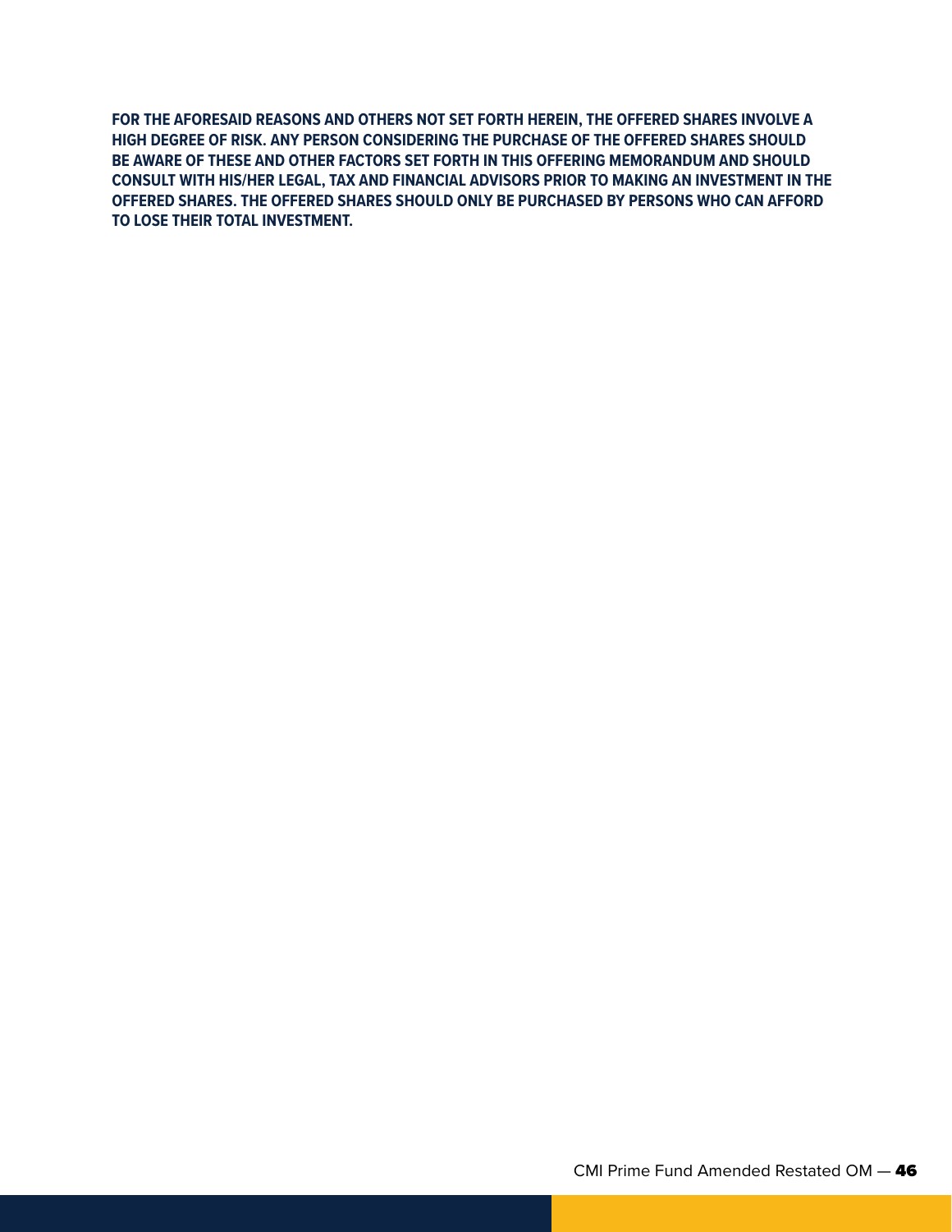**FOR THE AFORESAID REASONS AND OTHERS NOT SET FORTH HEREIN, THE OFFERED SHARES INVOLVE A HIGH DEGREE OF RISK. ANY PERSON CONSIDERING THE PURCHASE OF THE OFFERED SHARES SHOULD BE AWARE OF THESE AND OTHER FACTORS SET FORTH IN THIS OFFERING MEMORANDUM AND SHOULD CONSULT WITH HIS/HER LEGAL, TAX AND FINANCIAL ADVISORS PRIOR TO MAKING AN INVESTMENT IN THE OFFERED SHARES. THE OFFERED SHARES SHOULD ONLY BE PURCHASED BY PERSONS WHO CAN AFFORD TO LOSE THEIR TOTAL INVESTMENT.**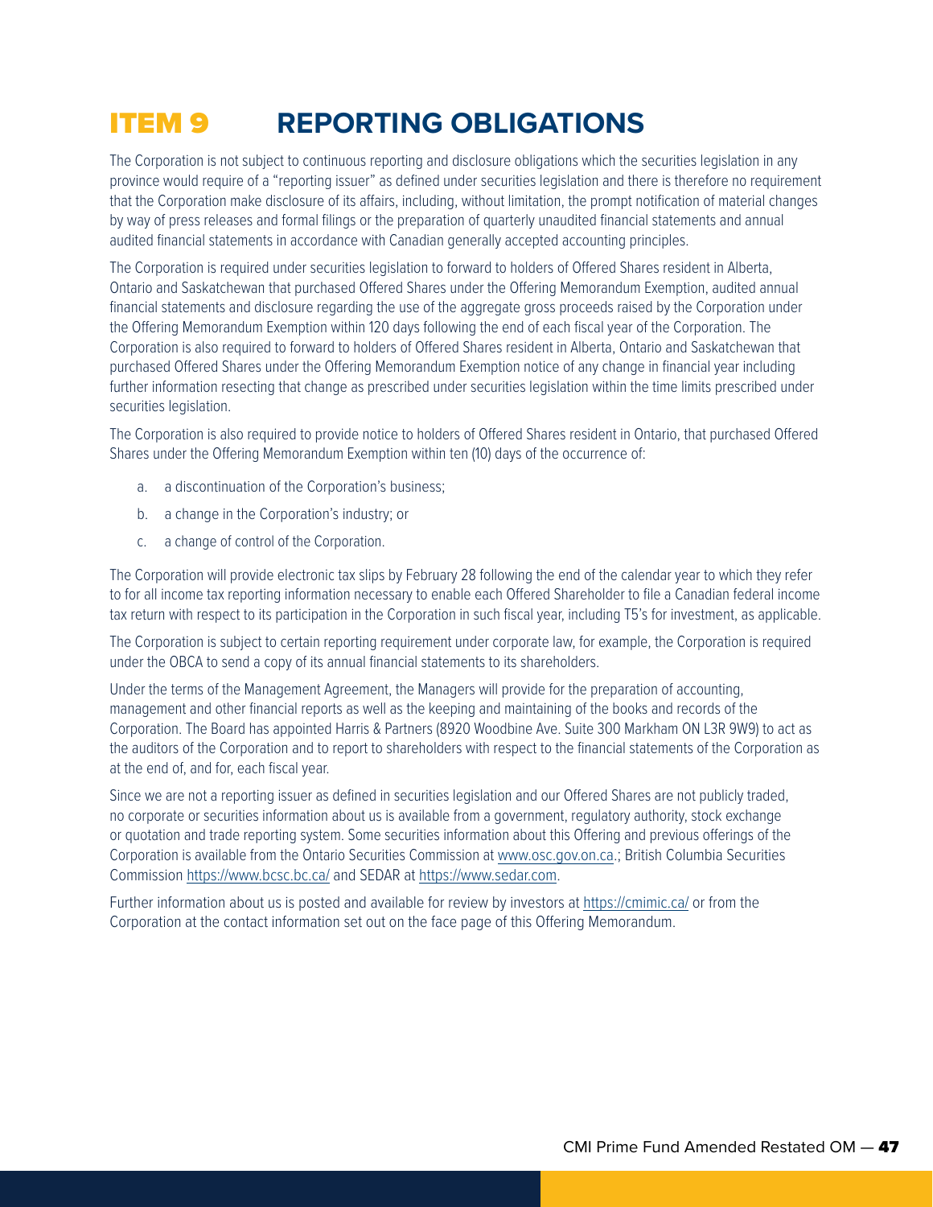# ITEM 9 REPORTING OBLIGATIONS

The Corporation is not subject to continuous reporting and disclosure obligations which the securities legislation in any province would require of a "reporting issuer" as defined under securities legislation and there is therefore no requirement that the Corporation make disclosure of its affairs, including, without limitation, the prompt notification of material changes by way of press releases and formal filings or the preparation of quarterly unaudited financial statements and annual audited financial statements in accordance with Canadian generally accepted accounting principles.

The Corporation is required under securities legislation to forward to holders of Offered Shares resident in Alberta, Ontario and Saskatchewan that purchased Offered Shares under the Offering Memorandum Exemption, audited annual financial statements and disclosure regarding the use of the aggregate gross proceeds raised by the Corporation under the Offering Memorandum Exemption within 120 days following the end of each fiscal year of the Corporation. The Corporation is also required to forward to holders of Offered Shares resident in Alberta, Ontario and Saskatchewan that purchased Offered Shares under the Offering Memorandum Exemption notice of any change in financial year including further information resecting that change as prescribed under securities legislation within the time limits prescribed under securities legislation.

The Corporation is also required to provide notice to holders of Offered Shares resident in Ontario, that purchased Offered Shares under the Offering Memorandum Exemption within ten (10) days of the occurrence of:

a. a discontinuation of the Corporation's business;
b. a change in the Corporation's industry; or
c. a change of control of the Corporation.

The Corporation will provide electronic tax slips by February 28 following the end of the calendar year to which they refer to for all income tax reporting information necessary to enable each Offered Shareholder to file a Canadian federal income tax return with respect to its participation in the Corporation in such fiscal year, including T5's for investment, as applicable.

The Corporation is subject to certain reporting requirement under corporate law, for example, the Corporation is required under the OBCA to send a copy of its annual financial statements to its shareholders.

Under the terms of the Management Agreement, the Managers will provide for the preparation of accounting, management and other financial reports as well as the keeping and maintaining of the books and records of the Corporation. The Board has appointed Harris & Partners (8920 Woodbine Ave. Suite 300 Markham ON L3R 9W9) to act as the auditors of the Corporation and to report to shareholders with respect to the financial statements of the Corporation as at the end of, and for, each fiscal year.

Since we are not a reporting issuer as defined in securities legislation and our Offered Shares are not publicly traded, no corporate or securities information about us is available from a government, regulatory authority, stock exchange or quotation and trade reporting system. Some securities information about this Offering and previous offerings of the Corporation is available from the Ontario Securities Commission at www.osc.gov.on.ca.; British Columbia Securities Commission https://www.bcsc.bc.ca/ and SEDAR at https://www.sedar.com.

Further information about us is posted and available for review by investors at https://cmimic.ca/ or from the Corporation at the contact information set out on the face page of this Offering Memorandum.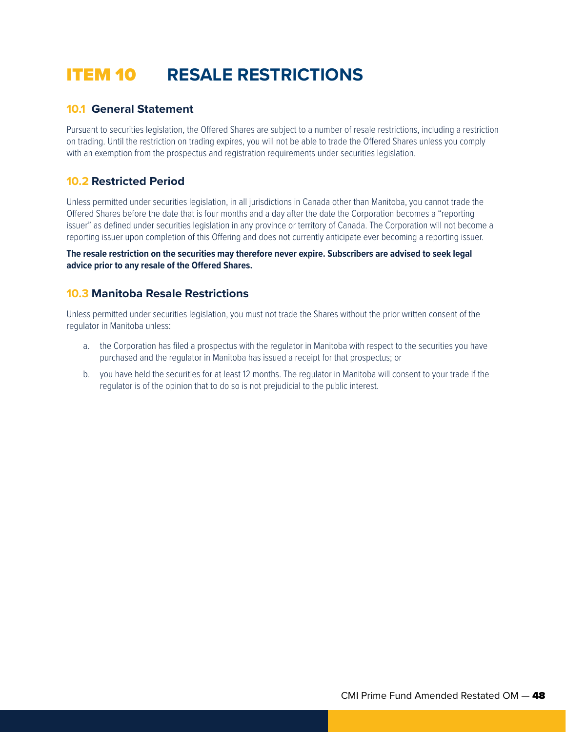# ITEM 10 RESALE RESTRICTIONS

## 10.1 General Statement

Pursuant to securities legislation, the Offered Shares are subject to a number of resale restrictions, including a restriction on trading. Until the restriction on trading expires, you will not be able to trade the Offered Shares unless you comply with an exemption from the prospectus and registration requirements under securities legislation.

## 10.2 Restricted Period

Unless permitted under securities legislation, in all jurisdictions in Canada other than Manitoba, you cannot trade the Offered Shares before the date that is four months and a day after the date the Corporation becomes a "reporting issuer" as defined under securities legislation in any province or territory of Canada. The Corporation will not become a reporting issuer upon completion of this Offering and does not currently anticipate ever becoming a reporting issuer.

**The resale restriction on the securities may therefore never expire. Subscribers are advised to seek legal advice prior to any resale of the Offered Shares.**

## 10.3 Manitoba Resale Restrictions

Unless permitted under securities legislation, you must not trade the Shares without the prior written consent of the regulator in Manitoba unless:

a. the Corporation has filed a prospectus with the regulator in Manitoba with respect to the securities you have purchased and the regulator in Manitoba has issued a receipt for that prospectus; or

b. you have held the securities for at least 12 months. The regulator in Manitoba will consent to your trade if the regulator is of the opinion that to do so is not prejudicial to the public interest.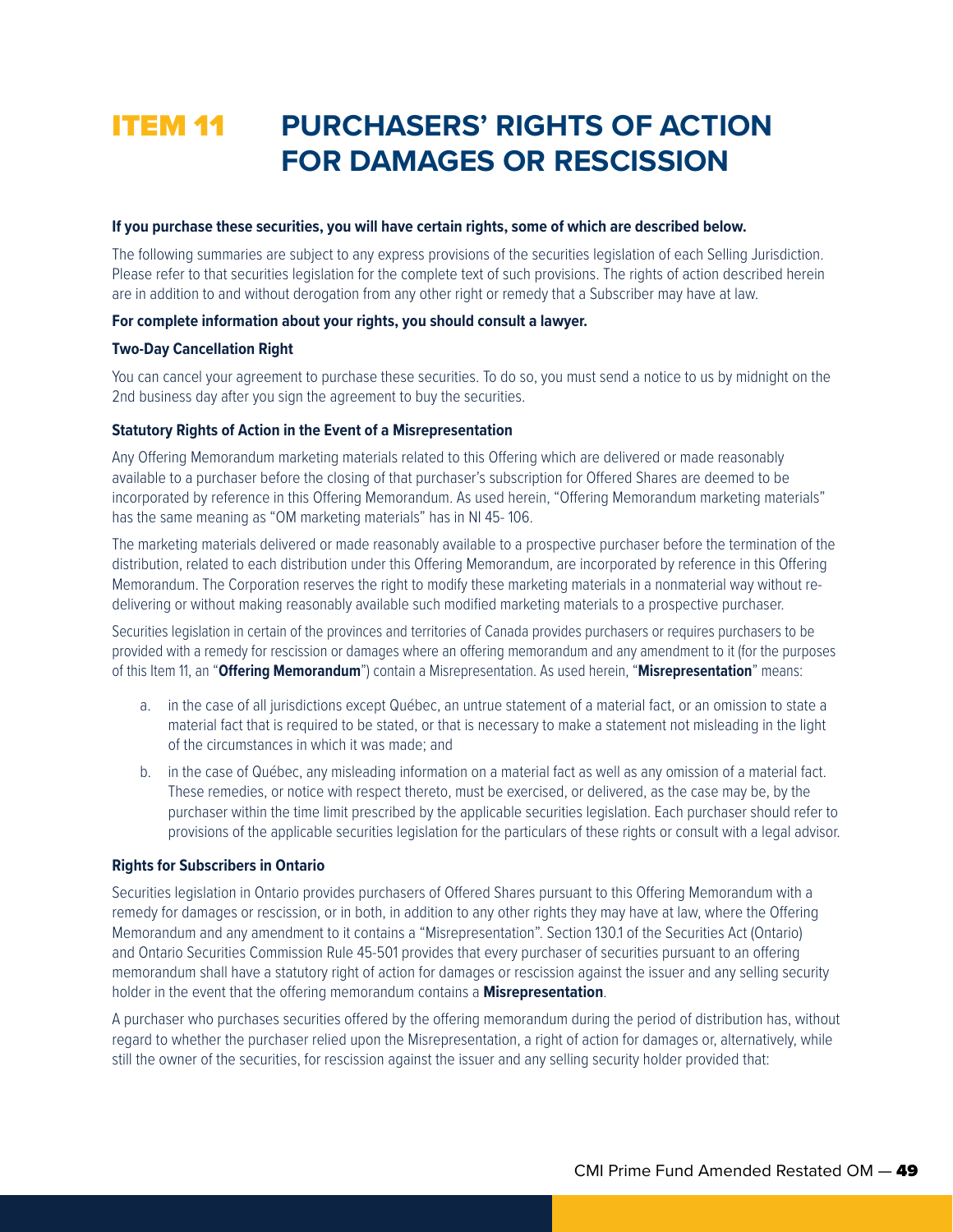# ITEM 11 PURCHASERS' RIGHTS OF ACTION FOR DAMAGES OR RESCISSION

**If you purchase these securities, you will have certain rights, some of which are described below.**

The following summaries are subject to any express provisions of the securities legislation of each Selling Jurisdiction. Please refer to that securities legislation for the complete text of such provisions. The rights of action described herein are in addition to and without derogation from any other right or remedy that a Subscriber may have at law.

**For complete information about your rights, you should consult a lawyer.**

**Two-Day Cancellation Right**

You can cancel your agreement to purchase these securities. To do so, you must send a notice to us by midnight on the 2nd business day after you sign the agreement to buy the securities.

**Statutory Rights of Action in the Event of a Misrepresentation**

Any Offering Memorandum marketing materials related to this Offering which are delivered or made reasonably available to a purchaser before the closing of that purchaser's subscription for Offered Shares are deemed to be incorporated by reference in this Offering Memorandum. As used herein, "Offering Memorandum marketing materials" has the same meaning as "OM marketing materials" has in NI 45- 106.

The marketing materials delivered or made reasonably available to a prospective purchaser before the termination of the distribution, related to each distribution under this Offering Memorandum, are incorporated by reference in this Offering Memorandum. The Corporation reserves the right to modify these marketing materials in a nonmaterial way without re-delivering or without making reasonably available such modified marketing materials to a prospective purchaser.

Securities legislation in certain of the provinces and territories of Canada provides purchasers or requires purchasers to be provided with a remedy for rescission or damages where an offering memorandum and any amendment to it (for the purposes of this Item 11, an "**Offering Memorandum**") contain a Misrepresentation. As used herein, "**Misrepresentation**" means:

a. in the case of all jurisdictions except Québec, an untrue statement of a material fact, or an omission to state a material fact that is required to be stated, or that is necessary to make a statement not misleading in the light of the circumstances in which it was made; and

b. in the case of Québec, any misleading information on a material fact as well as any omission of a material fact. These remedies, or notice with respect thereto, must be exercised, or delivered, as the case may be, by the purchaser within the time limit prescribed by the applicable securities legislation. Each purchaser should refer to provisions of the applicable securities legislation for the particulars of these rights or consult with a legal advisor.

**Rights for Subscribers in Ontario**

Securities legislation in Ontario provides purchasers of Offered Shares pursuant to this Offering Memorandum with a remedy for damages or rescission, or in both, in addition to any other rights they may have at law, where the Offering Memorandum and any amendment to it contains a "Misrepresentation". Section 130.1 of the Securities Act (Ontario) and Ontario Securities Commission Rule 45-501 provides that every purchaser of securities pursuant to an offering memorandum shall have a statutory right of action for damages or rescission against the issuer and any selling security holder in the event that the offering memorandum contains a **Misrepresentation**.

A purchaser who purchases securities offered by the offering memorandum during the period of distribution has, without regard to whether the purchaser relied upon the Misrepresentation, a right of action for damages or, alternatively, while still the owner of the securities, for rescission against the issuer and any selling security holder provided that: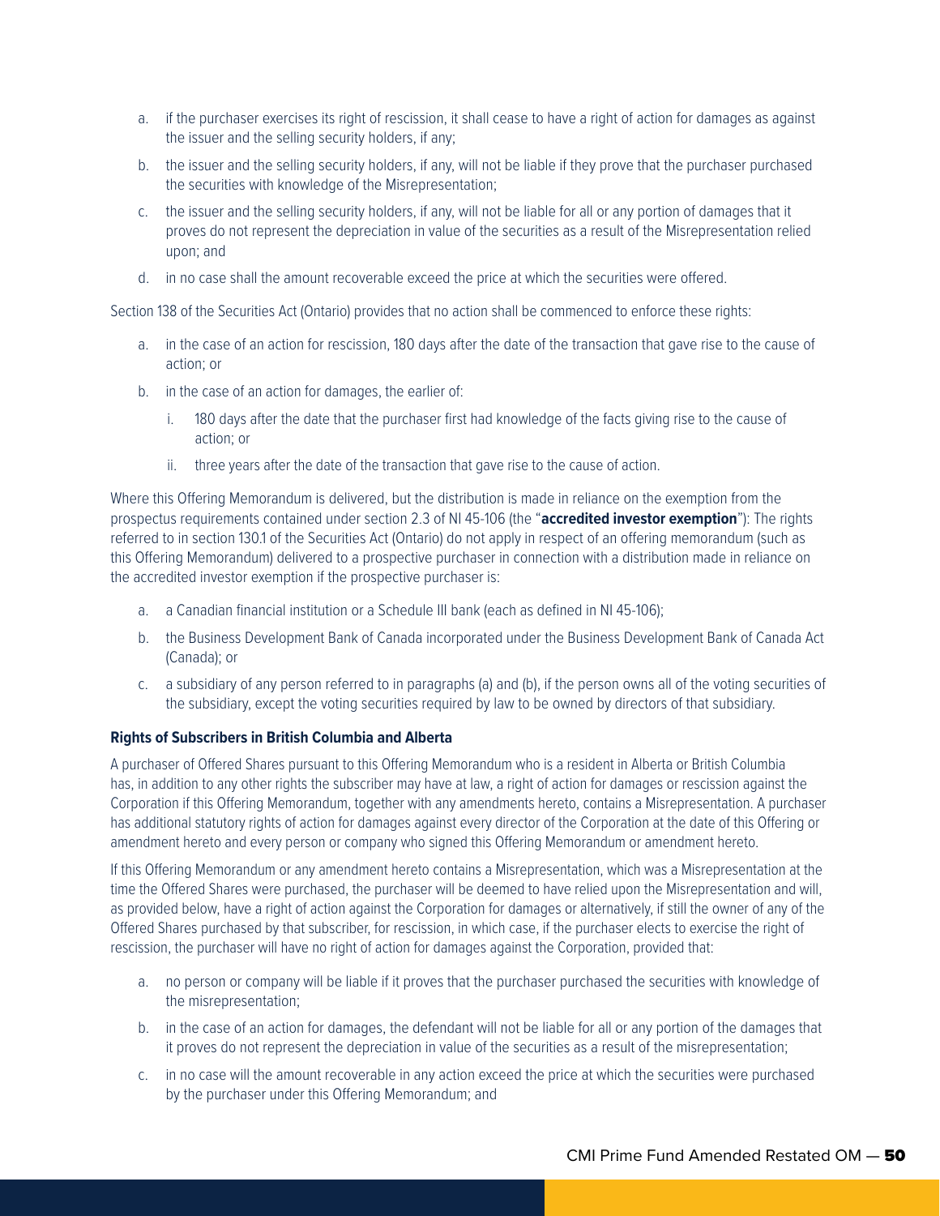a. if the purchaser exercises its right of rescission, it shall cease to have a right of action for damages as against the issuer and the selling security holders, if any;
b. the issuer and the selling security holders, if any, will not be liable if they prove that the purchaser purchased the securities with knowledge of the Misrepresentation;
c. the issuer and the selling security holders, if any, will not be liable for all or any portion of damages that it proves do not represent the depreciation in value of the securities as a result of the Misrepresentation relied upon; and
d. in no case shall the amount recoverable exceed the price at which the securities were offered.

Section 138 of the Securities Act (Ontario) provides that no action shall be commenced to enforce these rights:

a. in the case of an action for rescission, 180 days after the date of the transaction that gave rise to the cause of action; or
b. in the case of an action for damages, the earlier of:
   i. 180 days after the date that the purchaser first had knowledge of the facts giving rise to the cause of action; or
   ii. three years after the date of the transaction that gave rise to the cause of action.

Where this Offering Memorandum is delivered, but the distribution is made in reliance on the exemption from the prospectus requirements contained under section 2.3 of NI 45-106 (the "**accredited investor exemption**"): The rights referred to in section 130.1 of the Securities Act (Ontario) do not apply in respect of an offering memorandum (such as this Offering Memorandum) delivered to a prospective purchaser in connection with a distribution made in reliance on the accredited investor exemption if the prospective purchaser is:

a. a Canadian financial institution or a Schedule III bank (each as defined in NI 45-106);
b. the Business Development Bank of Canada incorporated under the Business Development Bank of Canada Act (Canada); or
c. a subsidiary of any person referred to in paragraphs (a) and (b), if the person owns all of the voting securities of the subsidiary, except the voting securities required by law to be owned by directors of that subsidiary.

**Rights of Subscribers in British Columbia and Alberta**

A purchaser of Offered Shares pursuant to this Offering Memorandum who is a resident in Alberta or British Columbia has, in addition to any other rights the subscriber may have at law, a right of action for damages or rescission against the Corporation if this Offering Memorandum, together with any amendments hereto, contains a Misrepresentation. A purchaser has additional statutory rights of action for damages against every director of the Corporation at the date of this Offering or amendment hereto and every person or company who signed this Offering Memorandum or amendment hereto.

If this Offering Memorandum or any amendment hereto contains a Misrepresentation, which was a Misrepresentation at the time the Offered Shares were purchased, the purchaser will be deemed to have relied upon the Misrepresentation and will, as provided below, have a right of action against the Corporation for damages or alternatively, if still the owner of any of the Offered Shares purchased by that subscriber, for rescission, in which case, if the purchaser elects to exercise the right of rescission, the purchaser will have no right of action for damages against the Corporation, provided that:

a. no person or company will be liable if it proves that the purchaser purchased the securities with knowledge of the misrepresentation;
b. in the case of an action for damages, the defendant will not be liable for all or any portion of the damages that it proves do not represent the depreciation in value of the securities as a result of the misrepresentation;
c. in no case will the amount recoverable in any action exceed the price at which the securities were purchased by the purchaser under this Offering Memorandum; and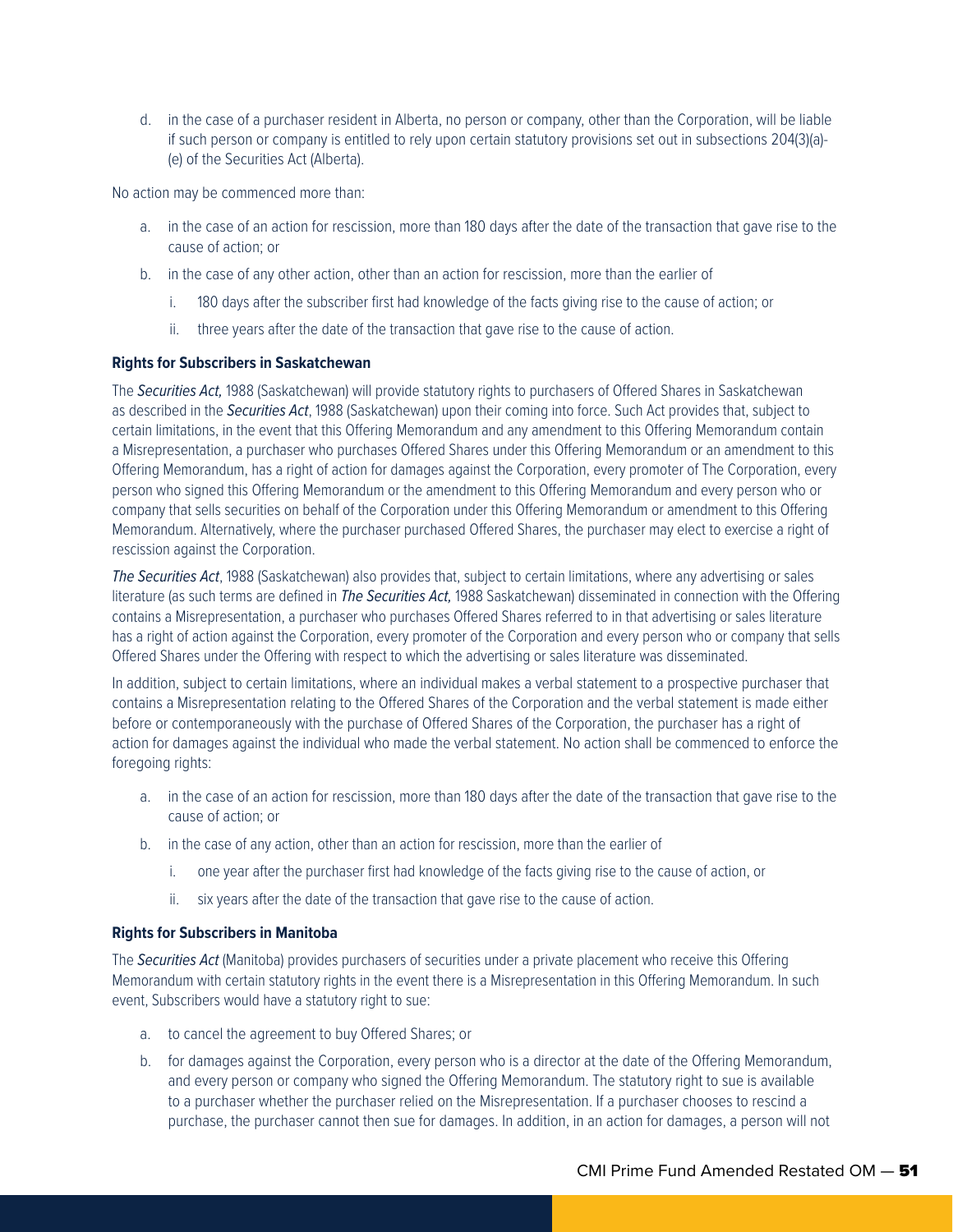d. in the case of a purchaser resident in Alberta, no person or company, other than the Corporation, will be liable if such person or company is entitled to rely upon certain statutory provisions set out in subsections 204(3)(a)-(e) of the Securities Act (Alberta).

No action may be commenced more than:

a. in the case of an action for rescission, more than 180 days after the date of the transaction that gave rise to the cause of action; or
b. in the case of any other action, other than an action for rescission, more than the earlier of
   i. 180 days after the subscriber first had knowledge of the facts giving rise to the cause of action; or
   ii. three years after the date of the transaction that gave rise to the cause of action.

**Rights for Subscribers in Saskatchewan**

The *Securities Act,* 1988 (Saskatchewan) will provide statutory rights to purchasers of Offered Shares in Saskatchewan as described in the *Securities Act*, 1988 (Saskatchewan) upon their coming into force. Such Act provides that, subject to certain limitations, in the event that this Offering Memorandum and any amendment to this Offering Memorandum contain a Misrepresentation, a purchaser who purchases Offered Shares under this Offering Memorandum or an amendment to this Offering Memorandum, has a right of action for damages against the Corporation, every promoter of The Corporation, every person who signed this Offering Memorandum or the amendment to this Offering Memorandum and every person who or company that sells securities on behalf of the Corporation under this Offering Memorandum or amendment to this Offering Memorandum. Alternatively, where the purchaser purchased Offered Shares, the purchaser may elect to exercise a right of rescission against the Corporation.

*The Securities Act*, 1988 (Saskatchewan) also provides that, subject to certain limitations, where any advertising or sales literature (as such terms are defined in *The Securities Act,* 1988 Saskatchewan) disseminated in connection with the Offering contains a Misrepresentation, a purchaser who purchases Offered Shares referred to in that advertising or sales literature has a right of action against the Corporation, every promoter of the Corporation and every person who or company that sells Offered Shares under the Offering with respect to which the advertising or sales literature was disseminated.

In addition, subject to certain limitations, where an individual makes a verbal statement to a prospective purchaser that contains a Misrepresentation relating to the Offered Shares of the Corporation and the verbal statement is made either before or contemporaneously with the purchase of Offered Shares of the Corporation, the purchaser has a right of action for damages against the individual who made the verbal statement. No action shall be commenced to enforce the foregoing rights:

a. in the case of an action for rescission, more than 180 days after the date of the transaction that gave rise to the cause of action; or
b. in the case of any action, other than an action for rescission, more than the earlier of
   i. one year after the purchaser first had knowledge of the facts giving rise to the cause of action, or
   ii. six years after the date of the transaction that gave rise to the cause of action.

**Rights for Subscribers in Manitoba**

The *Securities Act* (Manitoba) provides purchasers of securities under a private placement who receive this Offering Memorandum with certain statutory rights in the event there is a Misrepresentation in this Offering Memorandum. In such event, Subscribers would have a statutory right to sue:

a. to cancel the agreement to buy Offered Shares; or
b. for damages against the Corporation, every person who is a director at the date of the Offering Memorandum, and every person or company who signed the Offering Memorandum. The statutory right to sue is available to a purchaser whether the purchaser relied on the Misrepresentation. If a purchaser chooses to rescind a purchase, the purchaser cannot then sue for damages. In addition, in an action for damages, a person will not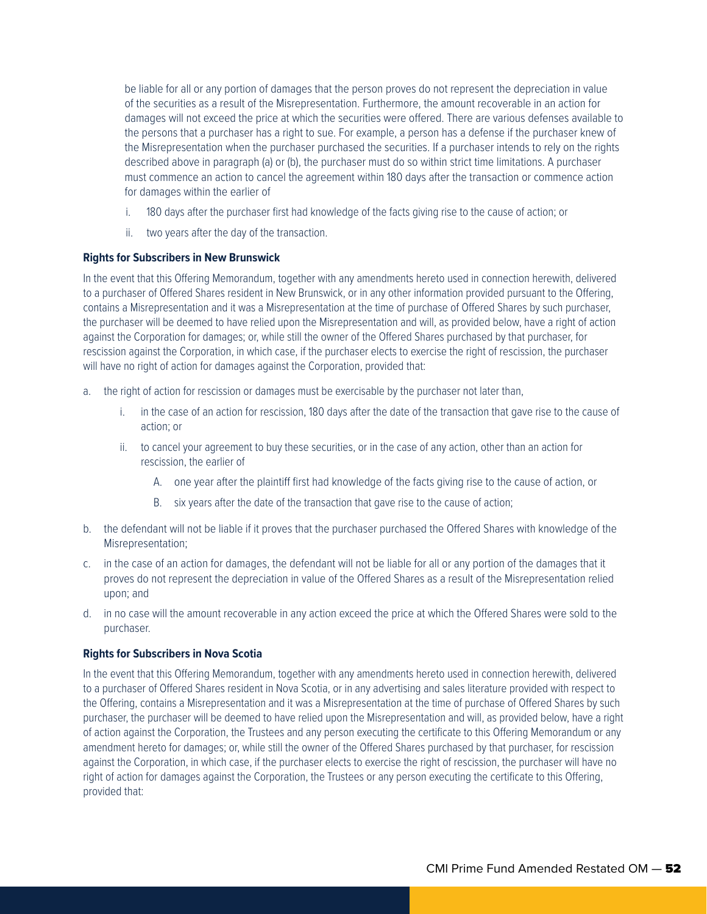be liable for all or any portion of damages that the person proves do not represent the depreciation in value of the securities as a result of the Misrepresentation. Furthermore, the amount recoverable in an action for damages will not exceed the price at which the securities were offered. There are various defenses available to the persons that a purchaser has a right to sue. For example, a person has a defense if the purchaser knew of the Misrepresentation when the purchaser purchased the securities. If a purchaser intends to rely on the rights described above in paragraph (a) or (b), the purchaser must do so within strict time limitations. A purchaser must commence an action to cancel the agreement within 180 days after the transaction or commence action for damages within the earlier of

i. 180 days after the purchaser first had knowledge of the facts giving rise to the cause of action; or
ii. two years after the day of the transaction.

**Rights for Subscribers in New Brunswick**

In the event that this Offering Memorandum, together with any amendments hereto used in connection herewith, delivered to a purchaser of Offered Shares resident in New Brunswick, or in any other information provided pursuant to the Offering, contains a Misrepresentation and it was a Misrepresentation at the time of purchase of Offered Shares by such purchaser, the purchaser will be deemed to have relied upon the Misrepresentation and will, as provided below, have a right of action against the Corporation for damages; or, while still the owner of the Offered Shares purchased by that purchaser, for rescission against the Corporation, in which case, if the purchaser elects to exercise the right of rescission, the purchaser will have no right of action for damages against the Corporation, provided that:

a. the right of action for rescission or damages must be exercisable by the purchaser not later than,
   i. in the case of an action for rescission, 180 days after the date of the transaction that gave rise to the cause of action; or
   ii. to cancel your agreement to buy these securities, or in the case of any action, other than an action for rescission, the earlier of
      A. one year after the plaintiff first had knowledge of the facts giving rise to the cause of action, or
      B. six years after the date of the transaction that gave rise to the cause of action;
b. the defendant will not be liable if it proves that the purchaser purchased the Offered Shares with knowledge of the Misrepresentation;
c. in the case of an action for damages, the defendant will not be liable for all or any portion of the damages that it proves do not represent the depreciation in value of the Offered Shares as a result of the Misrepresentation relied upon; and
d. in no case will the amount recoverable in any action exceed the price at which the Offered Shares were sold to the purchaser.

**Rights for Subscribers in Nova Scotia**

In the event that this Offering Memorandum, together with any amendments hereto used in connection herewith, delivered to a purchaser of Offered Shares resident in Nova Scotia, or in any advertising and sales literature provided with respect to the Offering, contains a Misrepresentation and it was a Misrepresentation at the time of purchase of Offered Shares by such purchaser, the purchaser will be deemed to have relied upon the Misrepresentation and will, as provided below, have a right of action against the Corporation, the Trustees and any person executing the certificate to this Offering Memorandum or any amendment hereto for damages; or, while still the owner of the Offered Shares purchased by that purchaser, for rescission against the Corporation, in which case, if the purchaser elects to exercise the right of rescission, the purchaser will have no right of action for damages against the Corporation, the Trustees or any person executing the certificate to this Offering, provided that: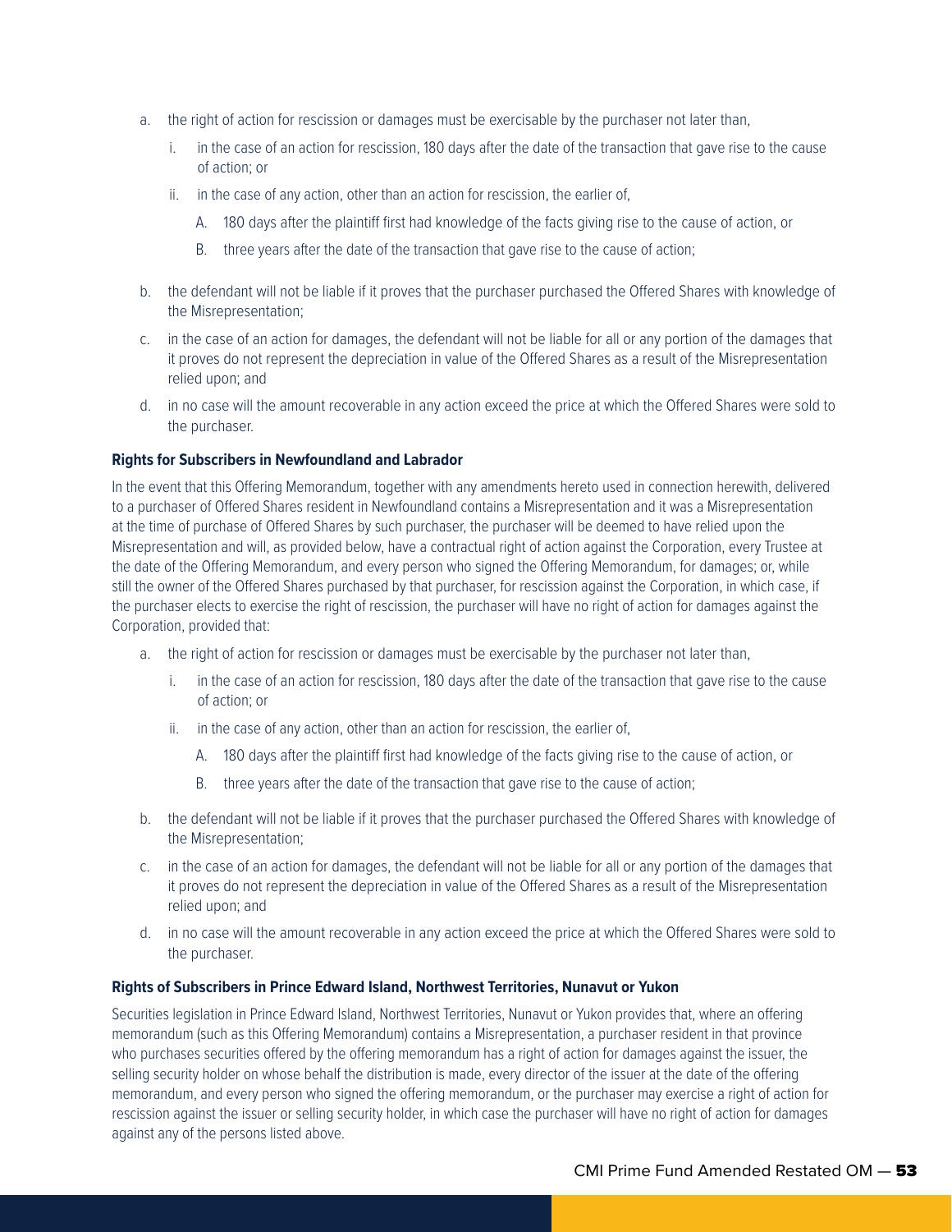a. the right of action for rescission or damages must be exercisable by the purchaser not later than,

   i. in the case of an action for rescission, 180 days after the date of the transaction that gave rise to the cause of action; or

   ii. in the case of any action, other than an action for rescission, the earlier of,

      A. 180 days after the plaintiff first had knowledge of the facts giving rise to the cause of action, or

      B. three years after the date of the transaction that gave rise to the cause of action;

b. the defendant will not be liable if it proves that the purchaser purchased the Offered Shares with knowledge of the Misrepresentation;

c. in the case of an action for damages, the defendant will not be liable for all or any portion of the damages that it proves do not represent the depreciation in value of the Offered Shares as a result of the Misrepresentation relied upon; and

d. in no case will the amount recoverable in any action exceed the price at which the Offered Shares were sold to the purchaser.

**Rights for Subscribers in Newfoundland and Labrador**

In the event that this Offering Memorandum, together with any amendments hereto used in connection herewith, delivered to a purchaser of Offered Shares resident in Newfoundland contains a Misrepresentation and it was a Misrepresentation at the time of purchase of Offered Shares by such purchaser, the purchaser will be deemed to have relied upon the Misrepresentation and will, as provided below, have a contractual right of action against the Corporation, every Trustee at the date of the Offering Memorandum, and every person who signed the Offering Memorandum, for damages; or, while still the owner of the Offered Shares purchased by that purchaser, for rescission against the Corporation, in which case, if the purchaser elects to exercise the right of rescission, the purchaser will have no right of action for damages against the Corporation, provided that:

a. the right of action for rescission or damages must be exercisable by the purchaser not later than,

   i. in the case of an action for rescission, 180 days after the date of the transaction that gave rise to the cause of action; or

   ii. in the case of any action, other than an action for rescission, the earlier of,

      A. 180 days after the plaintiff first had knowledge of the facts giving rise to the cause of action, or

      B. three years after the date of the transaction that gave rise to the cause of action;

b. the defendant will not be liable if it proves that the purchaser purchased the Offered Shares with knowledge of the Misrepresentation;

c. in the case of an action for damages, the defendant will not be liable for all or any portion of the damages that it proves do not represent the depreciation in value of the Offered Shares as a result of the Misrepresentation relied upon; and

d. in no case will the amount recoverable in any action exceed the price at which the Offered Shares were sold to the purchaser.

**Rights of Subscribers in Prince Edward Island, Northwest Territories, Nunavut or Yukon**

Securities legislation in Prince Edward Island, Northwest Territories, Nunavut or Yukon provides that, where an offering memorandum (such as this Offering Memorandum) contains a Misrepresentation, a purchaser resident in that province who purchases securities offered by the offering memorandum has a right of action for damages against the issuer, the selling security holder on whose behalf the distribution is made, every director of the issuer at the date of the offering memorandum, and every person who signed the offering memorandum, or the purchaser may exercise a right of action for rescission against the issuer or selling security holder, in which case the purchaser will have no right of action for damages against any of the persons listed above.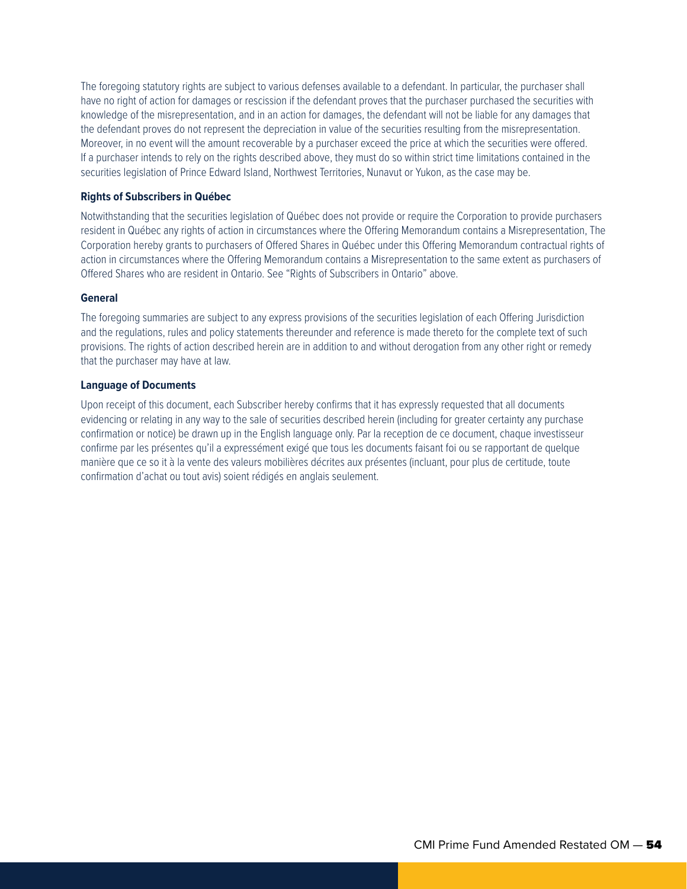The foregoing statutory rights are subject to various defenses available to a defendant. In particular, the purchaser shall have no right of action for damages or rescission if the defendant proves that the purchaser purchased the securities with knowledge of the misrepresentation, and in an action for damages, the defendant will not be liable for any damages that the defendant proves do not represent the depreciation in value of the securities resulting from the misrepresentation. Moreover, in no event will the amount recoverable by a purchaser exceed the price at which the securities were offered. If a purchaser intends to rely on the rights described above, they must do so within strict time limitations contained in the securities legislation of Prince Edward Island, Northwest Territories, Nunavut or Yukon, as the case may be.

**Rights of Subscribers in Québec**

Notwithstanding that the securities legislation of Québec does not provide or require the Corporation to provide purchasers resident in Québec any rights of action in circumstances where the Offering Memorandum contains a Misrepresentation, The Corporation hereby grants to purchasers of Offered Shares in Québec under this Offering Memorandum contractual rights of action in circumstances where the Offering Memorandum contains a Misrepresentation to the same extent as purchasers of Offered Shares who are resident in Ontario. See "Rights of Subscribers in Ontario" above.

**General**

The foregoing summaries are subject to any express provisions of the securities legislation of each Offering Jurisdiction and the regulations, rules and policy statements thereunder and reference is made thereto for the complete text of such provisions. The rights of action described herein are in addition to and without derogation from any other right or remedy that the purchaser may have at law.

**Language of Documents**

Upon receipt of this document, each Subscriber hereby confirms that it has expressly requested that all documents evidencing or relating in any way to the sale of securities described herein (including for greater certainty any purchase confirmation or notice) be drawn up in the English language only. Par la reception de ce document, chaque investisseur confirme par les présentes qu'il a expressément exigé que tous les documents faisant foi ou se rapportant de quelque manière que ce so it à la vente des valeurs mobilières décrites aux présentes (incluant, pour plus de certitude, toute confirmation d'achat ou tout avis) soient rédigés en anglais seulement.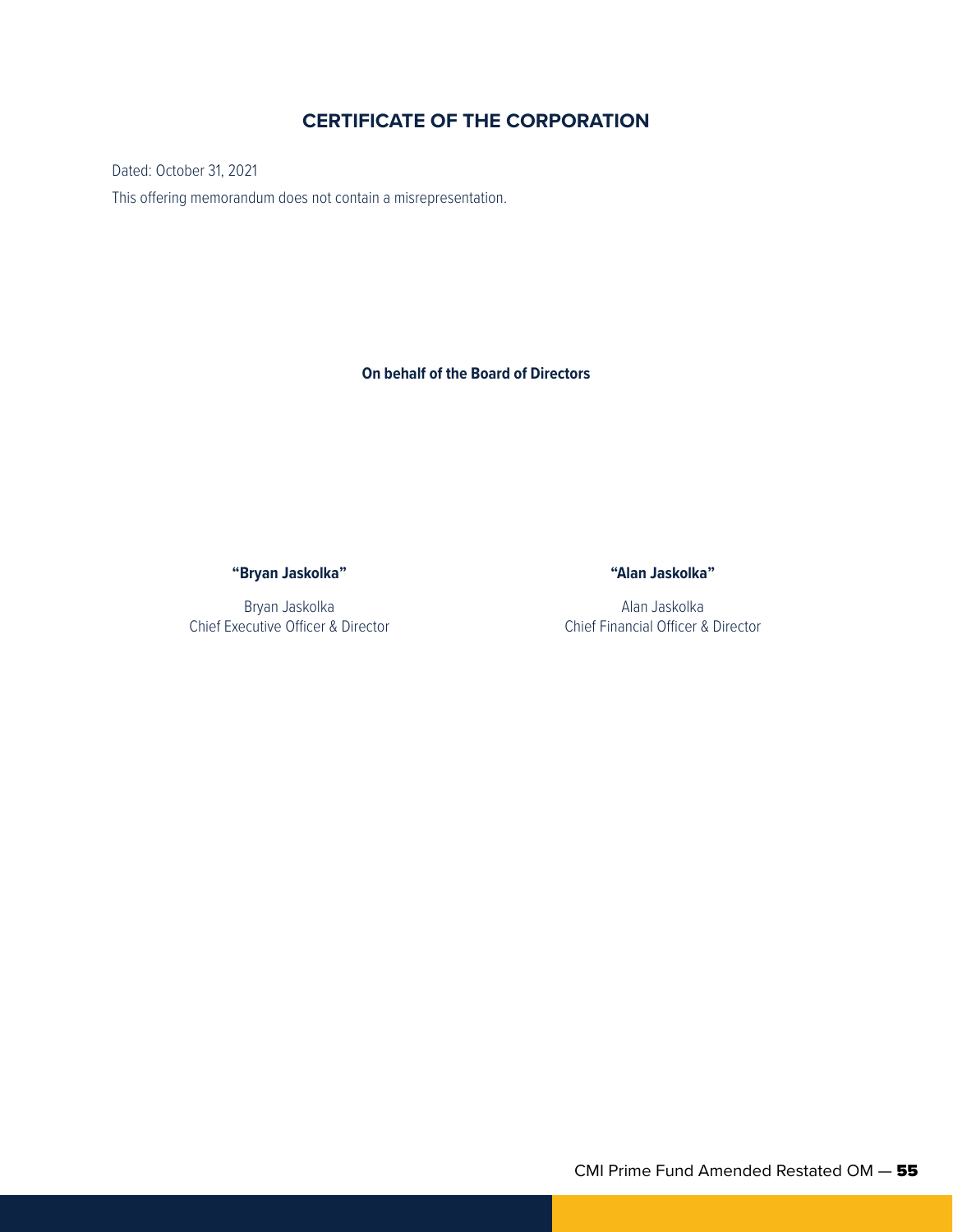# CERTIFICATE OF THE CORPORATION

Dated: October 31, 2021

This offering memorandum does not contain a misrepresentation.

**On behalf of the Board of Directors**

**"Bryan Jaskolka"**

Bryan Jaskolka
Chief Executive Officer & Director

**"Alan Jaskolka"**

Alan Jaskolka
Chief Financial Officer & Director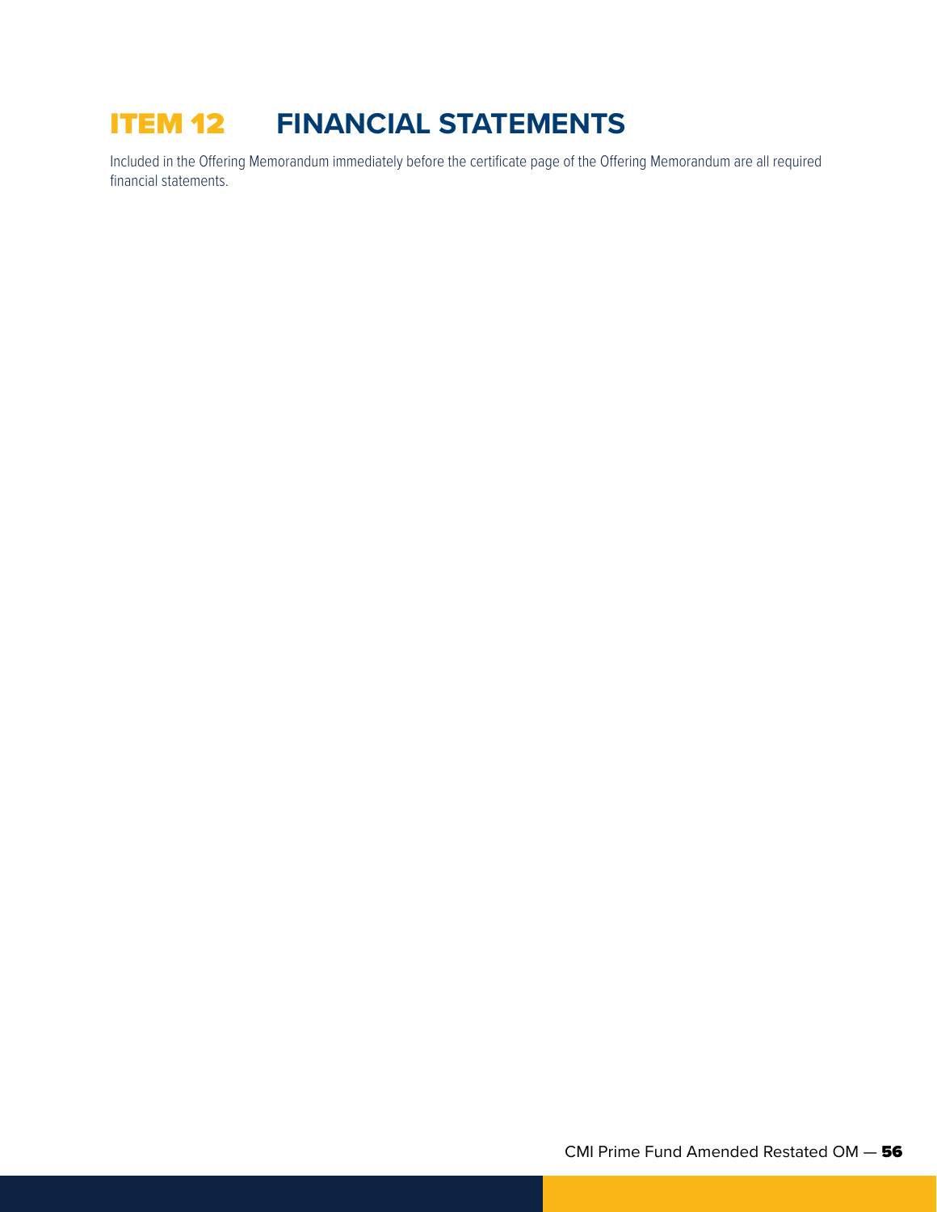# ITEM 12 FINANCIAL STATEMENTS

Included in the Offering Memorandum immediately before the certificate page of the Offering Memorandum are all required financial statements.